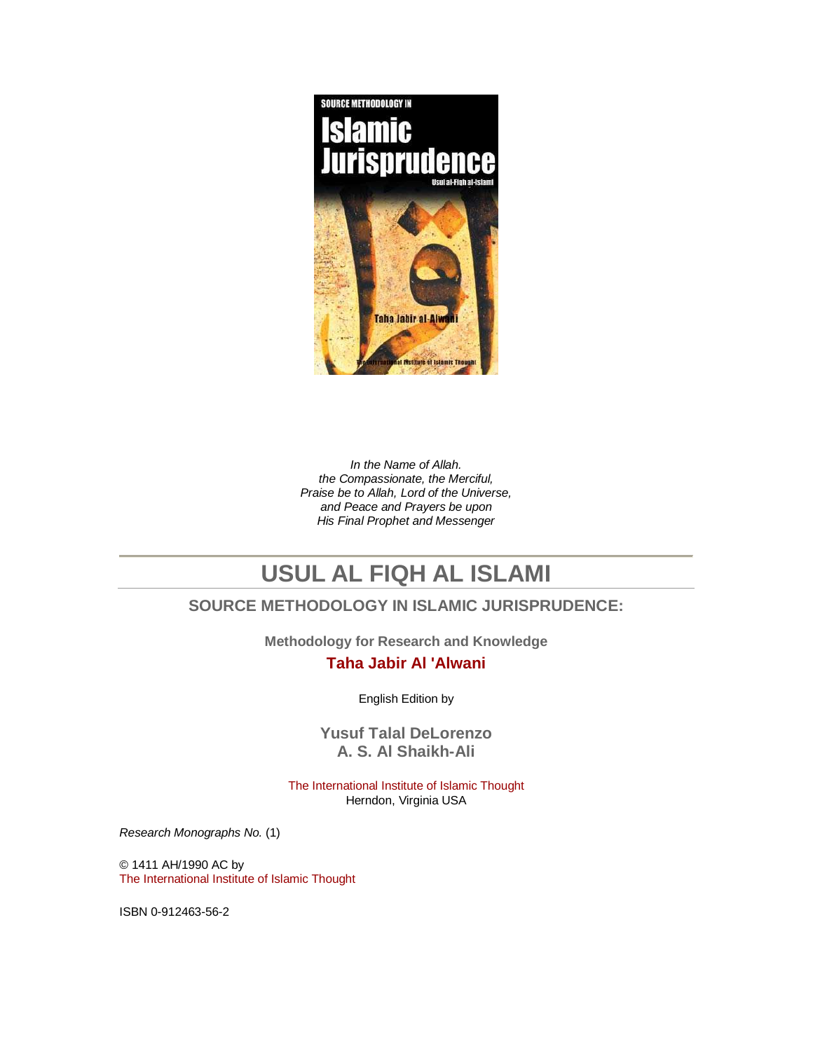*In the Name of Allah.*
*the Compassionate, the Merciful,*
*Praise be to Allah, Lord of the Universe,*
*and Peace and Prayers be upon*
*His Final Prophet and Messenger*

# USUL AL FIQH AL ISLAMI

## SOURCE METHODOLOGY IN ISLAMIC JURISPRUDENCE:

### Methodology for Research and Knowledge

**Taha Jabir Al 'Alwani**

English Edition by

**Yusuf Talal DeLorenzo**
**A. S. Al Shaikh-Ali**

The International Institute of Islamic Thought
Herndon, Virginia USA

*Research Monographs No.* (1)

© 1411 AH/1990 AC by
The International Institute of Islamic Thought

ISBN 0-912463-56-2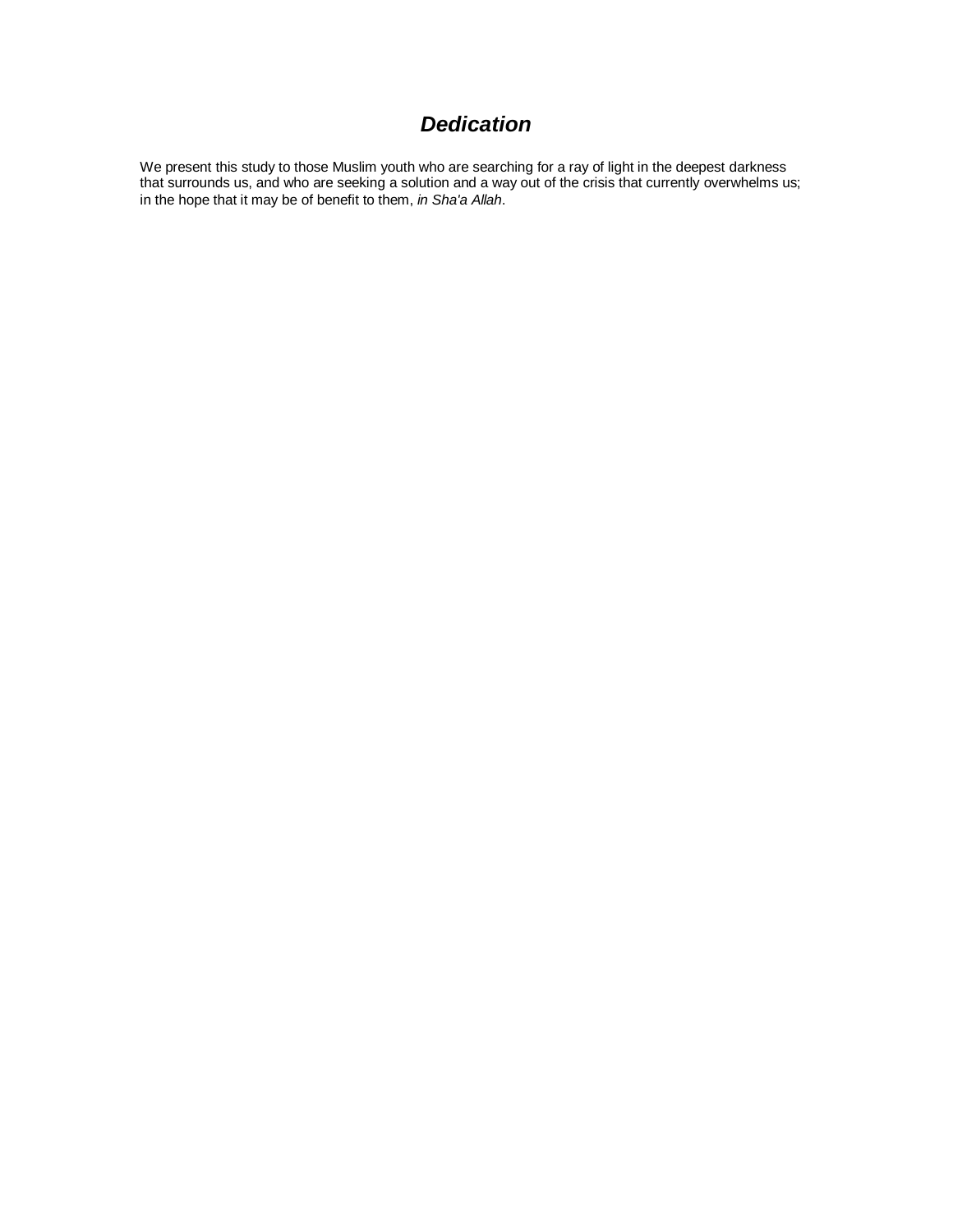# *Dedication*

We present this study to those Muslim youth who are searching for a ray of light in the deepest darkness that surrounds us, and who are seeking a solution and a way out of the crisis that currently overwhelms us; in the hope that it may be of benefit to them, *in Sha'a Allah*.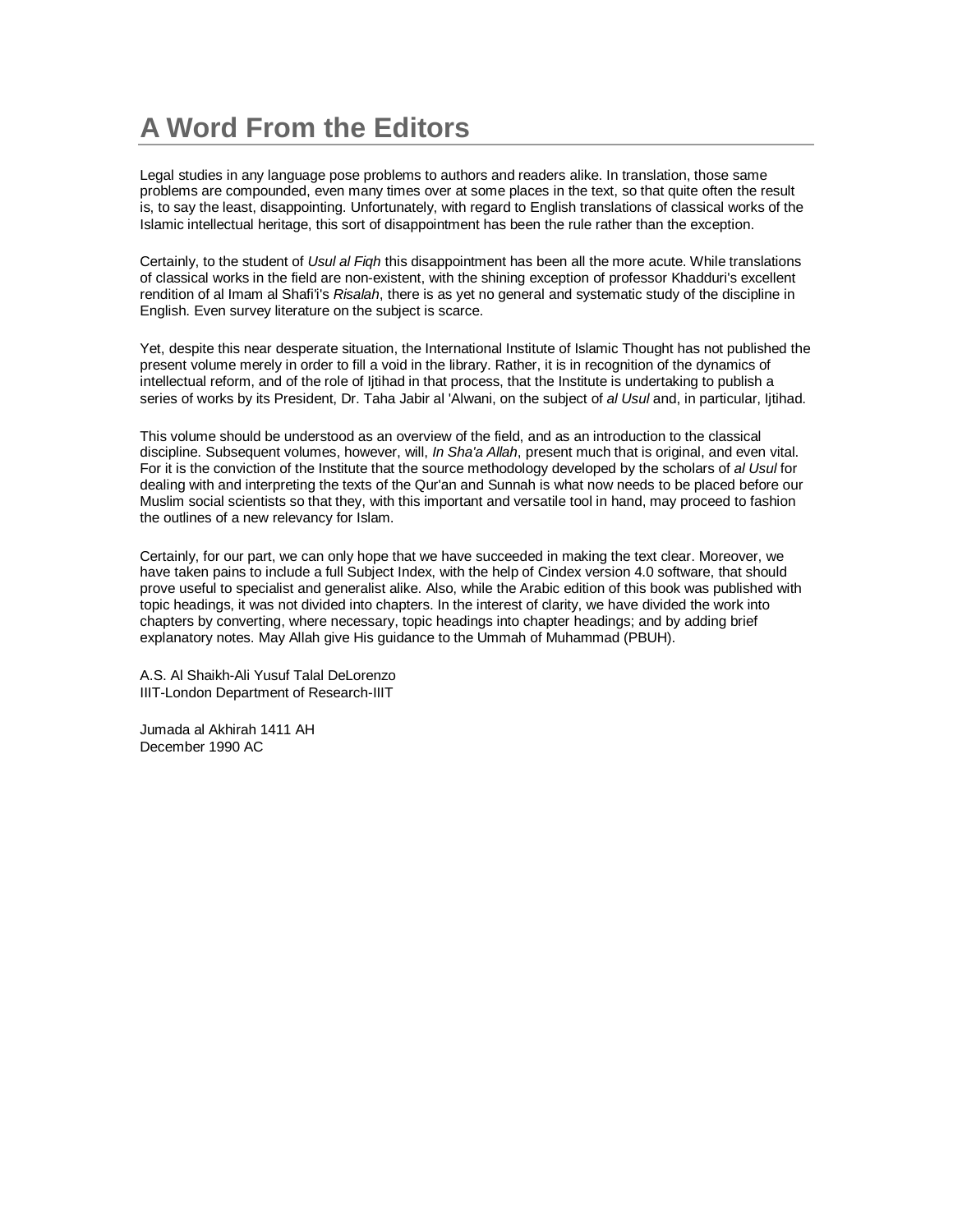# A Word From the Editors

Legal studies in any language pose problems to authors and readers alike. In translation, those same problems are compounded, even many times over at some places in the text, so that quite often the result is, to say the least, disappointing. Unfortunately, with regard to English translations of classical works of the Islamic intellectual heritage, this sort of disappointment has been the rule rather than the exception.

Certainly, to the student of *Usul al Fiqh* this disappointment has been all the more acute. While translations of classical works in the field are non-existent, with the shining exception of professor Khadduri's excellent rendition of al Imam al Shafi'i's *Risalah*, there is as yet no general and systematic study of the discipline in English. Even survey literature on the subject is scarce.

Yet, despite this near desperate situation, the International Institute of Islamic Thought has not published the present volume merely in order to fill a void in the library. Rather, it is in recognition of the dynamics of intellectual reform, and of the role of Ijtihad in that process, that the Institute is undertaking to publish a series of works by its President, Dr. Taha Jabir al 'Alwani, on the subject of *al Usul* and, in particular, Ijtihad.

This volume should be understood as an overview of the field, and as an introduction to the classical discipline. Subsequent volumes, however, will, *In Sha'a Allah*, present much that is original, and even vital. For it is the conviction of the Institute that the source methodology developed by the scholars of *al Usul* for dealing with and interpreting the texts of the Qur'an and Sunnah is what now needs to be placed before our Muslim social scientists so that they, with this important and versatile tool in hand, may proceed to fashion the outlines of a new relevancy for Islam.

Certainly, for our part, we can only hope that we have succeeded in making the text clear. Moreover, we have taken pains to include a full Subject Index, with the help of Cindex version 4.0 software, that should prove useful to specialist and generalist alike. Also, while the Arabic edition of this book was published with topic headings, it was not divided into chapters. In the interest of clarity, we have divided the work into chapters by converting, where necessary, topic headings into chapter headings; and by adding brief explanatory notes. May Allah give His guidance to the Ummah of Muhammad (PBUH).

A.S. Al Shaikh-Ali Yusuf Talal DeLorenzo
IIIT-London Department of Research-IIIT

Jumada al Akhirah 1411 AH
December 1990 AC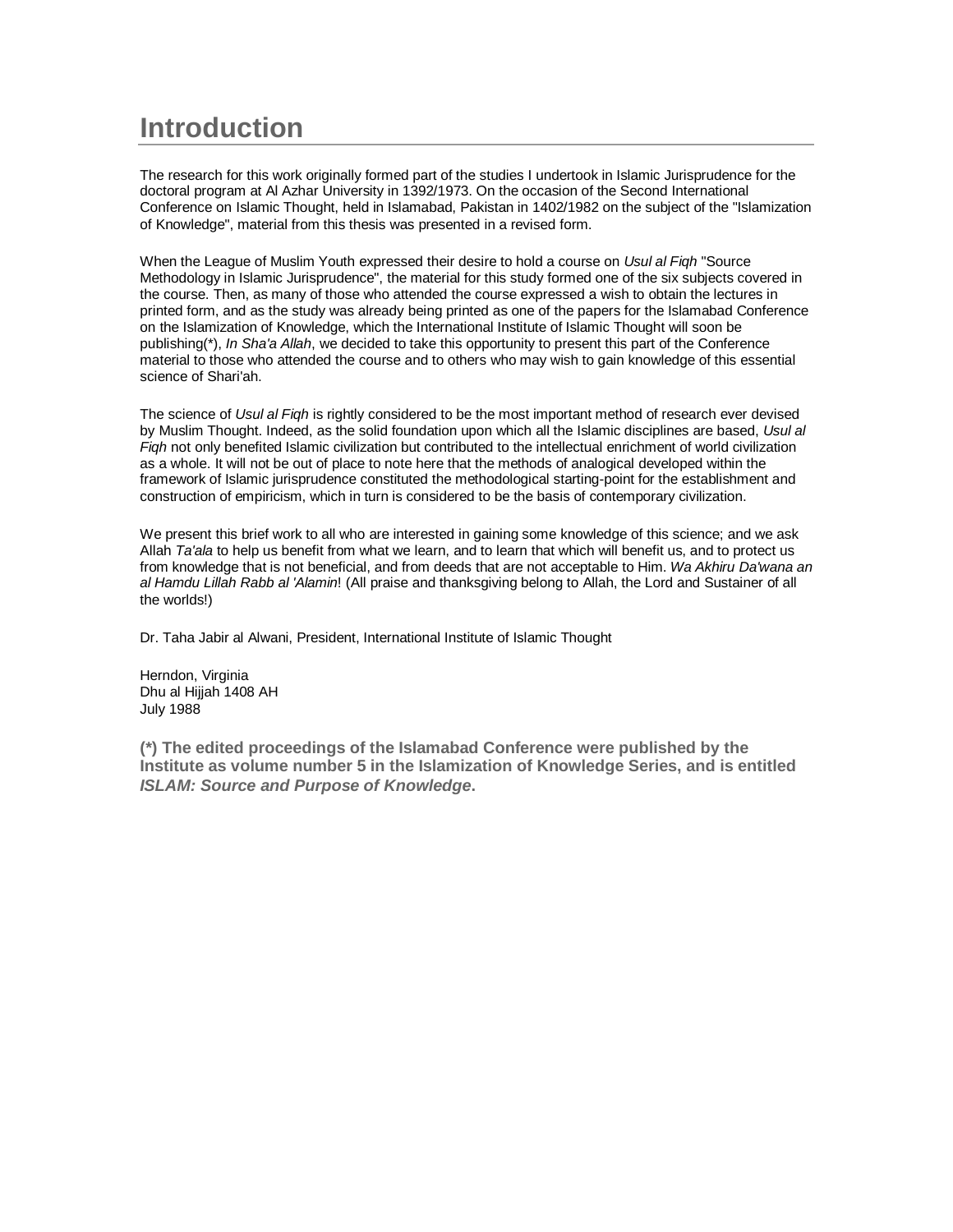# Introduction

The research for this work originally formed part of the studies I undertook in Islamic Jurisprudence for the doctoral program at Al Azhar University in 1392/1973. On the occasion of the Second International Conference on Islamic Thought, held in Islamabad, Pakistan in 1402/1982 on the subject of the "Islamization of Knowledge", material from this thesis was presented in a revised form.

When the League of Muslim Youth expressed their desire to hold a course on *Usul al Fiqh* "Source Methodology in Islamic Jurisprudence", the material for this study formed one of the six subjects covered in the course. Then, as many of those who attended the course expressed a wish to obtain the lectures in printed form, and as the study was already being printed as one of the papers for the Islamabad Conference on the Islamization of Knowledge, which the International Institute of Islamic Thought will soon be publishing(*), *In Sha'a Allah*, we decided to take this opportunity to present this part of the Conference material to those who attended the course and to others who may wish to gain knowledge of this essential science of Shari'ah.

The science of *Usul al Fiqh* is rightly considered to be the most important method of research ever devised by Muslim Thought. Indeed, as the solid foundation upon which all the Islamic disciplines are based, *Usul al Fiqh* not only benefited Islamic civilization but contributed to the intellectual enrichment of world civilization as a whole. It will not be out of place to note here that the methods of analogical developed within the framework of Islamic jurisprudence constituted the methodological starting-point for the establishment and construction of empiricism, which in turn is considered to be the basis of contemporary civilization.

We present this brief work to all who are interested in gaining some knowledge of this science; and we ask Allah *Ta'ala* to help us benefit from what we learn, and to learn that which will benefit us, and to protect us from knowledge that is not beneficial, and from deeds that are not acceptable to Him. *Wa Akhiru Da'wana an al Hamdu Lillah Rabb al 'Alamin*! (All praise and thanksgiving belong to Allah, the Lord and Sustainer of all the worlds!)

Dr. Taha Jabir al Alwani, President, International Institute of Islamic Thought

Herndon, Virginia
Dhu al Hijjah 1408 AH
July 1988

**(*) The edited proceedings of the Islamabad Conference were published by the Institute as volume number 5 in the Islamization of Knowledge Series, and is entitled *ISLAM: Source and Purpose of Knowledge*.**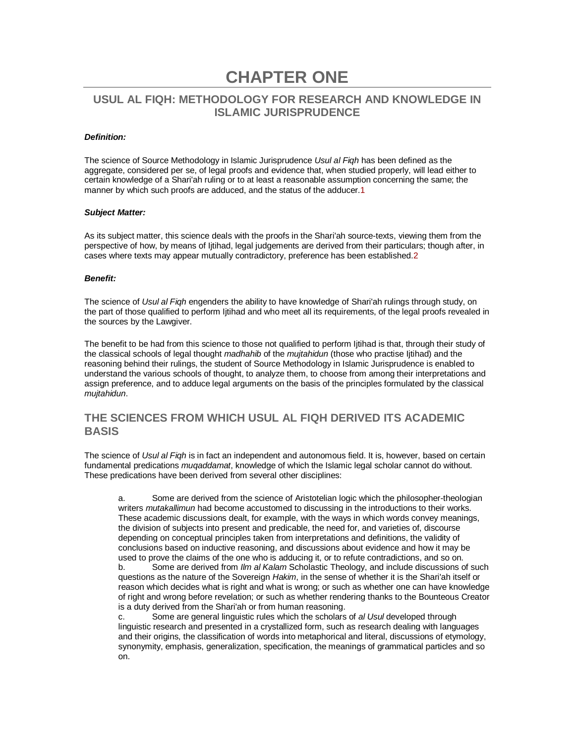# CHAPTER ONE

## USUL AL FIQH: METHODOLOGY FOR RESEARCH AND KNOWLEDGE IN ISLAMIC JURISPRUDENCE

***Definition:***

The science of Source Methodology in Islamic Jurisprudence *Usul al Fiqh* has been defined as the aggregate, considered per se, of legal proofs and evidence that, when studied properly, will lead either to certain knowledge of a Shari'ah ruling or to at least a reasonable assumption concerning the same; the manner by which such proofs are adduced, and the status of the adducer.[1]

***Subject Matter:***

As its subject matter, this science deals with the proofs in the Shari'ah source-texts, viewing them from the perspective of how, by means of Ijtihad, legal judgements are derived from their particulars; though after, in cases where texts may appear mutually contradictory, preference has been established.[2]

***Benefit:***

The science of *Usul al Fiqh* engenders the ability to have knowledge of Shari'ah rulings through study, on the part of those qualified to perform Ijtihad and who meet all its requirements, of the legal proofs revealed in the sources by the Lawgiver.

The benefit to be had from this science to those not qualified to perform Ijtihad is that, through their study of the classical schools of legal thought *madhahib* of the *mujtahidun* (those who practise Ijtihad) and the reasoning behind their rulings, the student of Source Methodology in Islamic Jurisprudence is enabled to understand the various schools of thought, to analyze them, to choose from among their interpretations and assign preference, and to adduce legal arguments on the basis of the principles formulated by the classical *mujtahidun*.

## THE SCIENCES FROM WHICH USUL AL FIQH DERIVED ITS ACADEMIC BASIS

The science of *Usul al Fiqh* is in fact an independent and autonomous field. It is, however, based on certain fundamental predications *muqaddamat*, knowledge of which the Islamic legal scholar cannot do without. These predications have been derived from several other disciplines:

a. Some are derived from the science of Aristotelian logic which the philosopher-theologian writers *mutakallimun* had become accustomed to discussing in the introductions to their works. These academic discussions dealt, for example, with the ways in which words convey meanings, the division of subjects into present and predicable, the need for, and varieties of, discourse depending on conceptual principles taken from interpretations and definitions, the validity of conclusions based on inductive reasoning, and discussions about evidence and how it may be used to prove the claims of the one who is adducing it, or to refute contradictions, and so on.

b. Some are derived from *Ilm al Kalam* Scholastic Theology, and include discussions of such questions as the nature of the Sovereign *Hakim*, in the sense of whether it is the Shari'ah itself or reason which decides what is right and what is wrong; or such as whether one can have knowledge of right and wrong before revelation; or such as whether rendering thanks to the Bounteous Creator is a duty derived from the Shari'ah or from human reasoning.

c. Some are general linguistic rules which the scholars of *al Usul* developed through linguistic research and presented in a crystallized form, such as research dealing with languages and their origins, the classification of words into metaphorical and literal, discussions of etymology, synonymity, emphasis, generalization, specification, the meanings of grammatical particles and so on.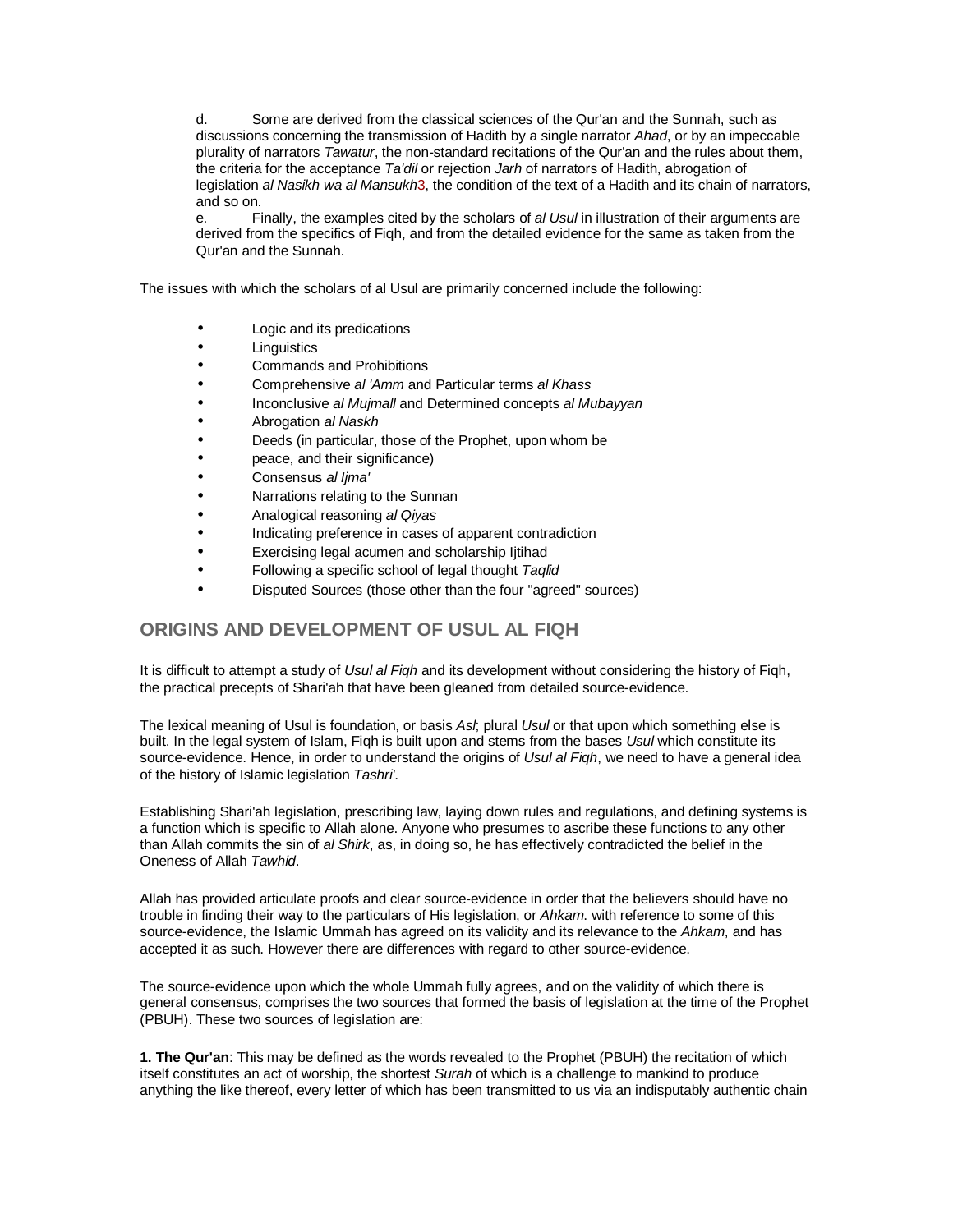d. Some are derived from the classical sciences of the Qur'an and the Sunnah, such as discussions concerning the transmission of Hadith by a single narrator *Ahad*, or by an impeccable plurality of narrators *Tawatur*, the non-standard recitations of the Qur'an and the rules about them, the criteria for the acceptance *Ta'dil* or rejection *Jarh* of narrators of Hadith, abrogation of legislation *al Nasikh wa al Mansukh*[3], the condition of the text of a Hadith and its chain of narrators, and so on.

e. Finally, the examples cited by the scholars of *al Usul* in illustration of their arguments are derived from the specifics of Fiqh, and from the detailed evidence for the same as taken from the Qur'an and the Sunnah.

The issues with which the scholars of al Usul are primarily concerned include the following:

- Logic and its predications
- Linguistics
- Commands and Prohibitions
- Comprehensive *al 'Amm* and Particular terms *al Khass*
- Inconclusive *al Mujmall* and Determined concepts *al Mubayyan*
- Abrogation *al Naskh*
- Deeds (in particular, those of the Prophet, upon whom be
- peace, and their significance)
- Consensus *al Ijma'*
- Narrations relating to the Sunnan
- Analogical reasoning *al Qiyas*
- Indicating preference in cases of apparent contradiction
- Exercising legal acumen and scholarship Ijtihad
- Following a specific school of legal thought *Taqlid*
- Disputed Sources (those other than the four "agreed" sources)

## ORIGINS AND DEVELOPMENT OF USUL AL FIQH

It is difficult to attempt a study of *Usul al Fiqh* and its development without considering the history of Fiqh, the practical precepts of Shari'ah that have been gleaned from detailed source-evidence.

The lexical meaning of Usul is foundation, or basis *Asl*; plural *Usul* or that upon which something else is built. In the legal system of Islam, Fiqh is built upon and stems from the bases *Usul* which constitute its source-evidence. Hence, in order to understand the origins of *Usul al Fiqh*, we need to have a general idea of the history of Islamic legislation *Tashri'*.

Establishing Shari'ah legislation, prescribing law, laying down rules and regulations, and defining systems is a function which is specific to Allah alone. Anyone who presumes to ascribe these functions to any other than Allah commits the sin of *al Shirk*, as, in doing so, he has effectively contradicted the belief in the Oneness of Allah *Tawhid*.

Allah has provided articulate proofs and clear source-evidence in order that the believers should have no trouble in finding their way to the particulars of His legislation, or *Ahkam*. with reference to some of this source-evidence, the Islamic Ummah has agreed on its validity and its relevance to the *Ahkam*, and has accepted it as such. However there are differences with regard to other source-evidence.

The source-evidence upon which the whole Ummah fully agrees, and on the validity of which there is general consensus, comprises the two sources that formed the basis of legislation at the time of the Prophet (PBUH). These two sources of legislation are:

**1. The Qur'an**: This may be defined as the words revealed to the Prophet (PBUH) the recitation of which itself constitutes an act of worship, the shortest *Surah* of which is a challenge to mankind to produce anything the like thereof, every letter of which has been transmitted to us via an indisputably authentic chain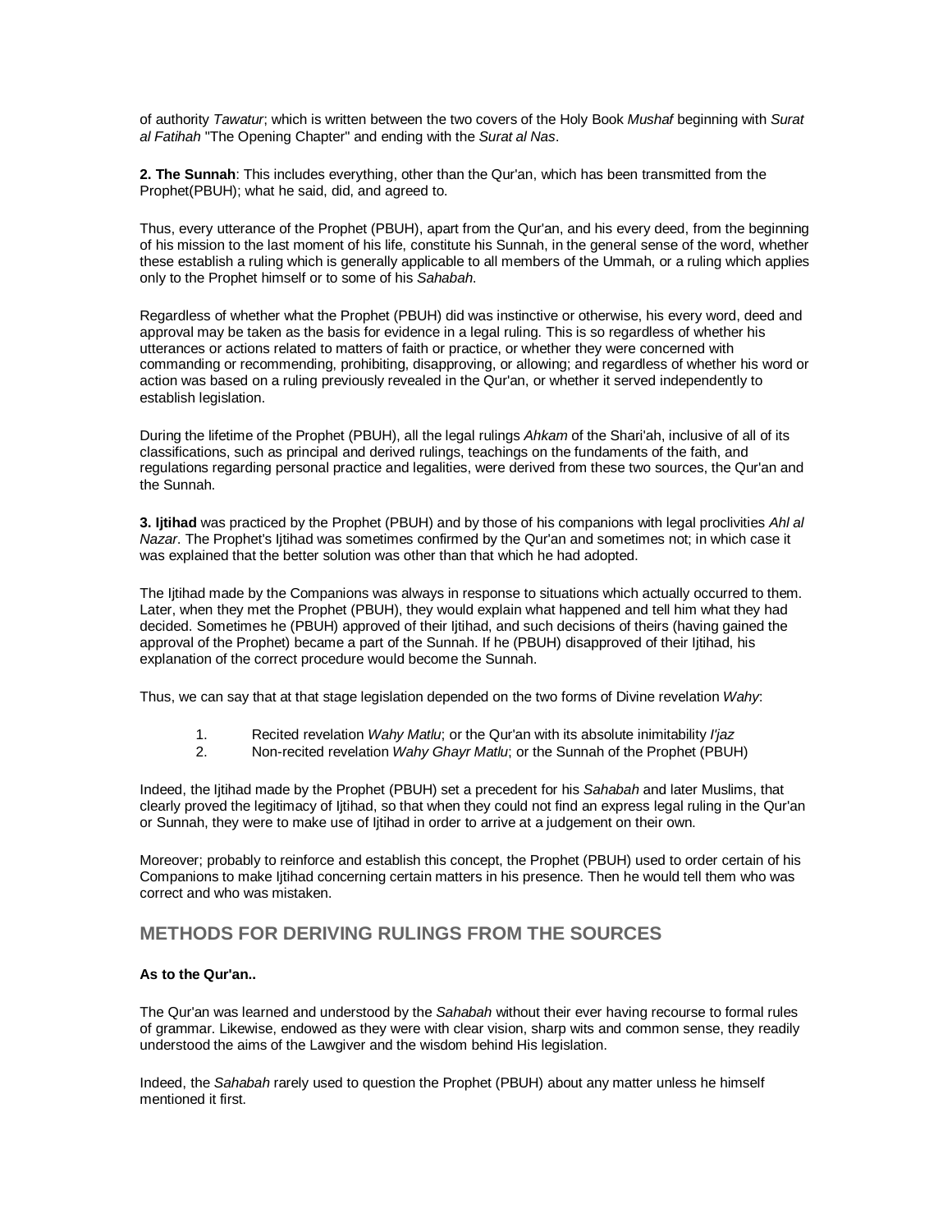of authority *Tawatur*; which is written between the two covers of the Holy Book *Mushaf* beginning with *Surat al Fatihah* "The Opening Chapter" and ending with the *Surat al Nas*.

**2. The Sunnah**: This includes everything, other than the Qur'an, which has been transmitted from the Prophet(PBUH); what he said, did, and agreed to.

Thus, every utterance of the Prophet (PBUH), apart from the Qur'an, and his every deed, from the beginning of his mission to the last moment of his life, constitute his Sunnah, in the general sense of the word, whether these establish a ruling which is generally applicable to all members of the Ummah, or a ruling which applies only to the Prophet himself or to some of his *Sahabah*.

Regardless of whether what the Prophet (PBUH) did was instinctive or otherwise, his every word, deed and approval may be taken as the basis for evidence in a legal ruling. This is so regardless of whether his utterances or actions related to matters of faith or practice, or whether they were concerned with commanding or recommending, prohibiting, disapproving, or allowing; and regardless of whether his word or action was based on a ruling previously revealed in the Qur'an, or whether it served independently to establish legislation.

During the lifetime of the Prophet (PBUH), all the legal rulings *Ahkam* of the Shari'ah, inclusive of all of its classifications, such as principal and derived rulings, teachings on the fundaments of the faith, and regulations regarding personal practice and legalities, were derived from these two sources, the Qur'an and the Sunnah.

**3. Ijtihad** was practiced by the Prophet (PBUH) and by those of his companions with legal proclivities *Ahl al Nazar*. The Prophet's Ijtihad was sometimes confirmed by the Qur'an and sometimes not; in which case it was explained that the better solution was other than that which he had adopted.

The Ijtihad made by the Companions was always in response to situations which actually occurred to them. Later, when they met the Prophet (PBUH), they would explain what happened and tell him what they had decided. Sometimes he (PBUH) approved of their Ijtihad, and such decisions of theirs (having gained the approval of the Prophet) became a part of the Sunnah. If he (PBUH) disapproved of their Ijtihad, his explanation of the correct procedure would become the Sunnah.

Thus, we can say that at that stage legislation depended on the two forms of Divine revelation *Wahy*:

1. Recited revelation *Wahy Matlu*; or the Qur'an with its absolute inimitability *I'jaz*
2. Non-recited revelation *Wahy Ghayr Matlu*; or the Sunnah of the Prophet (PBUH)

Indeed, the Ijtihad made by the Prophet (PBUH) set a precedent for his *Sahabah* and later Muslims, that clearly proved the legitimacy of Ijtihad, so that when they could not find an express legal ruling in the Qur'an or Sunnah, they were to make use of Ijtihad in order to arrive at a judgement on their own.

Moreover; probably to reinforce and establish this concept, the Prophet (PBUH) used to order certain of his Companions to make Ijtihad concerning certain matters in his presence. Then he would tell them who was correct and who was mistaken.

## METHODS FOR DERIVING RULINGS FROM THE SOURCES

**As to the Qur'an..**

The Qur'an was learned and understood by the *Sahabah* without their ever having recourse to formal rules of grammar. Likewise, endowed as they were with clear vision, sharp wits and common sense, they readily understood the aims of the Lawgiver and the wisdom behind His legislation.

Indeed, the *Sahabah* rarely used to question the Prophet (PBUH) about any matter unless he himself mentioned it first.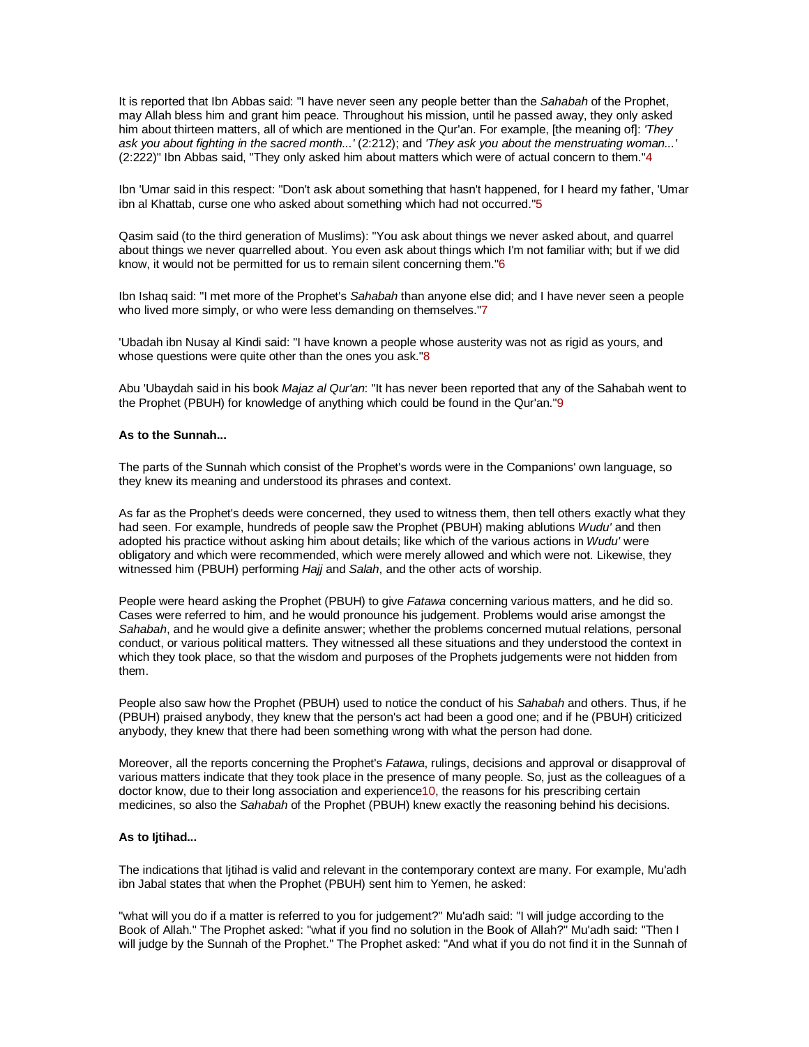It is reported that Ibn Abbas said: "I have never seen any people better than the *Sahabah* of the Prophet, may Allah bless him and grant him peace. Throughout his mission, until he passed away, they only asked him about thirteen matters, all of which are mentioned in the Qur'an. For example, [the meaning of]: *'They ask you about fighting in the sacred month...'* (2:212); and *'They ask you about the menstruating woman...'* (2:222)" Ibn Abbas said, "They only asked him about matters which were of actual concern to them."[4]

Ibn 'Umar said in this respect: "Don't ask about something that hasn't happened, for I heard my father, 'Umar ibn al Khattab, curse one who asked about something which had not occurred."[5]

Qasim said (to the third generation of Muslims): "You ask about things we never asked about, and quarrel about things we never quarrelled about. You even ask about things which I'm not familiar with; but if we did know, it would not be permitted for us to remain silent concerning them."[6]

Ibn Ishaq said: "I met more of the Prophet's *Sahabah* than anyone else did; and I have never seen a people who lived more simply, or who were less demanding on themselves."[7]

'Ubadah ibn Nusay al Kindi said: "I have known a people whose austerity was not as rigid as yours, and whose questions were quite other than the ones you ask."[8]

Abu 'Ubaydah said in his book *Majaz al Qur'an*: "It has never been reported that any of the Sahabah went to the Prophet (PBUH) for knowledge of anything which could be found in the Qur'an."[9]

**As to the Sunnah...**

The parts of the Sunnah which consist of the Prophet's words were in the Companions' own language, so they knew its meaning and understood its phrases and context.

As far as the Prophet's deeds were concerned, they used to witness them, then tell others exactly what they had seen. For example, hundreds of people saw the Prophet (PBUH) making ablutions *Wudu'* and then adopted his practice without asking him about details; like which of the various actions in *Wudu'* were obligatory and which were recommended, which were merely allowed and which were not. Likewise, they witnessed him (PBUH) performing *Hajj* and *Salah*, and the other acts of worship.

People were heard asking the Prophet (PBUH) to give *Fatawa* concerning various matters, and he did so. Cases were referred to him, and he would pronounce his judgement. Problems would arise amongst the *Sahabah*, and he would give a definite answer; whether the problems concerned mutual relations, personal conduct, or various political matters. They witnessed all these situations and they understood the context in which they took place, so that the wisdom and purposes of the Prophets judgements were not hidden from them.

People also saw how the Prophet (PBUH) used to notice the conduct of his *Sahabah* and others. Thus, if he (PBUH) praised anybody, they knew that the person's act had been a good one; and if he (PBUH) criticized anybody, they knew that there had been something wrong with what the person had done.

Moreover, all the reports concerning the Prophet's *Fatawa*, rulings, decisions and approval or disapproval of various matters indicate that they took place in the presence of many people. So, just as the colleagues of a doctor know, due to their long association and experience[10], the reasons for his prescribing certain medicines, so also the *Sahabah* of the Prophet (PBUH) knew exactly the reasoning behind his decisions.

**As to Ijtihad...**

The indications that Ijtihad is valid and relevant in the contemporary context are many. For example, Mu'adh ibn Jabal states that when the Prophet (PBUH) sent him to Yemen, he asked:

"what will you do if a matter is referred to you for judgement?" Mu'adh said: "I will judge according to the Book of Allah." The Prophet asked: "what if you find no solution in the Book of Allah?" Mu'adh said: "Then I will judge by the Sunnah of the Prophet." The Prophet asked: "And what if you do not find it in the Sunnah of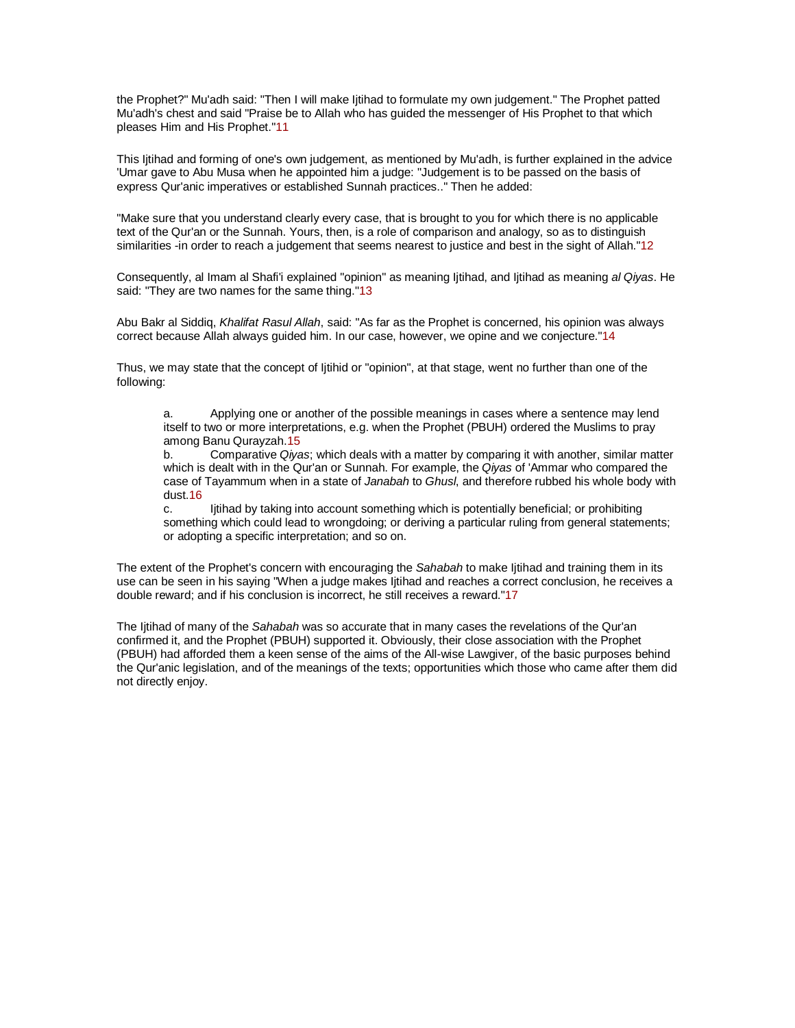the Prophet?" Mu'adh said: "Then I will make Ijtihad to formulate my own judgement." The Prophet patted Mu'adh's chest and said "Praise be to Allah who has guided the messenger of His Prophet to that which pleases Him and His Prophet."[11]

This Ijtihad and forming of one's own judgement, as mentioned by Mu'adh, is further explained in the advice 'Umar gave to Abu Musa when he appointed him a judge: "Judgement is to be passed on the basis of express Qur'anic imperatives or established Sunnah practices.." Then he added:

"Make sure that you understand clearly every case, that is brought to you for which there is no applicable text of the Qur'an or the Sunnah. Yours, then, is a role of comparison and analogy, so as to distinguish similarities -in order to reach a judgement that seems nearest to justice and best in the sight of Allah."[12]

Consequently, al Imam al Shafi'i explained "opinion" as meaning Ijtihad, and Ijtihad as meaning *al Qiyas*. He said: "They are two names for the same thing."[13]

Abu Bakr al Siddiq, *Khalifat Rasul Allah*, said: "As far as the Prophet is concerned, his opinion was always correct because Allah always guided him. In our case, however, we opine and we conjecture."[14]

Thus, we may state that the concept of Ijtihid or "opinion", at that stage, went no further than one of the following:

> a. Applying one or another of the possible meanings in cases where a sentence may lend itself to two or more interpretations, e.g. when the Prophet (PBUH) ordered the Muslims to pray among Banu Qurayzah.[15]
> b. Comparative *Qiyas*; which deals with a matter by comparing it with another, similar matter which is dealt with in the Qur'an or Sunnah. For example, the *Qiyas* of 'Ammar who compared the case of Tayammum when in a state of *Janabah* to *Ghusl*, and therefore rubbed his whole body with dust.[16]
> c. Ijtihad by taking into account something which is potentially beneficial; or prohibiting something which could lead to wrongdoing; or deriving a particular ruling from general statements; or adopting a specific interpretation; and so on.

The extent of the Prophet's concern with encouraging the *Sahabah* to make Ijtihad and training them in its use can be seen in his saying "When a judge makes Ijtihad and reaches a correct conclusion, he receives a double reward; and if his conclusion is incorrect, he still receives a reward."[17]

The Ijtihad of many of the *Sahabah* was so accurate that in many cases the revelations of the Qur'an confirmed it, and the Prophet (PBUH) supported it. Obviously, their close association with the Prophet (PBUH) had afforded them a keen sense of the aims of the All-wise Lawgiver, of the basic purposes behind the Qur'anic legislation, and of the meanings of the texts; opportunities which those who came after them did not directly enjoy.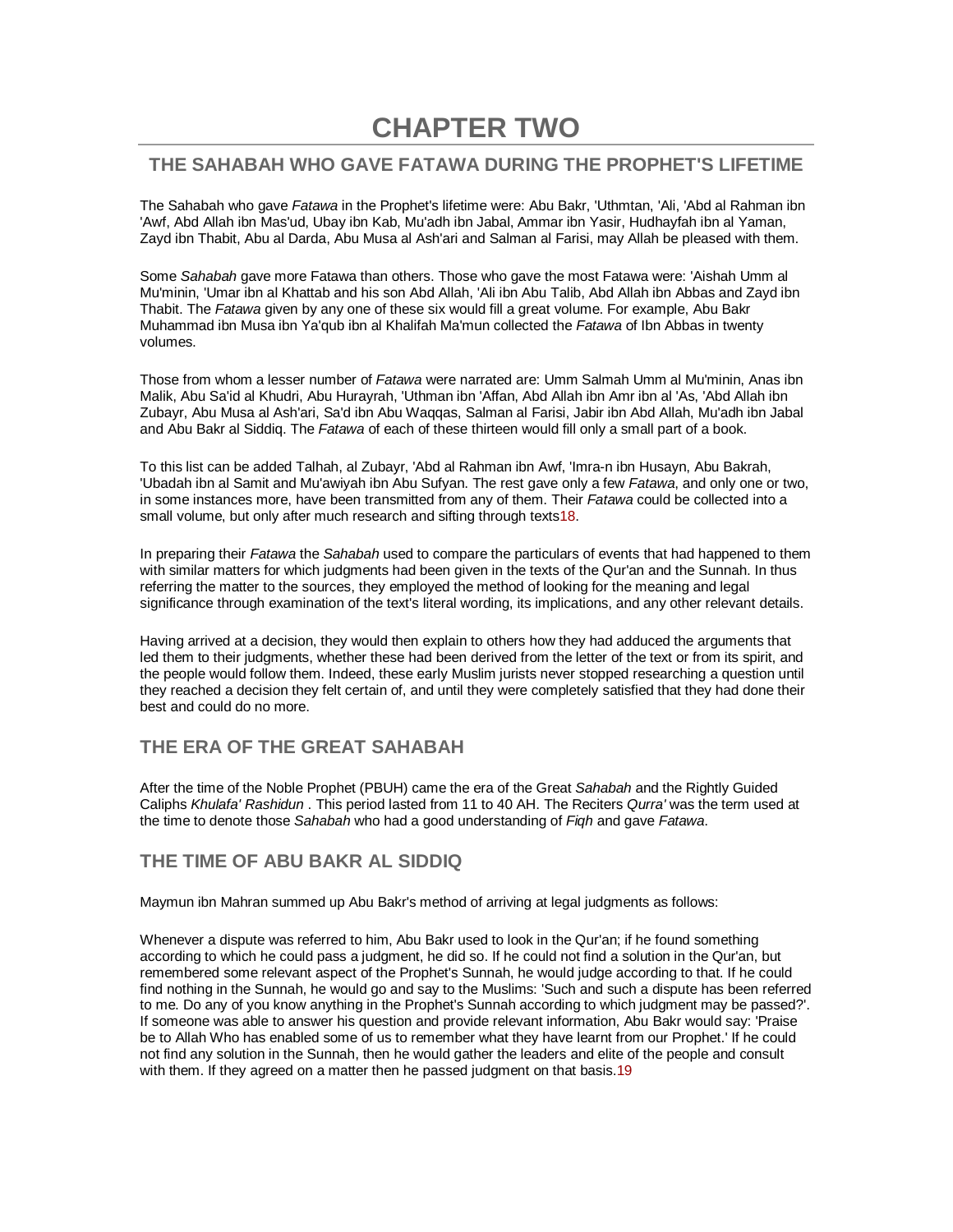# CHAPTER TWO

## THE SAHABAH WHO GAVE FATAWA DURING THE PROPHET'S LIFETIME

The Sahabah who gave *Fatawa* in the Prophet's lifetime were: Abu Bakr, 'Uthmtan, 'Ali, 'Abd al Rahman ibn 'Awf, Abd Allah ibn Mas'ud, Ubay ibn Kab, Mu'adh ibn Jabal, Ammar ibn Yasir, Hudhayfah ibn al Yaman, Zayd ibn Thabit, Abu al Darda, Abu Musa al Ash'ari and Salman al Farisi, may Allah be pleased with them.

Some *Sahabah* gave more Fatawa than others. Those who gave the most Fatawa were: 'Aishah Umm al Mu'minin, 'Umar ibn al Khattab and his son Abd Allah, 'Ali ibn Abu Talib, Abd Allah ibn Abbas and Zayd ibn Thabit. The *Fatawa* given by any one of these six would fill a great volume. For example, Abu Bakr Muhammad ibn Musa ibn Ya'qub ibn al Khalifah Ma'mun collected the *Fatawa* of Ibn Abbas in twenty volumes.

Those from whom a lesser number of *Fatawa* were narrated are: Umm Salmah Umm al Mu'minin, Anas ibn Malik, Abu Sa'id al Khudri, Abu Hurayrah, 'Uthman ibn 'Affan, Abd Allah ibn Amr ibn al 'As, 'Abd Allah ibn Zubayr, Abu Musa al Ash'ari, Sa'd ibn Abu Waqqas, Salman al Farisi, Jabir ibn Abd Allah, Mu'adh ibn Jabal and Abu Bakr al Siddiq. The *Fatawa* of each of these thirteen would fill only a small part of a book.

To this list can be added Talhah, al Zubayr, 'Abd al Rahman ibn Awf, 'Imra-n ibn Husayn, Abu Bakrah, 'Ubadah ibn al Samit and Mu'awiyah ibn Abu Sufyan. The rest gave only a few *Fatawa*, and only one or two, in some instances more, have been transmitted from any of them. Their *Fatawa* could be collected into a small volume, but only after much research and sifting through texts[18].

In preparing their *Fatawa* the *Sahabah* used to compare the particulars of events that had happened to them with similar matters for which judgments had been given in the texts of the Qur'an and the Sunnah. In thus referring the matter to the sources, they employed the method of looking for the meaning and legal significance through examination of the text's literal wording, its implications, and any other relevant details.

Having arrived at a decision, they would then explain to others how they had adduced the arguments that led them to their judgments, whether these had been derived from the letter of the text or from its spirit, and the people would follow them. Indeed, these early Muslim jurists never stopped researching a question until they reached a decision they felt certain of, and until they were completely satisfied that they had done their best and could do no more.

### THE ERA OF THE GREAT SAHABAH

After the time of the Noble Prophet (PBUH) came the era of the Great *Sahabah* and the Rightly Guided Caliphs *Khulafa' Rashidun* . This period lasted from 11 to 40 AH. The Reciters *Qurra'* was the term used at the time to denote those *Sahabah* who had a good understanding of *Fiqh* and gave *Fatawa*.

### THE TIME OF ABU BAKR AL SIDDIQ

Maymun ibn Mahran summed up Abu Bakr's method of arriving at legal judgments as follows:

Whenever a dispute was referred to him, Abu Bakr used to look in the Qur'an; if he found something according to which he could pass a judgment, he did so. If he could not find a solution in the Qur'an, but remembered some relevant aspect of the Prophet's Sunnah, he would judge according to that. If he could find nothing in the Sunnah, he would go and say to the Muslims: 'Such and such a dispute has been referred to me. Do any of you know anything in the Prophet's Sunnah according to which judgment may be passed?'. If someone was able to answer his question and provide relevant information, Abu Bakr would say: 'Praise be to Allah Who has enabled some of us to remember what they have learnt from our Prophet.' If he could not find any solution in the Sunnah, then he would gather the leaders and elite of the people and consult with them. If they agreed on a matter then he passed judgment on that basis.[19]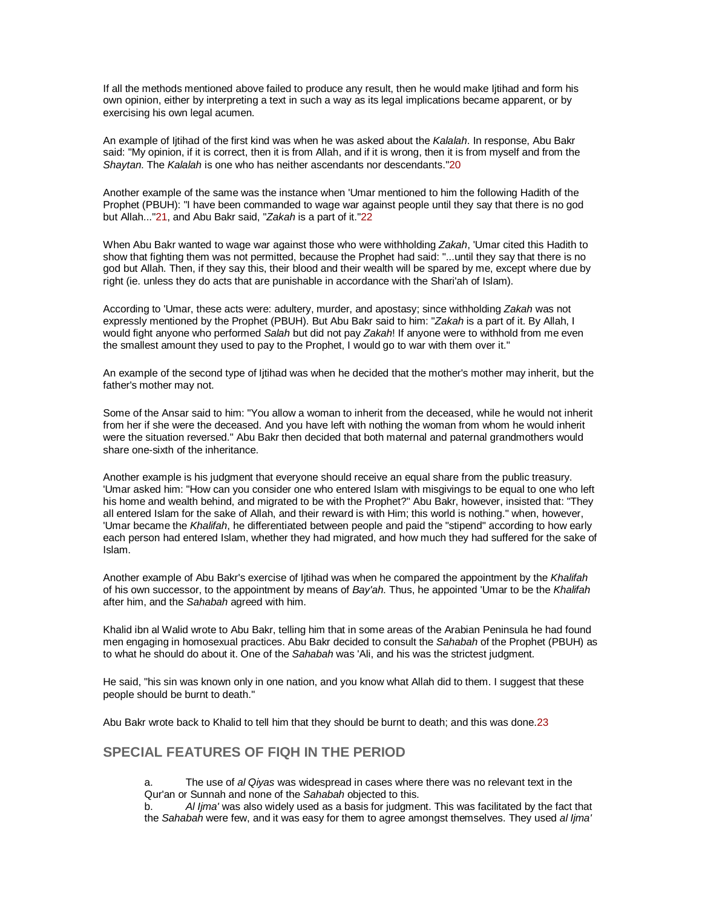If all the methods mentioned above failed to produce any result, then he would make Ijtihad and form his own opinion, either by interpreting a text in such a way as its legal implications became apparent, or by exercising his own legal acumen.

An example of Ijtihad of the first kind was when he was asked about the *Kalalah*. In response, Abu Bakr said: "My opinion, if it is correct, then it is from Allah, and if it is wrong, then it is from myself and from the *Shaytan*. The *Kalalah* is one who has neither ascendants nor descendants."[20]

Another example of the same was the instance when 'Umar mentioned to him the following Hadith of the Prophet (PBUH): "I have been commanded to wage war against people until they say that there is no god but Allah..."[21], and Abu Bakr said, "*Zakah* is a part of it."[22]

When Abu Bakr wanted to wage war against those who were withholding *Zakah*, 'Umar cited this Hadith to show that fighting them was not permitted, because the Prophet had said: "...until they say that there is no god but Allah. Then, if they say this, their blood and their wealth will be spared by me, except where due by right (ie. unless they do acts that are punishable in accordance with the Shari'ah of Islam).

According to 'Umar, these acts were: adultery, murder, and apostasy; since withholding *Zakah* was not expressly mentioned by the Prophet (PBUH). But Abu Bakr said to him: "*Zakah* is a part of it. By Allah, I would fight anyone who performed *Salah* but did not pay *Zakah*! If anyone were to withhold from me even the smallest amount they used to pay to the Prophet, I would go to war with them over it."

An example of the second type of Ijtihad was when he decided that the mother's mother may inherit, but the father's mother may not.

Some of the Ansar said to him: "You allow a woman to inherit from the deceased, while he would not inherit from her if she were the deceased. And you have left with nothing the woman from whom he would inherit were the situation reversed." Abu Bakr then decided that both maternal and paternal grandmothers would share one-sixth of the inheritance.

Another example is his judgment that everyone should receive an equal share from the public treasury. 'Umar asked him: "How can you consider one who entered Islam with misgivings to be equal to one who left his home and wealth behind, and migrated to be with the Prophet?" Abu Bakr, however, insisted that: "They all entered Islam for the sake of Allah, and their reward is with Him; this world is nothing." when, however, 'Umar became the *Khalifah*, he differentiated between people and paid the "stipend" according to how early each person had entered Islam, whether they had migrated, and how much they had suffered for the sake of Islam.

Another example of Abu Bakr's exercise of Ijtihad was when he compared the appointment by the *Khalifah* of his own successor, to the appointment by means of *Bay'ah*. Thus, he appointed 'Umar to be the *Khalifah* after him, and the *Sahabah* agreed with him.

Khalid ibn al Walid wrote to Abu Bakr, telling him that in some areas of the Arabian Peninsula he had found men engaging in homosexual practices. Abu Bakr decided to consult the *Sahabah* of the Prophet (PBUH) as to what he should do about it. One of the *Sahabah* was 'Ali, and his was the strictest judgment.

He said, "his sin was known only in one nation, and you know what Allah did to them. I suggest that these people should be burnt to death."

Abu Bakr wrote back to Khalid to tell him that they should be burnt to death; and this was done.[23]

## SPECIAL FEATURES OF FIQH IN THE PERIOD

a. The use of *al Qiyas* was widespread in cases where there was no relevant text in the Qur'an or Sunnah and none of the *Sahabah* objected to this.

b. *Al Ijma'* was also widely used as a basis for judgment. This was facilitated by the fact that the *Sahabah* were few, and it was easy for them to agree amongst themselves. They used *al Ijma'*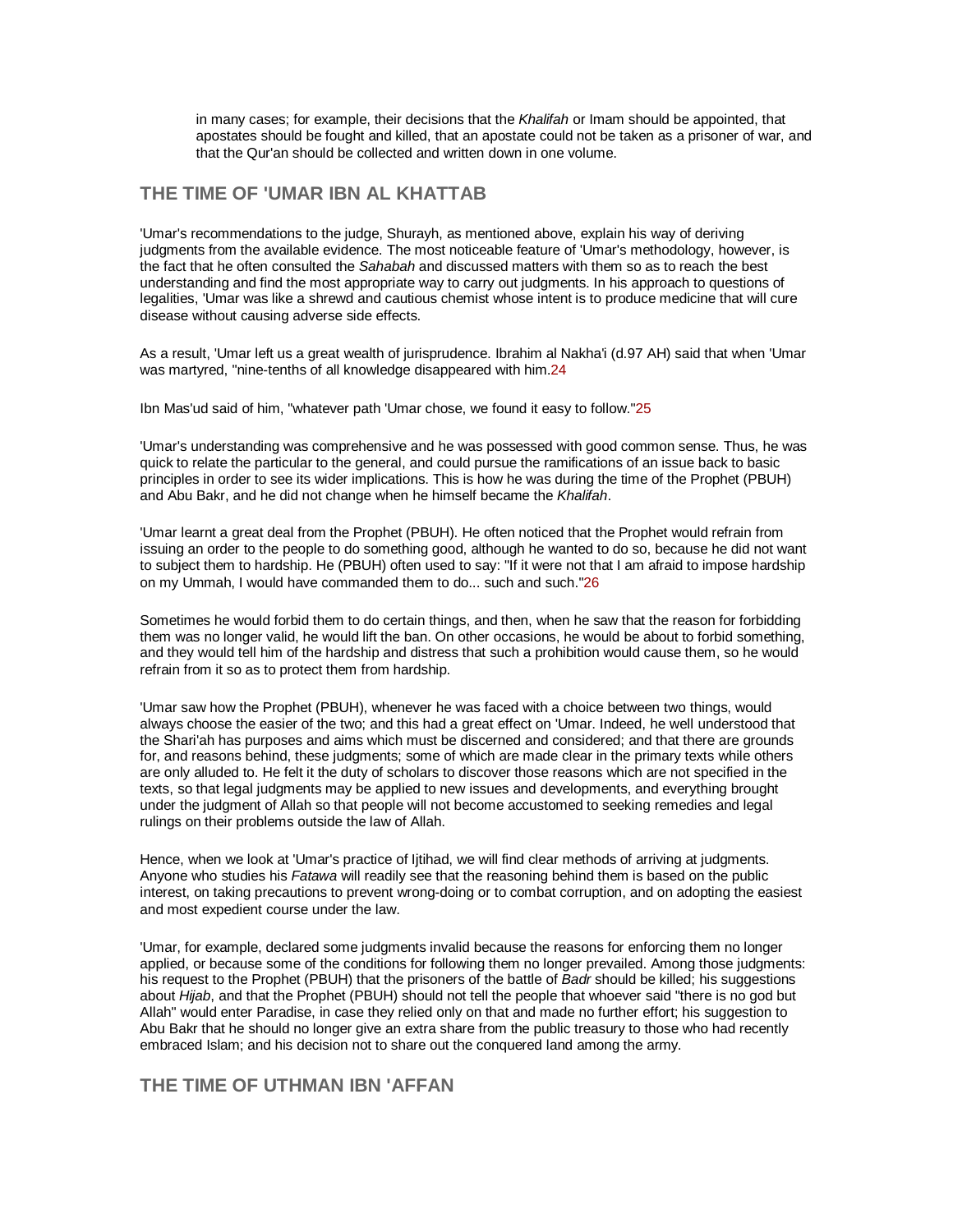in many cases; for example, their decisions that the *Khalifah* or Imam should be appointed, that apostates should be fought and killed, that an apostate could not be taken as a prisoner of war, and that the Qur'an should be collected and written down in one volume.

## THE TIME OF 'UMAR IBN AL KHATTAB

'Umar's recommendations to the judge, Shurayh, as mentioned above, explain his way of deriving judgments from the available evidence. The most noticeable feature of 'Umar's methodology, however, is the fact that he often consulted the *Sahabah* and discussed matters with them so as to reach the best understanding and find the most appropriate way to carry out judgments. In his approach to questions of legalities, 'Umar was like a shrewd and cautious chemist whose intent is to produce medicine that will cure disease without causing adverse side effects.

As a result, 'Umar left us a great wealth of jurisprudence. Ibrahim al Nakha'i (d.97 AH) said that when 'Umar was martyred, "nine-tenths of all knowledge disappeared with him.[24]

Ibn Mas'ud said of him, "whatever path 'Umar chose, we found it easy to follow."[25]

'Umar's understanding was comprehensive and he was possessed with good common sense. Thus, he was quick to relate the particular to the general, and could pursue the ramifications of an issue back to basic principles in order to see its wider implications. This is how he was during the time of the Prophet (PBUH) and Abu Bakr, and he did not change when he himself became the *Khalifah*.

'Umar learnt a great deal from the Prophet (PBUH). He often noticed that the Prophet would refrain from issuing an order to the people to do something good, although he wanted to do so, because he did not want to subject them to hardship. He (PBUH) often used to say: "If it were not that I am afraid to impose hardship on my Ummah, I would have commanded them to do... such and such."[26]

Sometimes he would forbid them to do certain things, and then, when he saw that the reason for forbidding them was no longer valid, he would lift the ban. On other occasions, he would be about to forbid something, and they would tell him of the hardship and distress that such a prohibition would cause them, so he would refrain from it so as to protect them from hardship.

'Umar saw how the Prophet (PBUH), whenever he was faced with a choice between two things, would always choose the easier of the two; and this had a great effect on 'Umar. Indeed, he well understood that the Shari'ah has purposes and aims which must be discerned and considered; and that there are grounds for, and reasons behind, these judgments; some of which are made clear in the primary texts while others are only alluded to. He felt it the duty of scholars to discover those reasons which are not specified in the texts, so that legal judgments may be applied to new issues and developments, and everything brought under the judgment of Allah so that people will not become accustomed to seeking remedies and legal rulings on their problems outside the law of Allah.

Hence, when we look at 'Umar's practice of Ijtihad, we will find clear methods of arriving at judgments. Anyone who studies his *Fatawa* will readily see that the reasoning behind them is based on the public interest, on taking precautions to prevent wrong-doing or to combat corruption, and on adopting the easiest and most expedient course under the law.

'Umar, for example, declared some judgments invalid because the reasons for enforcing them no longer applied, or because some of the conditions for following them no longer prevailed. Among those judgments: his request to the Prophet (PBUH) that the prisoners of the battle of *Badr* should be killed; his suggestions about *Hijab*, and that the Prophet (PBUH) should not tell the people that whoever said "there is no god but Allah" would enter Paradise, in case they relied only on that and made no further effort; his suggestion to Abu Bakr that he should no longer give an extra share from the public treasury to those who had recently embraced Islam; and his decision not to share out the conquered land among the army.

## THE TIME OF UTHMAN IBN 'AFFAN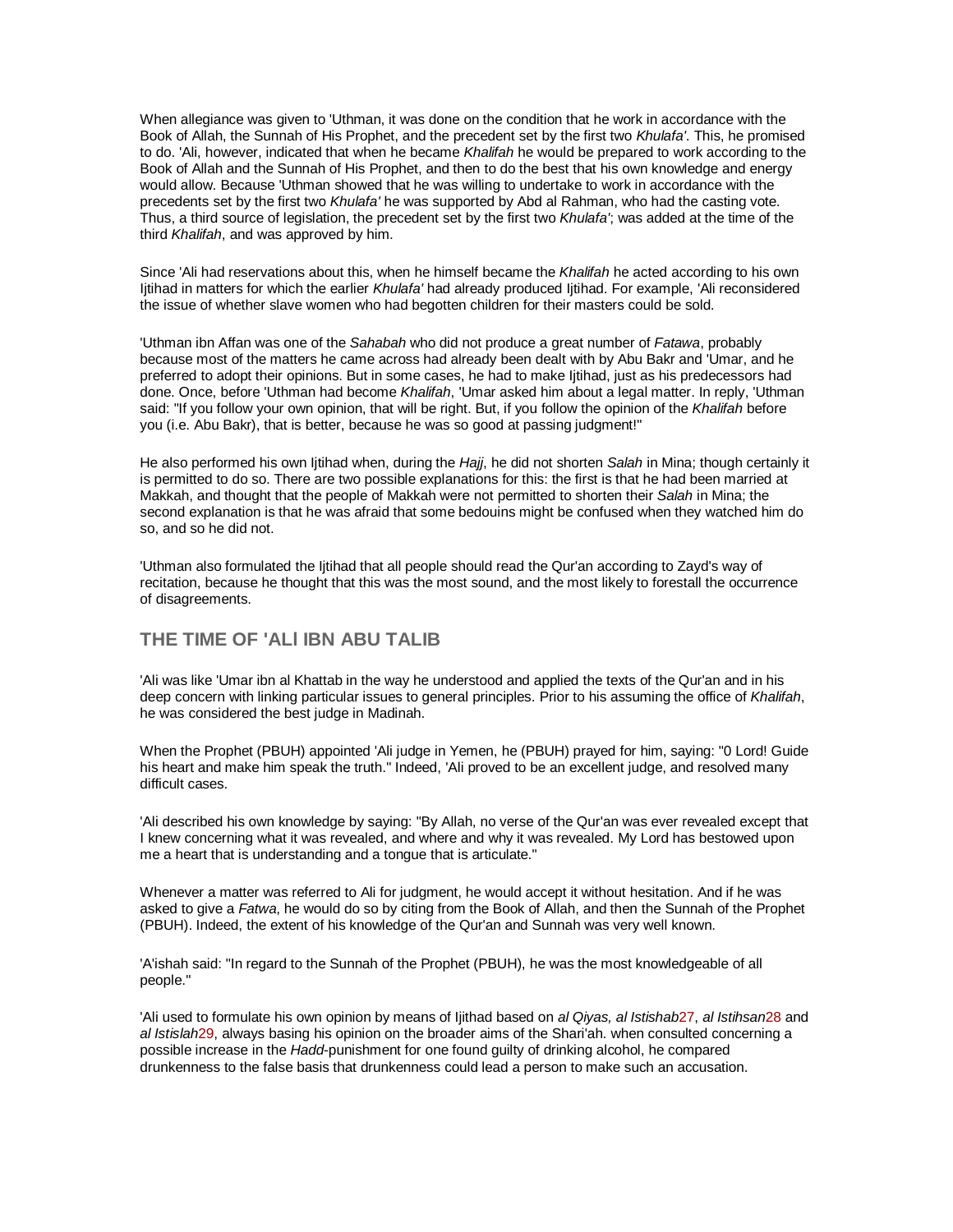When allegiance was given to 'Uthman, it was done on the condition that he work in accordance with the Book of Allah, the Sunnah of His Prophet, and the precedent set by the first two *Khulafa'*. This, he promised to do. 'Ali, however, indicated that when he became *Khalifah* he would be prepared to work according to the Book of Allah and the Sunnah of His Prophet, and then to do the best that his own knowledge and energy would allow. Because 'Uthman showed that he was willing to undertake to work in accordance with the precedents set by the first two *Khulafa'* he was supported by Abd al Rahman, who had the casting vote. Thus, a third source of legislation, the precedent set by the first two *Khulafa'*; was added at the time of the third *Khalifah*, and was approved by him.

Since 'Ali had reservations about this, when he himself became the *Khalifah* he acted according to his own Ijtihad in matters for which the earlier *Khulafa'* had already produced Ijtihad. For example, 'Ali reconsidered the issue of whether slave women who had begotten children for their masters could be sold.

'Uthman ibn Affan was one of the *Sahabah* who did not produce a great number of *Fatawa*, probably because most of the matters he came across had already been dealt with by Abu Bakr and 'Umar, and he preferred to adopt their opinions. But in some cases, he had to make Ijtihad, just as his predecessors had done. Once, before 'Uthman had become *Khalifah*, 'Umar asked him about a legal matter. In reply, 'Uthman said: "If you follow your own opinion, that will be right. But, if you follow the opinion of the *Khalifah* before you (i.e. Abu Bakr), that is better, because he was so good at passing judgment!"

He also performed his own Ijtihad when, during the *Hajj*, he did not shorten *Salah* in Mina; though certainly it is permitted to do so. There are two possible explanations for this: the first is that he had been married at Makkah, and thought that the people of Makkah were not permitted to shorten their *Salah* in Mina; the second explanation is that he was afraid that some bedouins might be confused when they watched him do so, and so he did not.

'Uthman also formulated the Ijtihad that all people should read the Qur'an according to Zayd's way of recitation, because he thought that this was the most sound, and the most likely to forestall the occurrence of disagreements.

## THE TIME OF 'ALI IBN ABU TALIB

'Ali was like 'Umar ibn al Khattab in the way he understood and applied the texts of the Qur'an and in his deep concern with linking particular issues to general principles. Prior to his assuming the office of *Khalifah*, he was considered the best judge in Madinah.

When the Prophet (PBUH) appointed 'Ali judge in Yemen, he (PBUH) prayed for him, saying: "0 Lord! Guide his heart and make him speak the truth." Indeed, 'Ali proved to be an excellent judge, and resolved many difficult cases.

'Ali described his own knowledge by saying: "By Allah, no verse of the Qur'an was ever revealed except that I knew concerning what it was revealed, and where and why it was revealed. My Lord has bestowed upon me a heart that is understanding and a tongue that is articulate."

Whenever a matter was referred to Ali for judgment, he would accept it without hesitation. And if he was asked to give a *Fatwa*, he would do so by citing from the Book of Allah, and then the Sunnah of the Prophet (PBUH). Indeed, the extent of his knowledge of the Qur'an and Sunnah was very well known.

'A'ishah said: "In regard to the Sunnah of the Prophet (PBUH), he was the most knowledgeable of all people."

'Ali used to formulate his own opinion by means of Ijtihad based on *al Qiyas, al Istishab*[27], *al Istihsan*[28] and *al Istislah*[29], always basing his opinion on the broader aims of the Shari'ah. when consulted concerning a possible increase in the *Hadd*-punishment for one found guilty of drinking alcohol, he compared drunkenness to the false basis that drunkenness could lead a person to make such an accusation.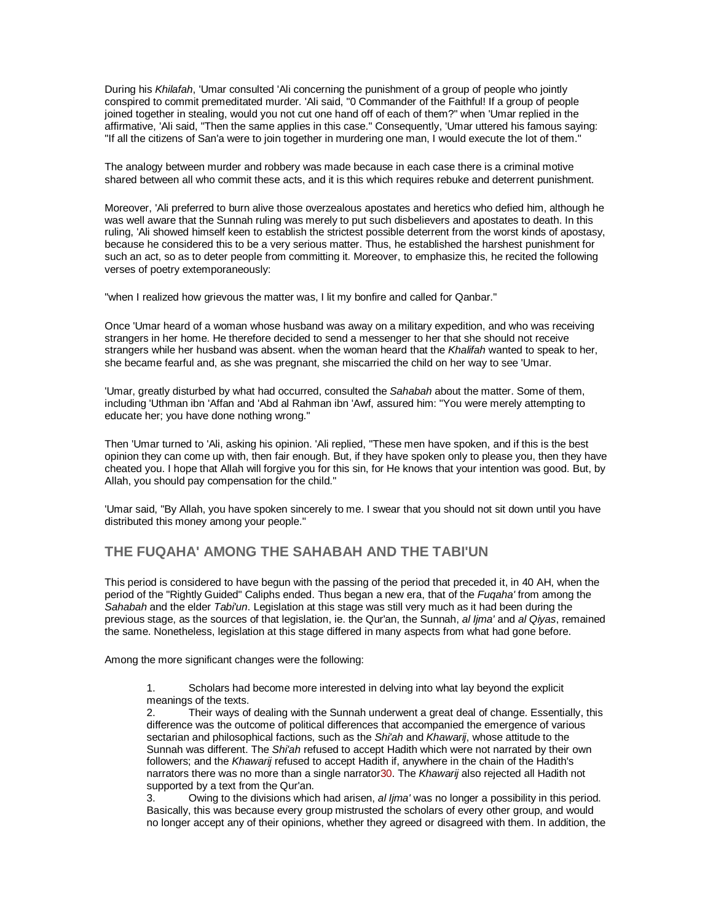During his *Khilafah*, 'Umar consulted 'Ali concerning the punishment of a group of people who jointly conspired to commit premeditated murder. 'Ali said, "0 Commander of the Faithful! If a group of people joined together in stealing, would you not cut one hand off of each of them?" when 'Umar replied in the affirmative, 'Ali said, "Then the same applies in this case." Consequently, 'Umar uttered his famous saying: "If all the citizens of San'a were to join together in murdering one man, I would execute the lot of them."

The analogy between murder and robbery was made because in each case there is a criminal motive shared between all who commit these acts, and it is this which requires rebuke and deterrent punishment.

Moreover, 'Ali preferred to burn alive those overzealous apostates and heretics who defied him, although he was well aware that the Sunnah ruling was merely to put such disbelievers and apostates to death. In this ruling, 'Ali showed himself keen to establish the strictest possible deterrent from the worst kinds of apostasy, because he considered this to be a very serious matter. Thus, he established the harshest punishment for such an act, so as to deter people from committing it. Moreover, to emphasize this, he recited the following verses of poetry extemporaneously:

"when I realized how grievous the matter was, I lit my bonfire and called for Qanbar."

Once 'Umar heard of a woman whose husband was away on a military expedition, and who was receiving strangers in her home. He therefore decided to send a messenger to her that she should not receive strangers while her husband was absent. when the woman heard that the *Khalifah* wanted to speak to her, she became fearful and, as she was pregnant, she miscarried the child on her way to see 'Umar.

'Umar, greatly disturbed by what had occurred, consulted the *Sahabah* about the matter. Some of them, including 'Uthman ibn 'Affan and 'Abd al Rahman ibn 'Awf, assured him: "You were merely attempting to educate her; you have done nothing wrong."

Then 'Umar turned to 'Ali, asking his opinion. 'Ali replied, "These men have spoken, and if this is the best opinion they can come up with, then fair enough. But, if they have spoken only to please you, then they have cheated you. I hope that Allah will forgive you for this sin, for He knows that your intention was good. But, by Allah, you should pay compensation for the child."

'Umar said, "By Allah, you have spoken sincerely to me. I swear that you should not sit down until you have distributed this money among your people."

## THE FUQAHA' AMONG THE SAHABAH AND THE TABI'UN

This period is considered to have begun with the passing of the period that preceded it, in 40 AH, when the period of the "Rightly Guided" Caliphs ended. Thus began a new era, that of the *Fuqaha'* from among the *Sahabah* and the elder *Tabi'un*. Legislation at this stage was still very much as it had been during the previous stage, as the sources of that legislation, ie. the Qur'an, the Sunnah, *al Ijma'* and *al Qiyas*, remained the same. Nonetheless, legislation at this stage differed in many aspects from what had gone before.

Among the more significant changes were the following:

1. Scholars had become more interested in delving into what lay beyond the explicit meanings of the texts.
2. Their ways of dealing with the Sunnah underwent a great deal of change. Essentially, this difference was the outcome of political differences that accompanied the emergence of various sectarian and philosophical factions, such as the *Shi'ah* and *Khawarij*, whose attitude to the Sunnah was different. The *Shi'ah* refused to accept Hadith which were not narrated by their own followers; and the *Khawarij* refused to accept Hadith if, anywhere in the chain of the Hadith's narrators there was no more than a single narrator[30]. The *Khawarij* also rejected all Hadith not supported by a text from the Qur'an.
3. Owing to the divisions which had arisen, *al Ijma'* was no longer a possibility in this period. Basically, this was because every group mistrusted the scholars of every other group, and would no longer accept any of their opinions, whether they agreed or disagreed with them. In addition, the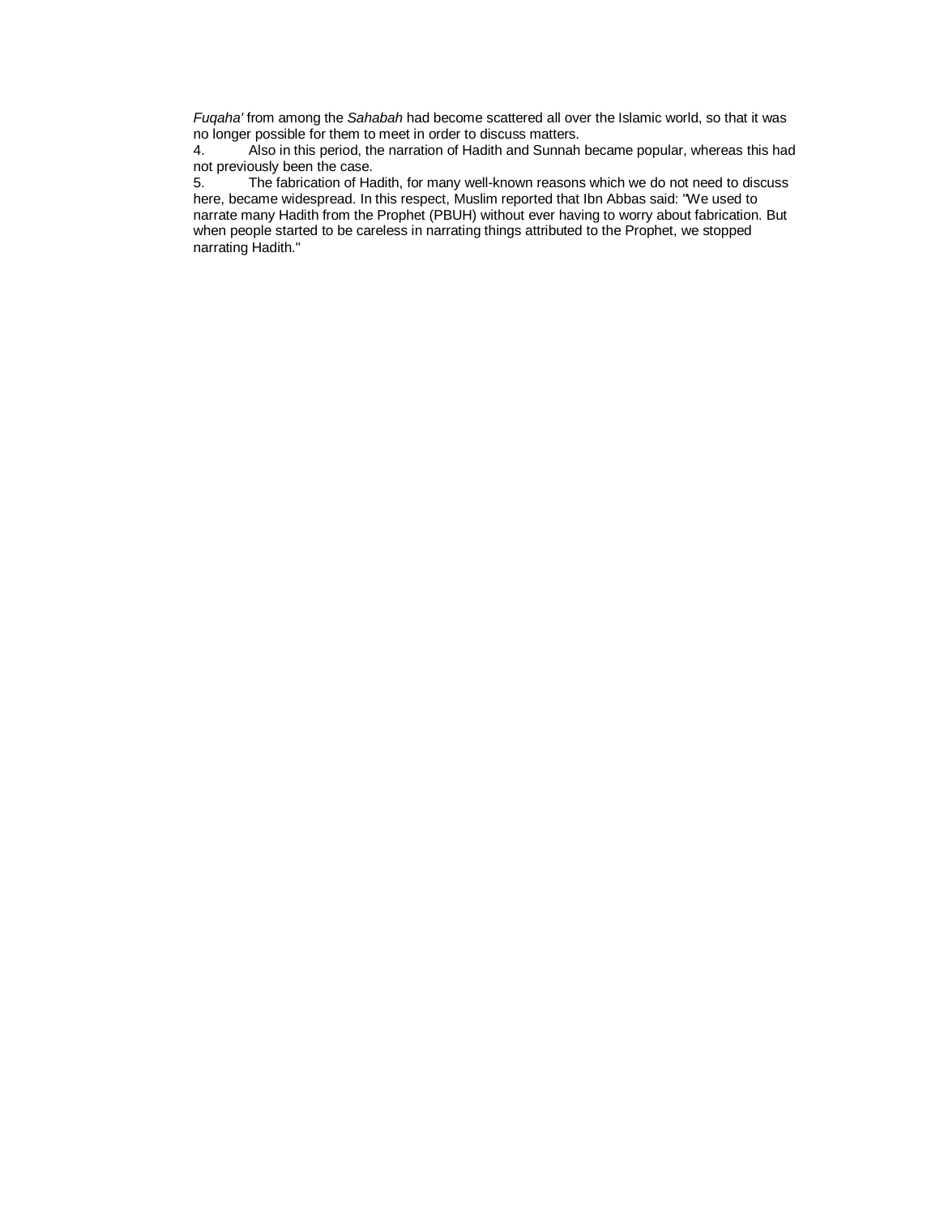*Fuqaha'* from among the *Sahabah* had become scattered all over the Islamic world, so that it was no longer possible for them to meet in order to discuss matters.

4. Also in this period, the narration of Hadith and Sunnah became popular, whereas this had not previously been the case.

5. The fabrication of Hadith, for many well-known reasons which we do not need to discuss here, became widespread. In this respect, Muslim reported that Ibn Abbas said: "We used to narrate many Hadith from the Prophet (PBUH) without ever having to worry about fabrication. But when people started to be careless in narrating things attributed to the Prophet, we stopped narrating Hadith."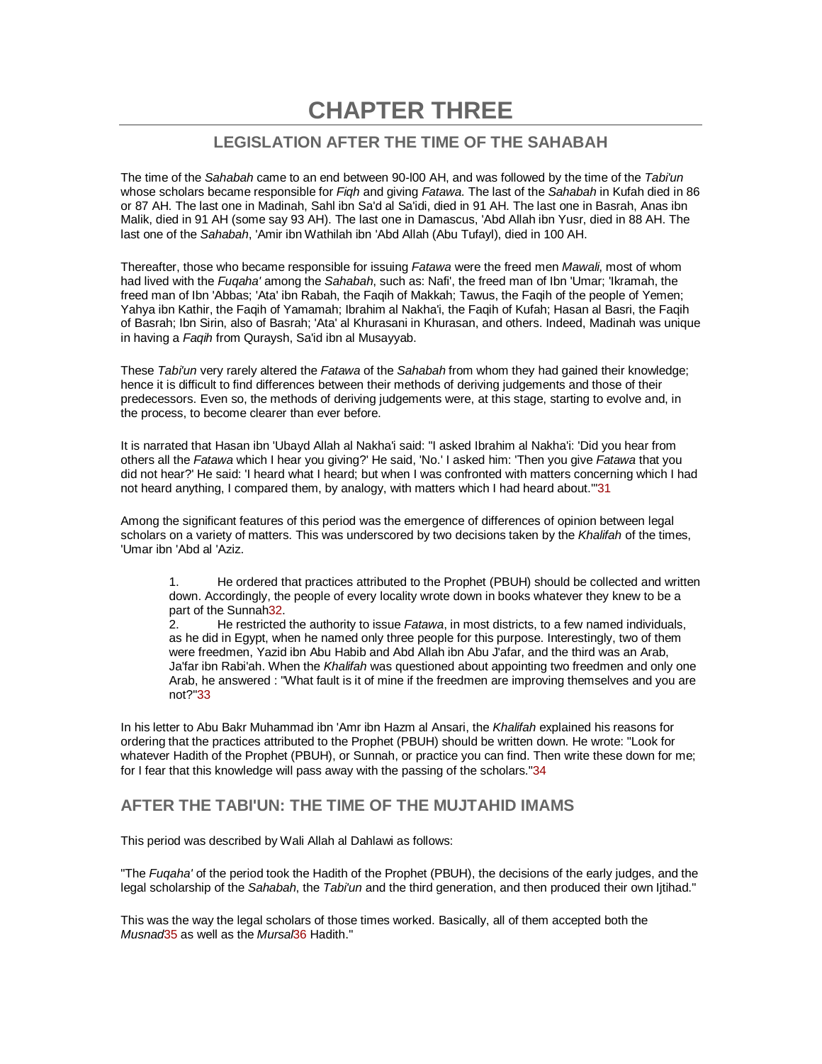# CHAPTER THREE

## LEGISLATION AFTER THE TIME OF THE SAHABAH

The time of the *Sahabah* came to an end between 90-l00 AH, and was followed by the time of the *Tabi'un* whose scholars became responsible for *Fiqh* and giving *Fatawa.* The last of the *Sahabah* in Kufah died in 86 or 87 AH. The last one in Madinah, Sahl ibn Sa'd al Sa'idi, died in 91 AH. The last one in Basrah, Anas ibn Malik, died in 91 AH (some say 93 AH). The last one in Damascus, 'Abd Allah ibn Yusr, died in 88 AH. The last one of the *Sahabah*, 'Amir ibn Wathilah ibn 'Abd Allah (Abu Tufayl), died in 100 AH.

Thereafter, those who became responsible for issuing *Fatawa* were the freed men *Mawali*, most of whom had lived with the *Fuqaha'* among the *Sahabah*, such as: Nafi', the freed man of Ibn 'Umar; 'Ikramah, the freed man of Ibn 'Abbas; 'Ata' ibn Rabah, the Faqih of Makkah; Tawus, the Faqih of the people of Yemen; Yahya ibn Kathir, the Faqih of Yamamah; Ibrahim al Nakha'i, the Faqih of Kufah; Hasan al Basri, the Faqih of Basrah; Ibn Sirin, also of Basrah; 'Ata' al Khurasani in Khurasan, and others. Indeed, Madinah was unique in having a *Faqih* from Quraysh, Sa'id ibn al Musayyab.

These *Tabi'un* very rarely altered the *Fatawa* of the *Sahabah* from whom they had gained their knowledge; hence it is difficult to find differences between their methods of deriving judgements and those of their predecessors. Even so, the methods of deriving judgements were, at this stage, starting to evolve and, in the process, to become clearer than ever before.

It is narrated that Hasan ibn 'Ubayd Allah al Nakha'i said: "I asked Ibrahim al Nakha'i: 'Did you hear from others all the *Fatawa* which I hear you giving?' He said, 'No.' I asked him: 'Then you give *Fatawa* that you did not hear?' He said: 'I heard what I heard; but when I was confronted with matters concerning which I had not heard anything, I compared them, by analogy, with matters which I had heard about.'"[31]

Among the significant features of this period was the emergence of differences of opinion between legal scholars on a variety of matters. This was underscored by two decisions taken by the *Khalifah* of the times, 'Umar ibn 'Abd al 'Aziz.

1. He ordered that practices attributed to the Prophet (PBUH) should be collected and written down. Accordingly, the people of every locality wrote down in books whatever they knew to be a part of the Sunnah[32].
2. He restricted the authority to issue *Fatawa*, in most districts, to a few named individuals, as he did in Egypt, when he named only three people for this purpose. Interestingly, two of them were freedmen, Yazid ibn Abu Habib and Abd Allah ibn Abu J'afar, and the third was an Arab, Ja'far ibn Rabi'ah. When the *Khalifah* was questioned about appointing two freedmen and only one Arab, he answered : "What fault is it of mine if the freedmen are improving themselves and you are not?"[33]

In his letter to Abu Bakr Muhammad ibn 'Amr ibn Hazm al Ansari, the *Khalifah* explained his reasons for ordering that the practices attributed to the Prophet (PBUH) should be written down. He wrote: "Look for whatever Hadith of the Prophet (PBUH), or Sunnah, or practice you can find. Then write these down for me; for I fear that this knowledge will pass away with the passing of the scholars."[34]

## AFTER THE TABI'UN: THE TIME OF THE MUJTAHID IMAMS

This period was described by Wali Allah al Dahlawi as follows:

"The *Fuqaha'* of the period took the Hadith of the Prophet (PBUH), the decisions of the early judges, and the legal scholarship of the *Sahabah*, the *Tabi'un* and the third generation, and then produced their own Ijtihad."

This was the way the legal scholars of those times worked. Basically, all of them accepted both the *Musnad*[35] as well as the *Mursal*[36] Hadith."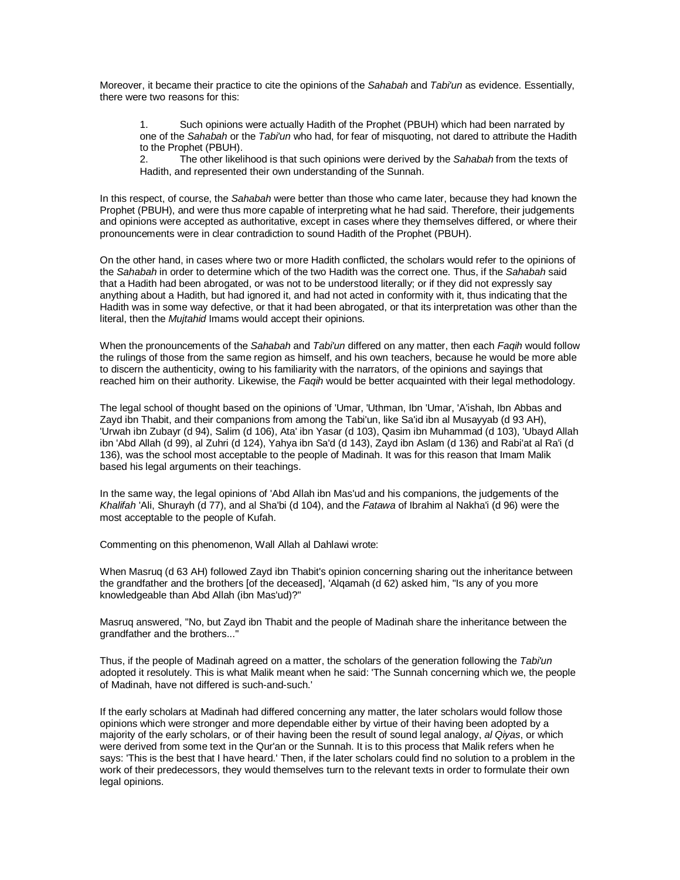Moreover, it became their practice to cite the opinions of the *Sahabah* and *Tabi'un* as evidence. Essentially, there were two reasons for this:

1. Such opinions were actually Hadith of the Prophet (PBUH) which had been narrated by one of the *Sahabah* or the *Tabi'un* who had, for fear of misquoting, not dared to attribute the Hadith to the Prophet (PBUH).
2. The other likelihood is that such opinions were derived by the *Sahabah* from the texts of Hadith, and represented their own understanding of the Sunnah.

In this respect, of course, the *Sahabah* were better than those who came later, because they had known the Prophet (PBUH), and were thus more capable of interpreting what he had said. Therefore, their judgements and opinions were accepted as authoritative, except in cases where they themselves differed, or where their pronouncements were in clear contradiction to sound Hadith of the Prophet (PBUH).

On the other hand, in cases where two or more Hadith conflicted, the scholars would refer to the opinions of the *Sahabah* in order to determine which of the two Hadith was the correct one. Thus, if the *Sahabah* said that a Hadith had been abrogated, or was not to be understood literally; or if they did not expressly say anything about a Hadith, but had ignored it, and had not acted in conformity with it, thus indicating that the Hadith was in some way defective, or that it had been abrogated, or that its interpretation was other than the literal, then the *Mujtahid* Imams would accept their opinions.

When the pronouncements of the *Sahabah* and *Tabi'un* differed on any matter, then each *Faqih* would follow the rulings of those from the same region as himself, and his own teachers, because he would be more able to discern the authenticity, owing to his familiarity with the narrators, of the opinions and sayings that reached him on their authority. Likewise, the *Faqih* would be better acquainted with their legal methodology.

The legal school of thought based on the opinions of 'Umar, 'Uthman, Ibn 'Umar, 'A'ishah, Ibn Abbas and Zayd ibn Thabit, and their companions from among the Tabi'un, like Sa'id ibn al Musayyab (d 93 AH), 'Urwah ibn Zubayr (d 94), Salim (d 106), Ata' ibn Yasar (d 103), Qasim ibn Muhammad (d 103), 'Ubayd Allah ibn 'Abd Allah (d 99), al Zuhri (d 124), Yahya ibn Sa'd (d 143), Zayd ibn Aslam (d 136) and Rabi'at al Ra'i (d 136), was the school most acceptable to the people of Madinah. It was for this reason that Imam Malik based his legal arguments on their teachings.

In the same way, the legal opinions of 'Abd Allah ibn Mas'ud and his companions, the judgements of the *Khalifah* 'Ali, Shurayh (d 77), and al Sha'bi (d 104), and the *Fatawa* of Ibrahim al Nakha'i (d 96) were the most acceptable to the people of Kufah.

Commenting on this phenomenon, Wall Allah al Dahlawi wrote:

When Masruq (d 63 AH) followed Zayd ibn Thabit's opinion concerning sharing out the inheritance between the grandfather and the brothers [of the deceased], 'Alqamah (d 62) asked him, "Is any of you more knowledgeable than Abd Allah (ibn Mas'ud)?"

Masruq answered, "No, but Zayd ibn Thabit and the people of Madinah share the inheritance between the grandfather and the brothers..."

Thus, if the people of Madinah agreed on a matter, the scholars of the generation following the *Tabi'un* adopted it resolutely. This is what Malik meant when he said: 'The Sunnah concerning which we, the people of Madinah, have not differed is such-and-such.'

If the early scholars at Madinah had differed concerning any matter, the later scholars would follow those opinions which were stronger and more dependable either by virtue of their having been adopted by a majority of the early scholars, or of their having been the result of sound legal analogy, *al Qiyas*, or which were derived from some text in the Qur'an or the Sunnah. It is to this process that Malik refers when he says: 'This is the best that I have heard.' Then, if the later scholars could find no solution to a problem in the work of their predecessors, they would themselves turn to the relevant texts in order to formulate their own legal opinions.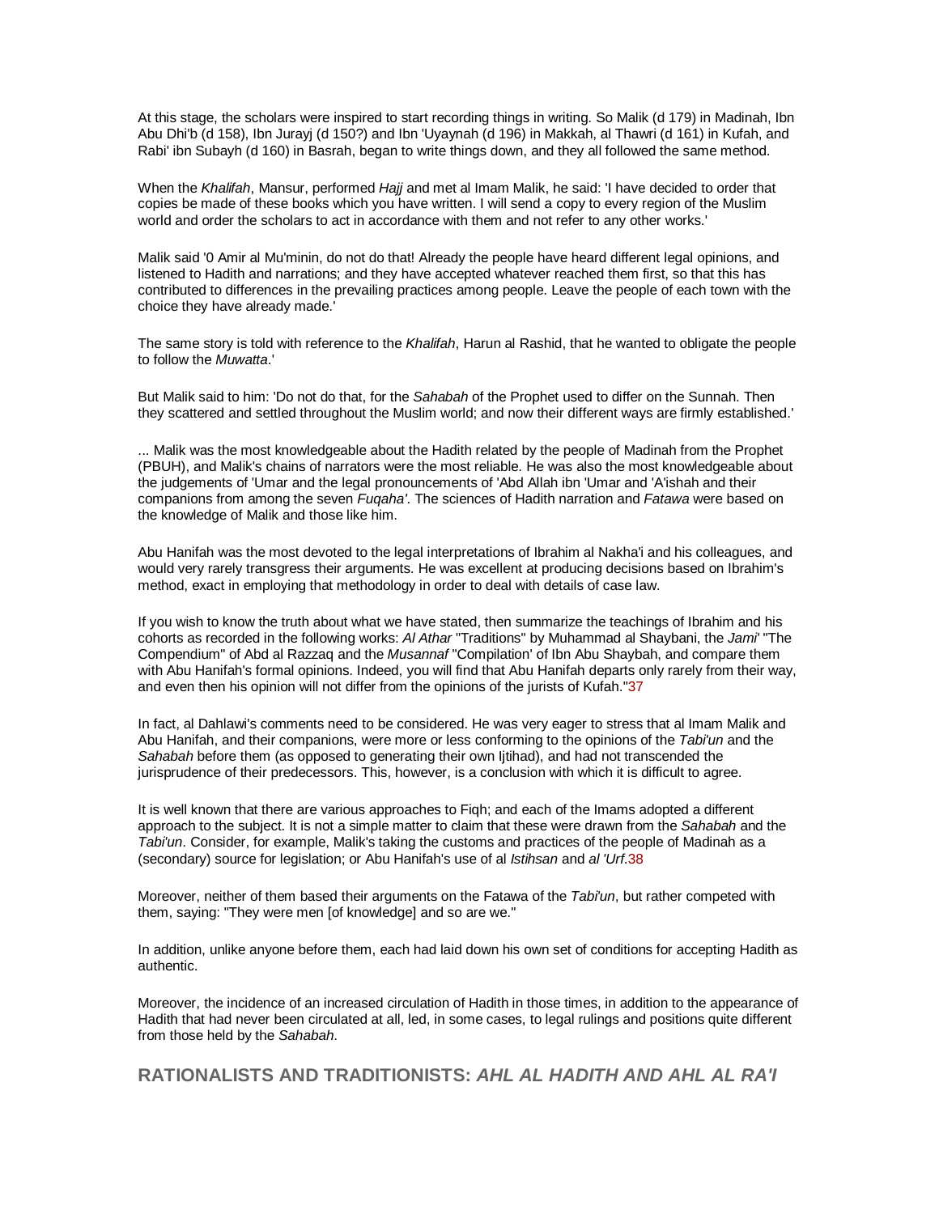At this stage, the scholars were inspired to start recording things in writing. So Malik (d 179) in Madinah, Ibn Abu Dhi'b (d 158), Ibn Jurayj (d 150?) and Ibn 'Uyaynah (d 196) in Makkah, al Thawri (d 161) in Kufah, and Rabi' ibn Subayh (d 160) in Basrah, began to write things down, and they all followed the same method.

When the *Khalifah*, Mansur, performed *Hajj* and met al Imam Malik, he said: 'I have decided to order that copies be made of these books which you have written. I will send a copy to every region of the Muslim world and order the scholars to act in accordance with them and not refer to any other works.'

Malik said '0 Amir al Mu'minin, do not do that! Already the people have heard different legal opinions, and listened to Hadith and narrations; and they have accepted whatever reached them first, so that this has contributed to differences in the prevailing practices among people. Leave the people of each town with the choice they have already made.'

The same story is told with reference to the *Khalifah*, Harun al Rashid, that he wanted to obligate the people to follow the *Muwatta*.'

But Malik said to him: 'Do not do that, for the *Sahabah* of the Prophet used to differ on the Sunnah. Then they scattered and settled throughout the Muslim world; and now their different ways are firmly established.'

... Malik was the most knowledgeable about the Hadith related by the people of Madinah from the Prophet (PBUH), and Malik's chains of narrators were the most reliable. He was also the most knowledgeable about the judgements of 'Umar and the legal pronouncements of 'Abd Allah ibn 'Umar and 'A'ishah and their companions from among the seven *Fuqaha'*. The sciences of Hadith narration and *Fatawa* were based on the knowledge of Malik and those like him.

Abu Hanifah was the most devoted to the legal interpretations of Ibrahim al Nakha'i and his colleagues, and would very rarely transgress their arguments. He was excellent at producing decisions based on Ibrahim's method, exact in employing that methodology in order to deal with details of case law.

If you wish to know the truth about what we have stated, then summarize the teachings of Ibrahim and his cohorts as recorded in the following works: *Al Athar* "Traditions" by Muhammad al Shaybani, the *Jami*' "The Compendium" of Abd al Razzaq and the *Musannaf* "Compilation' of Ibn Abu Shaybah, and compare them with Abu Hanifah's formal opinions. Indeed, you will find that Abu Hanifah departs only rarely from their way, and even then his opinion will not differ from the opinions of the jurists of Kufah."[37]

In fact, al Dahlawi's comments need to be considered. He was very eager to stress that al Imam Malik and Abu Hanifah, and their companions, were more or less conforming to the opinions of the *Tabi'un* and the *Sahabah* before them (as opposed to generating their own Ijtihad), and had not transcended the jurisprudence of their predecessors. This, however, is a conclusion with which it is difficult to agree.

It is well known that there are various approaches to Fiqh; and each of the Imams adopted a different approach to the subject. It is not a simple matter to claim that these were drawn from the *Sahabah* and the *Tabi'un*. Consider, for example, Malik's taking the customs and practices of the people of Madinah as a (secondary) source for legislation; or Abu Hanifah's use of al *Istihsan* and *al 'Urf*.[38]

Moreover, neither of them based their arguments on the Fatawa of the *Tabi'un*, but rather competed with them, saying: "They were men [of knowledge] and so are we."

In addition, unlike anyone before them, each had laid down his own set of conditions for accepting Hadith as authentic.

Moreover, the incidence of an increased circulation of Hadith in those times, in addition to the appearance of Hadith that had never been circulated at all, led, in some cases, to legal rulings and positions quite different from those held by the *Sahabah.*

## RATIONALISTS AND TRADITIONISTS: *AHL AL HADITH AND AHL AL RA'I*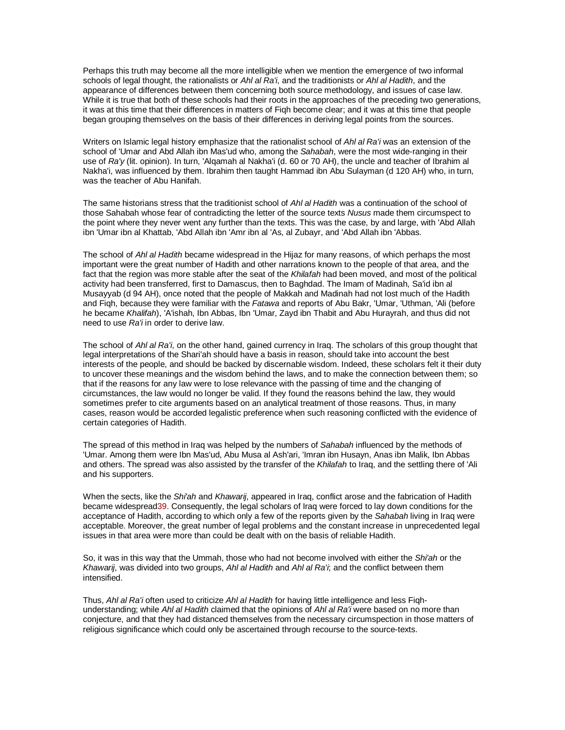Perhaps this truth may become all the more intelligible when we mention the emergence of two informal schools of legal thought, the rationalists or *Ahl al Ra'i*, and the traditionists or *Ahl al Hadith*, and the appearance of differences between them concerning both source methodology, and issues of case law. While it is true that both of these schools had their roots in the approaches of the preceding two generations, it was at this time that their differences in matters of Fiqh become clear; and it was at this time that people began grouping themselves on the basis of their differences in deriving legal points from the sources.

Writers on Islamic legal history emphasize that the rationalist school of *Ahl al Ra'i* was an extension of the school of 'Umar and Abd Allah ibn Mas'ud who, among the *Sahabah*, were the most wide-ranging in their use of *Ra'y* (lit. opinion). In turn, 'Alqamah al Nakha'i (d. 60 or 70 AH), the uncle and teacher of Ibrahim al Nakha'i, was influenced by them. Ibrahim then taught Hammad ibn Abu Sulayman (d 120 AH) who, in turn, was the teacher of Abu Hanifah.

The same historians stress that the traditionist school of *Ahl al Hadith* was a continuation of the school of those Sahabah whose fear of contradicting the letter of the source texts *Nusus* made them circumspect to the point where they never went any further than the texts. This was the case, by and large, with 'Abd Allah ibn 'Umar ibn al Khattab, 'Abd Allah ibn 'Amr ibn al 'As, al Zubayr, and 'Abd Allah ibn 'Abbas.

The school of *Ahl al Hadith* became widespread in the Hijaz for many reasons, of which perhaps the most important were the great number of Hadith and other narrations known to the people of that area, and the fact that the region was more stable after the seat of the *Khilafah* had been moved, and most of the political activity had been transferred, first to Damascus, then to Baghdad. The Imam of Madinah, Sa'id ibn al Musayyab (d 94 AH), once noted that the people of Makkah and Madinah had not lost much of the Hadith and Fiqh, because they were familiar with the *Fatawa* and reports of Abu Bakr, 'Umar, 'Uthman, 'Ali (before he became *Khalifah*), 'A'ishah, Ibn Abbas, Ibn 'Umar, Zayd ibn Thabit and Abu Hurayrah, and thus did not need to use *Ra'i* in order to derive law.

The school of *Ahl al Ra'i*, on the other hand, gained currency in Iraq. The scholars of this group thought that legal interpretations of the Shari'ah should have a basis in reason, should take into account the best interests of the people, and should be backed by discernable wisdom. Indeed, these scholars felt it their duty to uncover these meanings and the wisdom behind the laws, and to make the connection between them; so that if the reasons for any law were to lose relevance with the passing of time and the changing of circumstances, the law would no longer be valid. If they found the reasons behind the law, they would sometimes prefer to cite arguments based on an analytical treatment of those reasons. Thus, in many cases, reason would be accorded legalistic preference when such reasoning conflicted with the evidence of certain categories of Hadith.

The spread of this method in Iraq was helped by the numbers of *Sahabah* influenced by the methods of 'Umar. Among them were Ibn Mas'ud, Abu Musa al Ash'ari, 'Imran ibn Husayn, Anas ibn Malik, Ibn Abbas and others. The spread was also assisted by the transfer of the *Khilafah* to Iraq, and the settling there of 'Ali and his supporters.

When the sects, like the *Shi'ah* and *Khawarij*, appeared in Iraq, conflict arose and the fabrication of Hadith became widespread[39]. Consequently, the legal scholars of Iraq were forced to lay down conditions for the acceptance of Hadith, according to which only a few of the reports given by the *Sahabah* living in Iraq were acceptable. Moreover, the great number of legal problems and the constant increase in unprecedented legal issues in that area were more than could be dealt with on the basis of reliable Hadith.

So, it was in this way that the Ummah, those who had not become involved with either the *Shi'ah* or the *Khawarij*, was divided into two groups, *Ahl al Hadith* and *Ahl al Ra'i*; and the conflict between them intensified.

Thus, *Ahl al Ra'i* often used to criticize *Ahl al Hadith* for having little intelligence and less Fiqh-understanding; while *Ahl al Hadith* claimed that the opinions of *Ahl al Ra'i* were based on no more than conjecture, and that they had distanced themselves from the necessary circumspection in those matters of religious significance which could only be ascertained through recourse to the source-texts.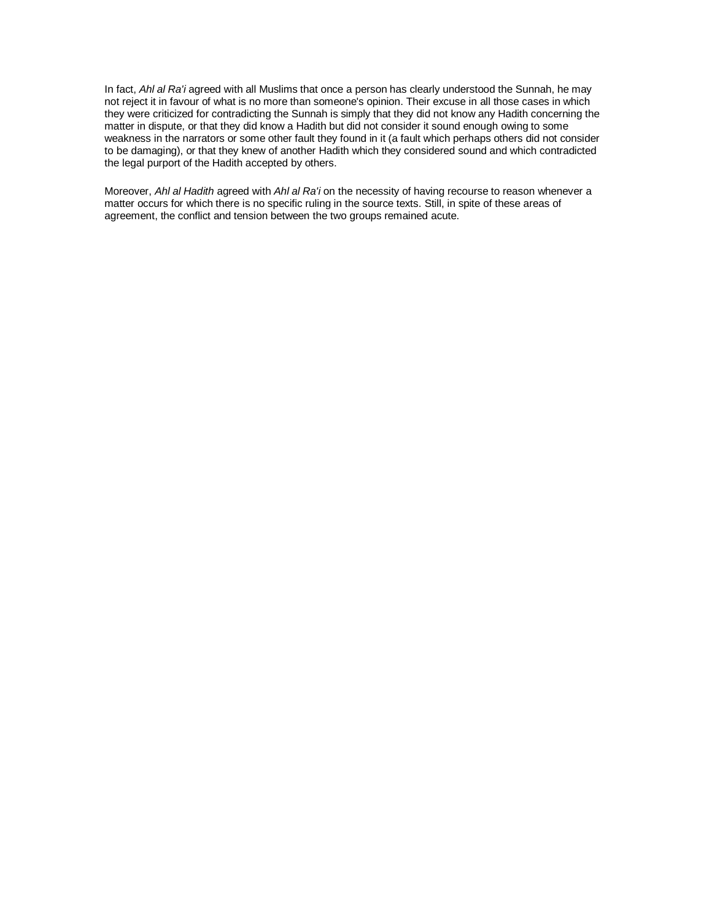In fact, *Ahl al Ra'i* agreed with all Muslims that once a person has clearly understood the Sunnah, he may not reject it in favour of what is no more than someone's opinion. Their excuse in all those cases in which they were criticized for contradicting the Sunnah is simply that they did not know any Hadith concerning the matter in dispute, or that they did know a Hadith but did not consider it sound enough owing to some weakness in the narrators or some other fault they found in it (a fault which perhaps others did not consider to be damaging), or that they knew of another Hadith which they considered sound and which contradicted the legal purport of the Hadith accepted by others.

Moreover, *Ahl al Hadith* agreed with *Ahl al Ra'i* on the necessity of having recourse to reason whenever a matter occurs for which there is no specific ruling in the source texts. Still, in spite of these areas of agreement, the conflict and tension between the two groups remained acute.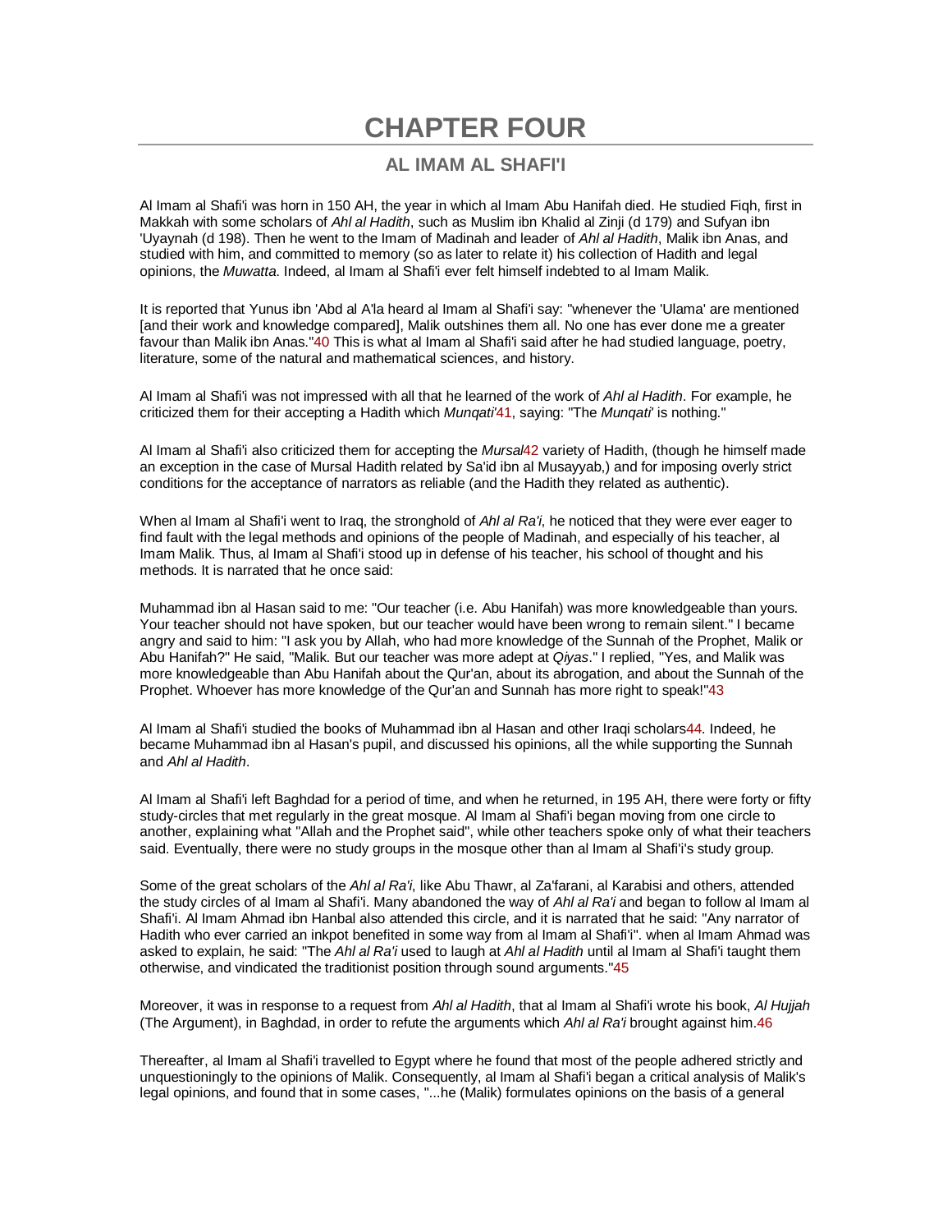# CHAPTER FOUR

## AL IMAM AL SHAFI'I

Al Imam al Shafi'i was horn in 150 AH, the year in which al Imam Abu Hanifah died. He studied Fiqh, first in Makkah with some scholars of *Ahl al Hadith*, such as Muslim ibn Khalid al Zinji (d 179) and Sufyan ibn 'Uyaynah (d 198). Then he went to the Imam of Madinah and leader of *Ahl al Hadith*, Malik ibn Anas, and studied with him, and committed to memory (so as later to relate it) his collection of Hadith and legal opinions, the *Muwatta*. Indeed, al Imam al Shafi'i ever felt himself indebted to al Imam Malik.

It is reported that Yunus ibn 'Abd al A'la heard al Imam al Shafi'i say: "whenever the 'Ulama' are mentioned [and their work and knowledge compared], Malik outshines them all. No one has ever done me a greater favour than Malik ibn Anas."[40] This is what al Imam al Shafi'i said after he had studied language, poetry, literature, some of the natural and mathematical sciences, and history.

Al Imam al Shafi'i was not impressed with all that he learned of the work of *Ahl al Hadith*. For example, he criticized them for their accepting a Hadith which *Munqati'*[41], saying: "The *Munqati'* is nothing."

Al Imam al Shafi'i also criticized them for accepting the *Mursal*[42] variety of Hadith, (though he himself made an exception in the case of Mursal Hadith related by Sa'id ibn al Musayyab,) and for imposing overly strict conditions for the acceptance of narrators as reliable (and the Hadith they related as authentic).

When al Imam al Shafi'i went to Iraq, the stronghold of *Ahl al Ra'i*, he noticed that they were ever eager to find fault with the legal methods and opinions of the people of Madinah, and especially of his teacher, al Imam Malik. Thus, al Imam al Shafi'i stood up in defense of his teacher, his school of thought and his methods. It is narrated that he once said:

Muhammad ibn al Hasan said to me: "Our teacher (i.e. Abu Hanifah) was more knowledgeable than yours. Your teacher should not have spoken, but our teacher would have been wrong to remain silent." I became angry and said to him: "I ask you by Allah, who had more knowledge of the Sunnah of the Prophet, Malik or Abu Hanifah?" He said, "Malik. But our teacher was more adept at *Qiyas*." I replied, "Yes, and Malik was more knowledgeable than Abu Hanifah about the Qur'an, about its abrogation, and about the Sunnah of the Prophet. Whoever has more knowledge of the Qur'an and Sunnah has more right to speak!"[43]

Al Imam al Shafi'i studied the books of Muhammad ibn al Hasan and other Iraqi scholars[44]. Indeed, he became Muhammad ibn al Hasan's pupil, and discussed his opinions, all the while supporting the Sunnah and *Ahl al Hadith*.

Al Imam al Shafi'i left Baghdad for a period of time, and when he returned, in 195 AH, there were forty or fifty study-circles that met regularly in the great mosque. Al Imam al Shafi'i began moving from one circle to another, explaining what "Allah and the Prophet said", while other teachers spoke only of what their teachers said. Eventually, there were no study groups in the mosque other than al Imam al Shafi'i's study group.

Some of the great scholars of the *Ahl al Ra'i*, like Abu Thawr, al Za'farani, al Karabisi and others, attended the study circles of al Imam al Shafi'i. Many abandoned the way of *Ahl al Ra'i* and began to follow al Imam al Shafi'i. Al Imam Ahmad ibn Hanbal also attended this circle, and it is narrated that he said: "Any narrator of Hadith who ever carried an inkpot benefited in some way from al Imam al Shafi'i". when al Imam Ahmad was asked to explain, he said: "The *Ahl al Ra'i* used to laugh at *Ahl al Hadith* until al Imam al Shafi'i taught them otherwise, and vindicated the traditionist position through sound arguments."[45]

Moreover, it was in response to a request from *Ahl al Hadith*, that al Imam al Shafi'i wrote his book, *Al Hujjah* (The Argument), in Baghdad, in order to refute the arguments which *Ahl al Ra'i* brought against him.[46]

Thereafter, al Imam al Shafi'i travelled to Egypt where he found that most of the people adhered strictly and unquestioningly to the opinions of Malik. Consequently, al Imam al Shafi'i began a critical analysis of Malik's legal opinions, and found that in some cases, "...he (Malik) formulates opinions on the basis of a general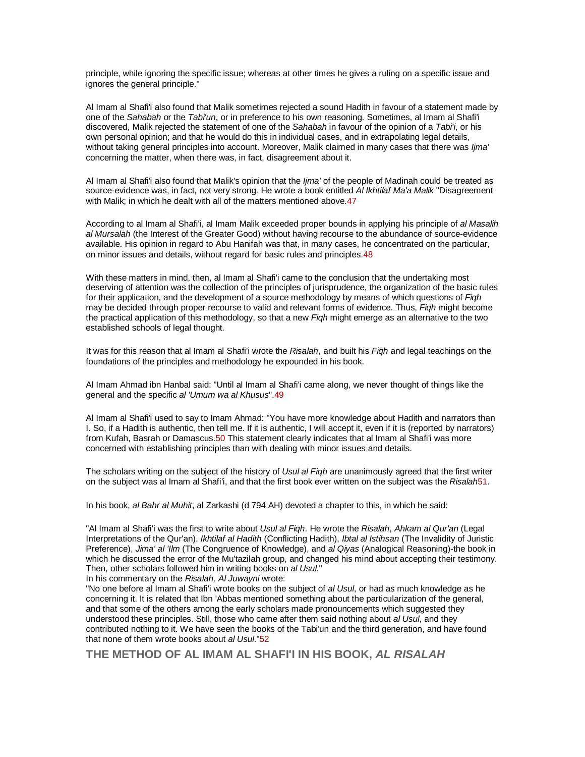principle, while ignoring the specific issue; whereas at other times he gives a ruling on a specific issue and ignores the general principle."

Al Imam al Shafi'i also found that Malik sometimes rejected a sound Hadith in favour of a statement made by one of the *Sahabah* or the *Tabi'un*, or in preference to his own reasoning. Sometimes, al Imam al Shafi'i discovered, Malik rejected the statement of one of the *Sahabah* in favour of the opinion of a *Tabi'i*, or his own personal opinion; and that he would do this in individual cases, and in extrapolating legal details, without taking general principles into account. Moreover, Malik claimed in many cases that there was *Ijma'* concerning the matter, when there was, in fact, disagreement about it.

Al Imam al Shafi'i also found that Malik's opinion that the *Ijma'* of the people of Madinah could be treated as source-evidence was, in fact, not very strong. He wrote a book entitled *Al Ikhtilaf Ma'a Malik* "Disagreement with Malik; in which he dealt with all of the matters mentioned above.47

According to al Imam al Shafi'i, al Imam Malik exceeded proper bounds in applying his principle of *al Masalih al Mursalah* (the Interest of the Greater Good) without having recourse to the abundance of source-evidence available. His opinion in regard to Abu Hanifah was that, in many cases, he concentrated on the particular, on minor issues and details, without regard for basic rules and principles.48

With these matters in mind, then, al Imam al Shafi'i came to the conclusion that the undertaking most deserving of attention was the collection of the principles of jurisprudence, the organization of the basic rules for their application, and the development of a source methodology by means of which questions of *Fiqh* may be decided through proper recourse to valid and relevant forms of evidence. Thus, *Fiqh* might become the practical application of this methodology, so that a new *Fiqh* might emerge as an alternative to the two established schools of legal thought.

It was for this reason that al Imam al Shafi'i wrote the *Risalah*, and built his *Fiqh* and legal teachings on the foundations of the principles and methodology he expounded in his book.

Al Imam Ahmad ibn Hanbal said: "Until al Imam al Shafi'i came along, we never thought of things like the general and the specific *al 'Umum wa al Khusus*".49

Al Imam al Shafi'i used to say to Imam Ahmad: "You have more knowledge about Hadith and narrators than I. So, if a Hadith is authentic, then tell me. If it is authentic, I will accept it, even if it is (reported by narrators) from Kufah, Basrah or Damascus.50 This statement clearly indicates that al Imam al Shafi'i was more concerned with establishing principles than with dealing with minor issues and details.

The scholars writing on the subject of the history of *Usul al Fiqh* are unanimously agreed that the first writer on the subject was al Imam al Shafi'i, and that the first book ever written on the subject was the *Risalah*51.

In his book, *al Bahr al Muhit*, al Zarkashi (d 794 AH) devoted a chapter to this, in which he said:

"Al Imam al Shafi'i was the first to write about *Usul al Fiqh*. He wrote the *Risalah*, *Ahkam al Qur'an* (Legal Interpretations of the Qur'an), *Ikhtilaf al Hadith* (Conflicting Hadith), *Ibtal al Istihsan* (The Invalidity of Juristic Preference), *Jima' al 'Ilm* (The Congruence of Knowledge), and *al Qiyas* (Analogical Reasoning)-the book in which he discussed the error of the Mu'tazilah group, and changed his mind about accepting their testimony. Then, other scholars followed him in writing books on *al Usul*."

In his commentary on the *Risalah, Al Juwayni* wrote:

"No one before al Imam al Shafi'i wrote books on the subject of *al Usul*, or had as much knowledge as he concerning it. It is related that Ibn 'Abbas mentioned something about the particularization of the general, and that some of the others among the early scholars made pronouncements which suggested they understood these principles. Still, those who came after them said nothing about *al Usul*, and they contributed nothing to it. We have seen the books of the Tabi'un and the third generation, and have found that none of them wrote books about *al Usul*."52

## THE METHOD OF AL IMAM AL SHAFI'I IN HIS BOOK, *AL RISALAH*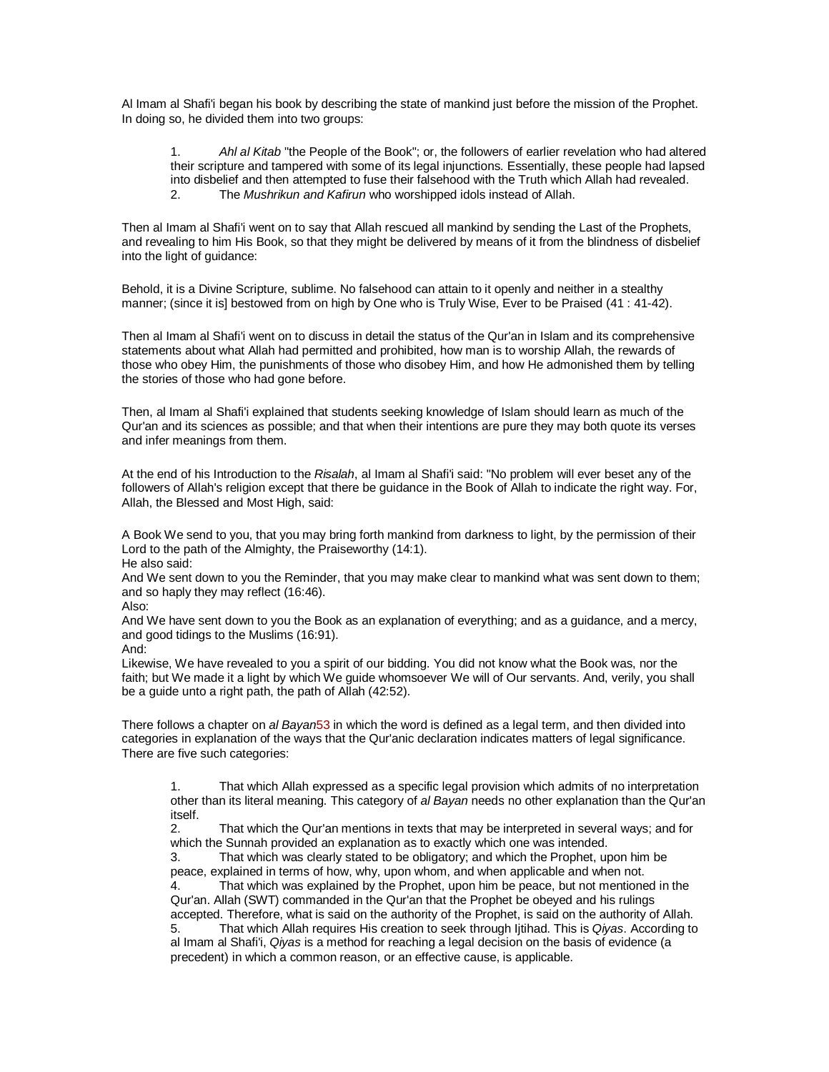Al Imam al Shafi'i began his book by describing the state of mankind just before the mission of the Prophet. In doing so, he divided them into two groups:

1. *Ahl al Kitab* "the People of the Book"; or, the followers of earlier revelation who had altered their scripture and tampered with some of its legal injunctions. Essentially, these people had lapsed into disbelief and then attempted to fuse their falsehood with the Truth which Allah had revealed.
2. The *Mushrikun and Kafirun* who worshipped idols instead of Allah.

Then al Imam al Shafi'i went on to say that Allah rescued all mankind by sending the Last of the Prophets, and revealing to him His Book, so that they might be delivered by means of it from the blindness of disbelief into the light of guidance:

Behold, it is a Divine Scripture, sublime. No falsehood can attain to it openly and neither in a stealthy manner; (since it is] bestowed from on high by One who is Truly Wise, Ever to be Praised (41 : 41-42).

Then al Imam al Shafi'i went on to discuss in detail the status of the Qur'an in Islam and its comprehensive statements about what Allah had permitted and prohibited, how man is to worship Allah, the rewards of those who obey Him, the punishments of those who disobey Him, and how He admonished them by telling the stories of those who had gone before.

Then, al Imam al Shafi'i explained that students seeking knowledge of Islam should learn as much of the Qur'an and its sciences as possible; and that when their intentions are pure they may both quote its verses and infer meanings from them.

At the end of his Introduction to the *Risalah*, al Imam al Shafi'i said: "No problem will ever beset any of the followers of Allah's religion except that there be guidance in the Book of Allah to indicate the right way. For, Allah, the Blessed and Most High, said:

A Book We send to you, that you may bring forth mankind from darkness to light, by the permission of their Lord to the path of the Almighty, the Praiseworthy (14:1).
He also said:
And We sent down to you the Reminder, that you may make clear to mankind what was sent down to them; and so haply they may reflect (16:46).
Also:
And We have sent down to you the Book as an explanation of everything; and as a guidance, and a mercy, and good tidings to the Muslims (16:91).
And:
Likewise, We have revealed to you a spirit of our bidding. You did not know what the Book was, nor the faith; but We made it a light by which We guide whomsoever We will of Our servants. And, verily, you shall be a guide unto a right path, the path of Allah (42:52).

There follows a chapter on *al Bayan*53 in which the word is defined as a legal term, and then divided into categories in explanation of the ways that the Qur'anic declaration indicates matters of legal significance. There are five such categories:

1. That which Allah expressed as a specific legal provision which admits of no interpretation other than its literal meaning. This category of *al Bayan* needs no other explanation than the Qur'an itself.
2. That which the Qur'an mentions in texts that may be interpreted in several ways; and for which the Sunnah provided an explanation as to exactly which one was intended.
3. That which was clearly stated to be obligatory; and which the Prophet, upon him be peace, explained in terms of how, why, upon whom, and when applicable and when not.
4. That which was explained by the Prophet, upon him be peace, but not mentioned in the Qur'an. Allah (SWT) commanded in the Qur'an that the Prophet be obeyed and his rulings accepted. Therefore, what is said on the authority of the Prophet, is said on the authority of Allah.
5. That which Allah requires His creation to seek through Ijtihad. This is *Qiyas*. According to al Imam al Shafi'i, *Qiyas* is a method for reaching a legal decision on the basis of evidence (a precedent) in which a common reason, or an effective cause, is applicable.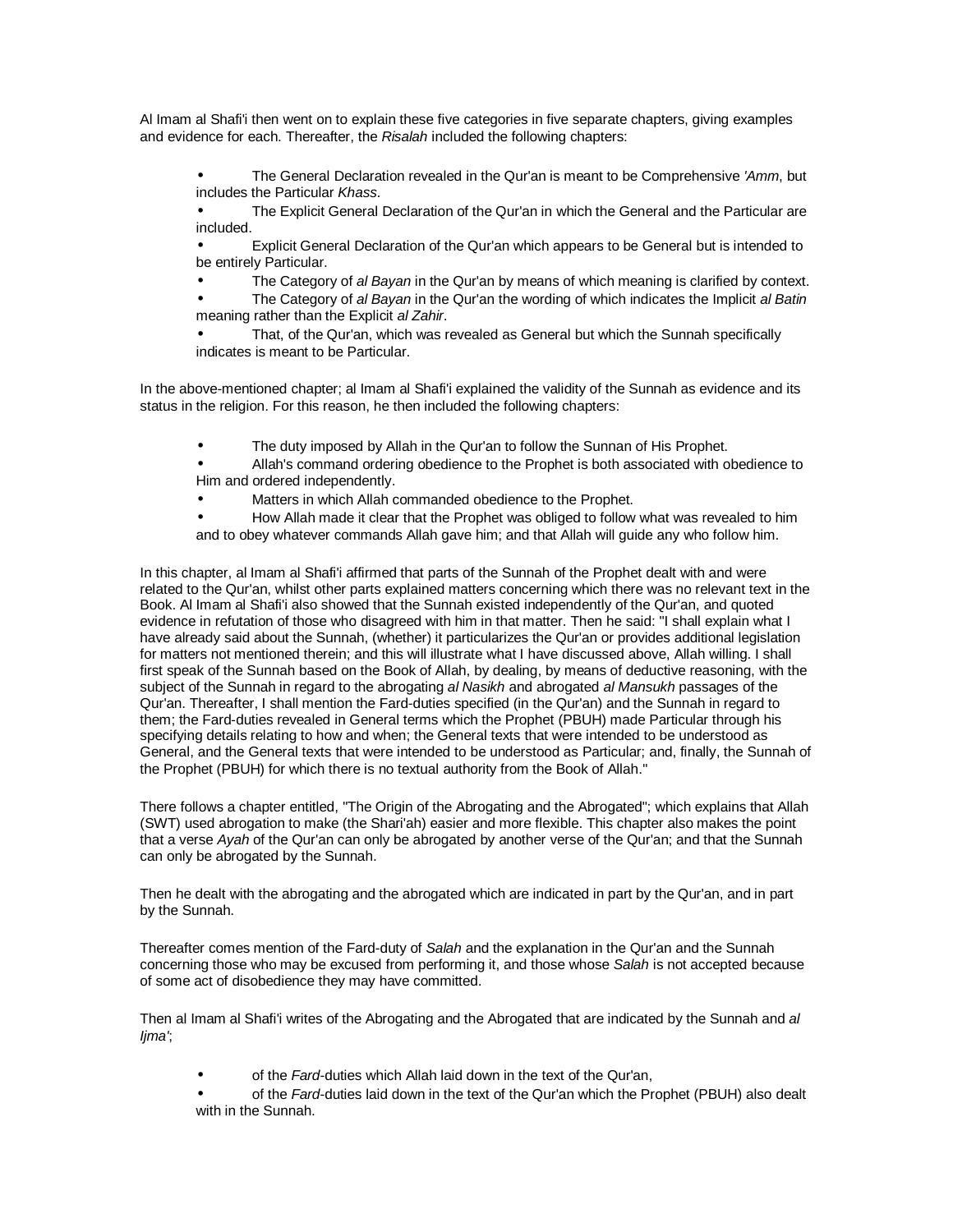Al Imam al Shafi'i then went on to explain these five categories in five separate chapters, giving examples and evidence for each. Thereafter, the *Risalah* included the following chapters:

- The General Declaration revealed in the Qur'an is meant to be Comprehensive *'Amm*, but includes the Particular *Khass*.
- The Explicit General Declaration of the Qur'an in which the General and the Particular are included.
- Explicit General Declaration of the Qur'an which appears to be General but is intended to be entirely Particular.
- The Category of *al Bayan* in the Qur'an by means of which meaning is clarified by context.
- The Category of *al Bayan* in the Qur'an the wording of which indicates the Implicit *al Batin* meaning rather than the Explicit *al Zahir*.
- That, of the Qur'an, which was revealed as General but which the Sunnah specifically indicates is meant to be Particular.

In the above-mentioned chapter; al Imam al Shafi'i explained the validity of the Sunnah as evidence and its status in the religion. For this reason, he then included the following chapters:

- The duty imposed by Allah in the Qur'an to follow the Sunnan of His Prophet.
- Allah's command ordering obedience to the Prophet is both associated with obedience to Him and ordered independently.
- Matters in which Allah commanded obedience to the Prophet.
- How Allah made it clear that the Prophet was obliged to follow what was revealed to him and to obey whatever commands Allah gave him; and that Allah will guide any who follow him.

In this chapter, al Imam al Shafi'i affirmed that parts of the Sunnah of the Prophet dealt with and were related to the Qur'an, whilst other parts explained matters concerning which there was no relevant text in the Book. Al Imam al Shafi'i also showed that the Sunnah existed independently of the Qur'an, and quoted evidence in refutation of those who disagreed with him in that matter. Then he said: "I shall explain what I have already said about the Sunnah, (whether) it particularizes the Qur'an or provides additional legislation for matters not mentioned therein; and this will illustrate what I have discussed above, Allah willing. I shall first speak of the Sunnah based on the Book of Allah, by dealing, by means of deductive reasoning, with the subject of the Sunnah in regard to the abrogating *al Nasikh* and abrogated *al Mansukh* passages of the Qur'an. Thereafter, I shall mention the Fard-duties specified (in the Qur'an) and the Sunnah in regard to them; the Fard-duties revealed in General terms which the Prophet (PBUH) made Particular through his specifying details relating to how and when; the General texts that were intended to be understood as General, and the General texts that were intended to be understood as Particular; and, finally, the Sunnah of the Prophet (PBUH) for which there is no textual authority from the Book of Allah."

There follows a chapter entitled, "The Origin of the Abrogating and the Abrogated"; which explains that Allah (SWT) used abrogation to make (the Shari'ah) easier and more flexible. This chapter also makes the point that a verse *Ayah* of the Qur'an can only be abrogated by another verse of the Qur'an; and that the Sunnah can only be abrogated by the Sunnah.

Then he dealt with the abrogating and the abrogated which are indicated in part by the Qur'an, and in part by the Sunnah.

Thereafter comes mention of the Fard-duty of *Salah* and the explanation in the Qur'an and the Sunnah concerning those who may be excused from performing it, and those whose *Salah* is not accepted because of some act of disobedience they may have committed.

Then al Imam al Shafi'i writes of the Abrogating and the Abrogated that are indicated by the Sunnah and *al Ijma'*;

- of the *Fard*-duties which Allah laid down in the text of the Qur'an,
- of the *Fard*-duties laid down in the text of the Qur'an which the Prophet (PBUH) also dealt with in the Sunnah.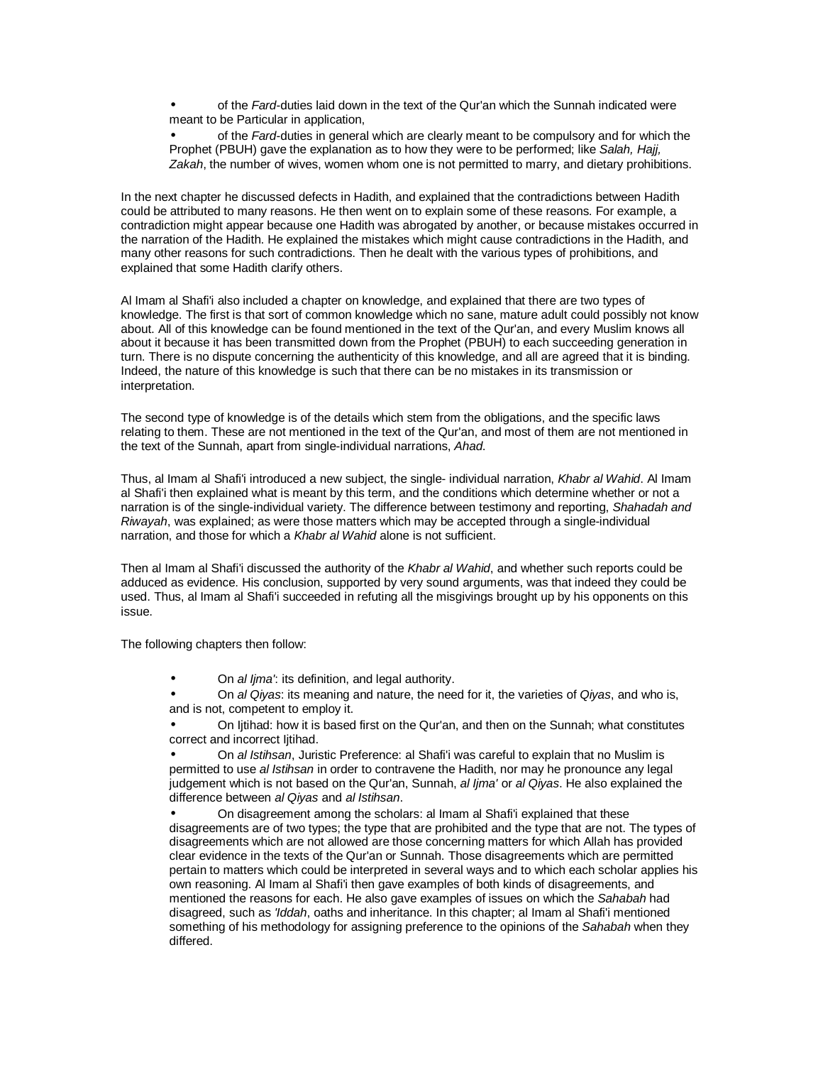- of the *Fard*-duties laid down in the text of the Qur'an which the Sunnah indicated were meant to be Particular in application,
- of the *Fard*-duties in general which are clearly meant to be compulsory and for which the Prophet (PBUH) gave the explanation as to how they were to be performed; like *Salah, Hajj, Zakah*, the number of wives, women whom one is not permitted to marry, and dietary prohibitions.

In the next chapter he discussed defects in Hadith, and explained that the contradictions between Hadith could be attributed to many reasons. He then went on to explain some of these reasons. For example, a contradiction might appear because one Hadith was abrogated by another, or because mistakes occurred in the narration of the Hadith. He explained the mistakes which might cause contradictions in the Hadith, and many other reasons for such contradictions. Then he dealt with the various types of prohibitions, and explained that some Hadith clarify others.

Al Imam al Shafi'i also included a chapter on knowledge, and explained that there are two types of knowledge. The first is that sort of common knowledge which no sane, mature adult could possibly not know about. All of this knowledge can be found mentioned in the text of the Qur'an, and every Muslim knows all about it because it has been transmitted down from the Prophet (PBUH) to each succeeding generation in turn. There is no dispute concerning the authenticity of this knowledge, and all are agreed that it is binding. Indeed, the nature of this knowledge is such that there can be no mistakes in its transmission or interpretation.

The second type of knowledge is of the details which stem from the obligations, and the specific laws relating to them. These are not mentioned in the text of the Qur'an, and most of them are not mentioned in the text of the Sunnah, apart from single-individual narrations, *Ahad*.

Thus, al Imam al Shafi'i introduced a new subject, the single- individual narration, *Khabr al Wahid*. Al Imam al Shafi'i then explained what is meant by this term, and the conditions which determine whether or not a narration is of the single-individual variety. The difference between testimony and reporting, *Shahadah and Riwayah*, was explained; as were those matters which may be accepted through a single-individual narration, and those for which a *Khabr al Wahid* alone is not sufficient.

Then al Imam al Shafi'i discussed the authority of the *Khabr al Wahid*, and whether such reports could be adduced as evidence. His conclusion, supported by very sound arguments, was that indeed they could be used. Thus, al Imam al Shafi'i succeeded in refuting all the misgivings brought up by his opponents on this issue.

The following chapters then follow:

- On *al Ijma'*: its definition, and legal authority.
- On *al Qiyas*: its meaning and nature, the need for it, the varieties of *Qiyas*, and who is, and is not, competent to employ it.
- On Ijtihad: how it is based first on the Qur'an, and then on the Sunnah; what constitutes correct and incorrect Ijtihad.
- On *al Istihsan*, Juristic Preference: al Shafi'i was careful to explain that no Muslim is permitted to use *al Istihsan* in order to contravene the Hadith, nor may he pronounce any legal judgement which is not based on the Qur'an, Sunnah, *al Ijma'* or *al Qiyas*. He also explained the difference between *al Qiyas* and *al Istihsan*.
- On disagreement among the scholars: al Imam al Shafi'i explained that these disagreements are of two types; the type that are prohibited and the type that are not. The types of disagreements which are not allowed are those concerning matters for which Allah has provided clear evidence in the texts of the Qur'an or Sunnah. Those disagreements which are permitted pertain to matters which could be interpreted in several ways and to which each scholar applies his own reasoning. Al Imam al Shafi'i then gave examples of both kinds of disagreements, and mentioned the reasons for each. He also gave examples of issues on which the *Sahabah* had disagreed, such as *'Iddah*, oaths and inheritance. In this chapter; al Imam al Shafi'i mentioned something of his methodology for assigning preference to the opinions of the *Sahabah* when they differed.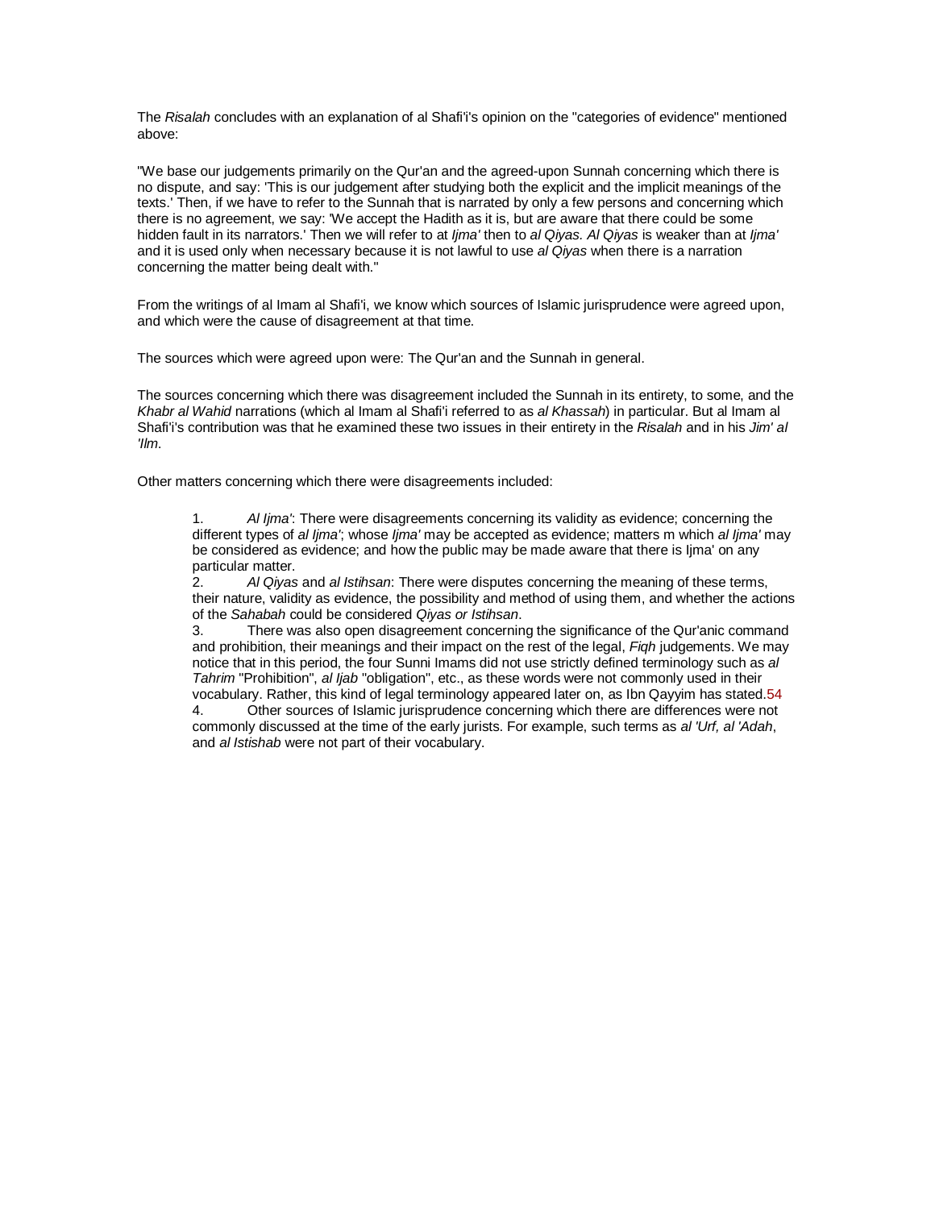The *Risalah* concludes with an explanation of al Shafi'i's opinion on the "categories of evidence" mentioned above:

"We base our judgements primarily on the Qur'an and the agreed-upon Sunnah concerning which there is no dispute, and say: 'This is our judgement after studying both the explicit and the implicit meanings of the texts.' Then, if we have to refer to the Sunnah that is narrated by only a few persons and concerning which there is no agreement, we say: 'We accept the Hadith as it is, but are aware that there could be some hidden fault in its narrators.' Then we will refer to at *Ijma'* then to *al Qiyas. Al Qiyas* is weaker than at *Ijma'* and it is used only when necessary because it is not lawful to use *al Qiyas* when there is a narration concerning the matter being dealt with."

From the writings of al Imam al Shafi'i, we know which sources of Islamic jurisprudence were agreed upon, and which were the cause of disagreement at that time.

The sources which were agreed upon were: The Qur'an and the Sunnah in general.

The sources concerning which there was disagreement included the Sunnah in its entirety, to some, and the *Khabr al Wahid* narrations (which al Imam al Shafi'i referred to as *al Khassah*) in particular. But al Imam al Shafi'i's contribution was that he examined these two issues in their entirety in the *Risalah* and in his *Jim' al 'Ilm*.

Other matters concerning which there were disagreements included:

1. *Al Ijma'*: There were disagreements concerning its validity as evidence; concerning the different types of *al Ijma'*; whose *Ijma'* may be accepted as evidence; matters m which *al Ijma'* may be considered as evidence; and how the public may be made aware that there is Ijma' on any particular matter.
2. *Al Qiyas* and *al Istihsan*: There were disputes concerning the meaning of these terms, their nature, validity as evidence, the possibility and method of using them, and whether the actions of the *Sahabah* could be considered *Qiyas or Istihsan*.
3. There was also open disagreement concerning the significance of the Qur'anic command and prohibition, their meanings and their impact on the rest of the legal, *Fiqh* judgements. We may notice that in this period, the four Sunni Imams did not use strictly defined terminology such as *al Tahrim* "Prohibition", *al Ijab* "obligation", etc., as these words were not commonly used in their vocabulary. Rather, this kind of legal terminology appeared later on, as Ibn Qayyim has stated.[54]
4. Other sources of Islamic jurisprudence concerning which there are differences were not commonly discussed at the time of the early jurists. For example, such terms as *al 'Urf, al 'Adah*, and *al Istishab* were not part of their vocabulary.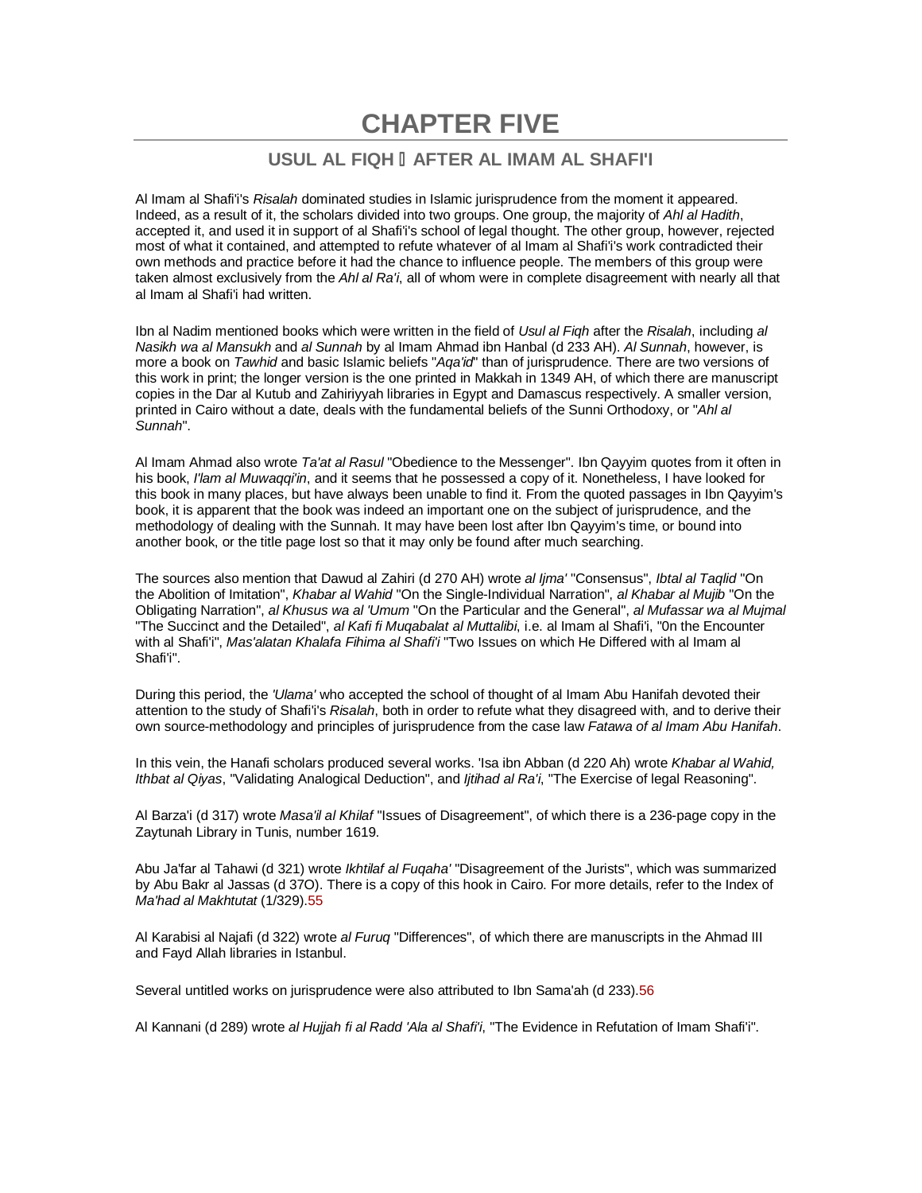# CHAPTER FIVE

## USUL AL FIQH  AFTER AL IMAM AL SHAFI'I

Al Imam al Shafi'i's *Risalah* dominated studies in Islamic jurisprudence from the moment it appeared. Indeed, as a result of it, the scholars divided into two groups. One group, the majority of *Ahl al Hadith*, accepted it, and used it in support of al Shafi'i's school of legal thought. The other group, however, rejected most of what it contained, and attempted to refute whatever of al Imam al Shafi'i's work contradicted their own methods and practice before it had the chance to influence people. The members of this group were taken almost exclusively from the *Ahl al Ra'i*, all of whom were in complete disagreement with nearly all that al Imam al Shafi'i had written.

Ibn al Nadim mentioned books which were written in the field of *Usul al Fiqh* after the *Risalah*, including *al Nasikh wa al Mansukh* and *al Sunnah* by al Imam Ahmad ibn Hanbal (d 233 AH). *Al Sunnah*, however, is more a book on *Tawhid* and basic Islamic beliefs "*Aqa'id*" than of jurisprudence. There are two versions of this work in print; the longer version is the one printed in Makkah in 1349 AH, of which there are manuscript copies in the Dar al Kutub and Zahiriyyah libraries in Egypt and Damascus respectively. A smaller version, printed in Cairo without a date, deals with the fundamental beliefs of the Sunni Orthodoxy, or "*Ahl al Sunnah*".

Al Imam Ahmad also wrote *Ta'at al Rasul* "Obedience to the Messenger". Ibn Qayyim quotes from it often in his book, *I'lam al Muwaqqi'in*, and it seems that he possessed a copy of it. Nonetheless, I have looked for this book in many places, but have always been unable to find it. From the quoted passages in Ibn Qayyim's book, it is apparent that the book was indeed an important one on the subject of jurisprudence, and the methodology of dealing with the Sunnah. It may have been lost after Ibn Qayyim's time, or bound into another book, or the title page lost so that it may only be found after much searching.

The sources also mention that Dawud al Zahiri (d 270 AH) wrote *al Ijma'* "Consensus", *Ibtal al Taqlid* "On the Abolition of Imitation", *Khabar al Wahid* "On the Single-Individual Narration", *al Khabar al Mujib* "On the Obligating Narration", *al Khusus wa al 'Umum* "On the Particular and the General", *al Mufassar wa al Mujmal* "The Succinct and the Detailed", *al Kafi fi Muqabalat al Muttalibi*, i.e. al Imam al Shafi'i, "0n the Encounter with al Shafi'i", *Mas'alatan Khalafa Fihima al Shafi'i* "Two Issues on which He Differed with al Imam al Shafi'i".

During this period, the *'Ulama'* who accepted the school of thought of al Imam Abu Hanifah devoted their attention to the study of Shafi'i's *Risalah*, both in order to refute what they disagreed with, and to derive their own source-methodology and principles of jurisprudence from the case law *Fatawa of al Imam Abu Hanifah*.

In this vein, the Hanafi scholars produced several works. 'Isa ibn Abban (d 220 Ah) wrote *Khabar al Wahid, Ithbat al Qiyas*, "Validating Analogical Deduction", and *Ijtihad al Ra'i*, "The Exercise of legal Reasoning".

Al Barza'i (d 317) wrote *Masa'il al Khilaf* "Issues of Disagreement", of which there is a 236-page copy in the Zaytunah Library in Tunis, number 1619.

Abu Ja'far al Tahawi (d 321) wrote *Ikhtilaf al Fuqaha'* "Disagreement of the Jurists", which was summarized by Abu Bakr al Jassas (d 37O). There is a copy of this hook in Cairo. For more details, refer to the Index of *Ma'had al Makhtutat* (1/329).[55]

Al Karabisi al Najafi (d 322) wrote *al Furuq* "Differences", of which there are manuscripts in the Ahmad III and Fayd Allah libraries in Istanbul.

Several untitled works on jurisprudence were also attributed to Ibn Sama'ah (d 233).[56]

Al Kannani (d 289) wrote *al Hujjah fi al Radd 'Ala al Shafi'i*, "The Evidence in Refutation of Imam Shafi'i".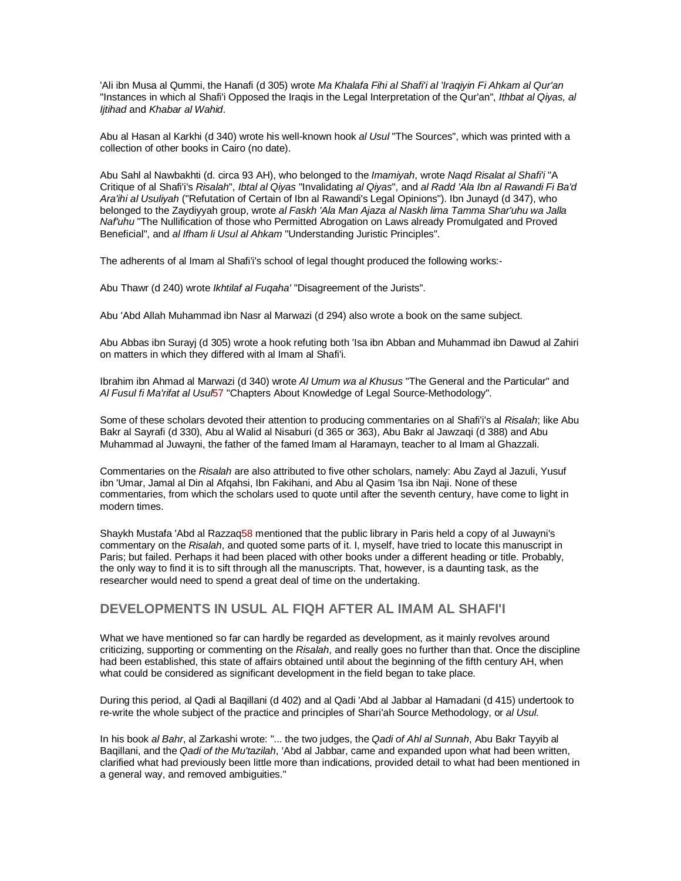'Ali ibn Musa al Qummi, the Hanafi (d 305) wrote *Ma Khalafa Fihi al Shafi'i al 'Iraqiyin Fi Ahkam al Qur'an* "Instances in which al Shafi'i Opposed the Iraqis in the Legal Interpretation of the Qur'an", *Ithbat al Qiyas, al Ijtihad* and *Khabar al Wahid*.

Abu al Hasan al Karkhi (d 340) wrote his well-known hook *al Usul* "The Sources", which was printed with a collection of other books in Cairo (no date).

Abu Sahl al Nawbakhti (d. circa 93 AH), who belonged to the *Imamiyah*, wrote *Naqd Risalat al Shafi'i* "A Critique of al Shafi'i's *Risalah*", *Ibtal al Qiyas* "Invalidating *al Qiyas*", and *al Radd 'Ala Ibn al Rawandi Fi Ba'd Ara'ihi al Usuliyah* ("Refutation of Certain of Ibn al Rawandi's Legal Opinions"). Ibn Junayd (d 347), who belonged to the Zaydiyyah group, wrote *al Faskh 'Ala Man Ajaza al Naskh lima Tamma Shar'uhu wa Jalla Naf'uhu* "The Nullification of those who Permitted Abrogation on Laws already Promulgated and Proved Beneficial", and *al Ifham li Usul al Ahkam* "Understanding Juristic Principles".

The adherents of al Imam al Shafi'i's school of legal thought produced the following works:-

Abu Thawr (d 240) wrote *Ikhtilaf al Fuqaha'* "Disagreement of the Jurists".

Abu 'Abd Allah Muhammad ibn Nasr al Marwazi (d 294) also wrote a book on the same subject.

Abu Abbas ibn Surayj (d 305) wrote a hook refuting both 'Isa ibn Abban and Muhammad ibn Dawud al Zahiri on matters in which they differed with al Imam al Shafi'i.

Ibrahim ibn Ahmad al Marwazi (d 340) wrote *Al Umum wa al Khusus* "The General and the Particular" and *Al Fusul fi Ma'rifat al Usul*[57] "Chapters About Knowledge of Legal Source-Methodology".

Some of these scholars devoted their attention to producing commentaries on al Shafi'i's al *Risalah*; like Abu Bakr al Sayrafi (d 330), Abu al Walid al Nisaburi (d 365 or 363), Abu Bakr al Jawzaqi (d 388) and Abu Muhammad al Juwayni, the father of the famed Imam al Haramayn, teacher to al Imam al Ghazzali.

Commentaries on the *Risalah* are also attributed to five other scholars, namely: Abu Zayd al Jazuli, Yusuf ibn 'Umar, Jamal al Din al Afqahsi, Ibn Fakihani, and Abu al Qasim 'Isa ibn Naji. None of these commentaries, from which the scholars used to quote until after the seventh century, have come to light in modern times.

Shaykh Mustafa 'Abd al Razzaq[58] mentioned that the public library in Paris held a copy of al Juwayni's commentary on the *Risalah*, and quoted some parts of it. I, myself, have tried to locate this manuscript in Paris; but failed. Perhaps it had been placed with other books under a different heading or title. Probably, the only way to find it is to sift through all the manuscripts. That, however, is a daunting task, as the researcher would need to spend a great deal of time on the undertaking.

## DEVELOPMENTS IN USUL AL FIQH AFTER AL IMAM AL SHAFI'I

What we have mentioned so far can hardly be regarded as development, as it mainly revolves around criticizing, supporting or commenting on the *Risalah*, and really goes no further than that. Once the discipline had been established, this state of affairs obtained until about the beginning of the fifth century AH, when what could be considered as significant development in the field began to take place.

During this period, al Qadi al Baqillani (d 402) and al Qadi 'Abd al Jabbar al Hamadani (d 415) undertook to re-write the whole subject of the practice and principles of Shari'ah Source Methodology, or *al Usul*.

In his book *al Bahr*, al Zarkashi wrote: "... the two judges, the *Qadi of Ahl al Sunnah*, Abu Bakr Tayyib al Baqillani, and the *Qadi of the Mu'tazilah*, 'Abd al Jabbar, came and expanded upon what had been written, clarified what had previously been little more than indications, provided detail to what had been mentioned in a general way, and removed ambiguities."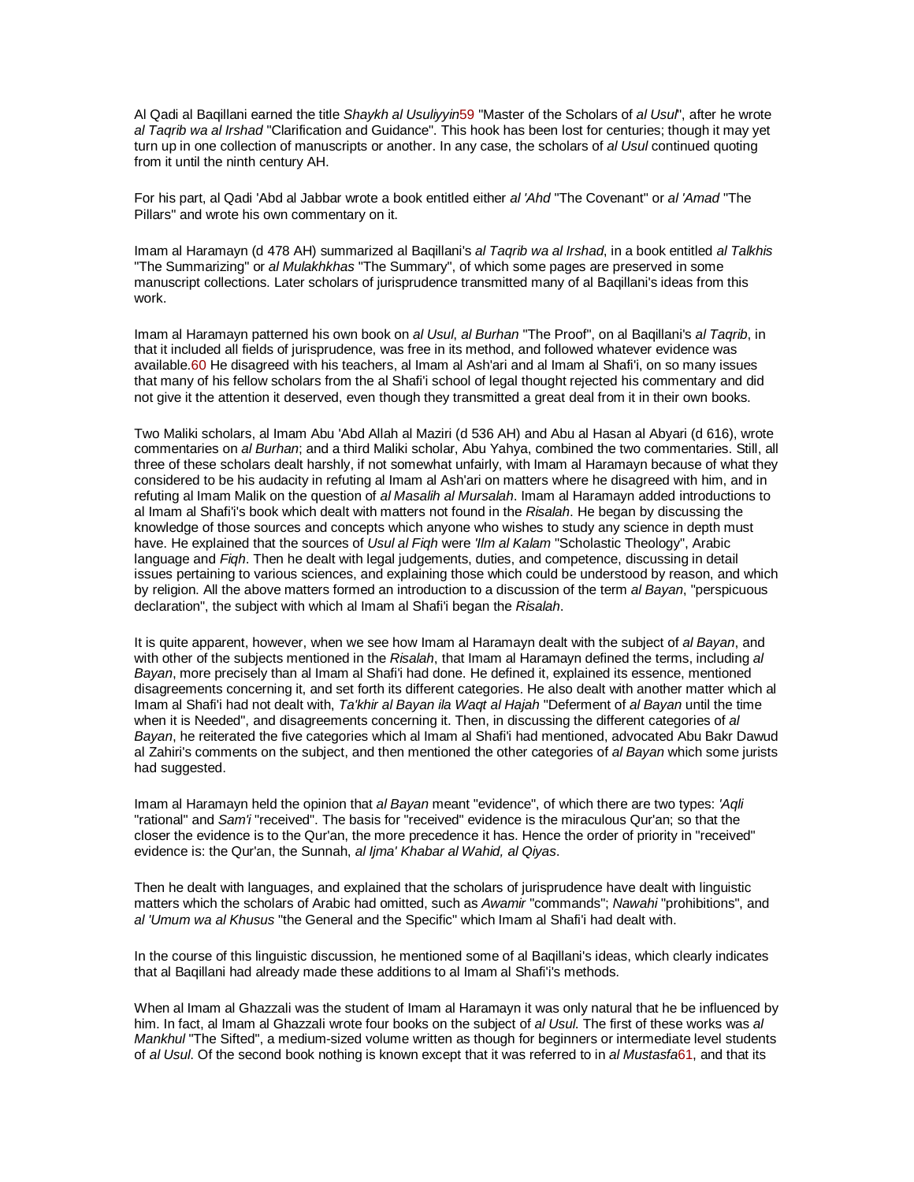Al Qadi al Baqillani earned the title *Shaykh al Usuliyyin*[59] "Master of the Scholars of *al Usul*", after he wrote *al Taqrib wa al Irshad* "Clarification and Guidance". This hook has been lost for centuries; though it may yet turn up in one collection of manuscripts or another. In any case, the scholars of *al Usul* continued quoting from it until the ninth century AH.

For his part, al Qadi 'Abd al Jabbar wrote a book entitled either *al 'Ahd* "The Covenant" or *al 'Amad* "The Pillars" and wrote his own commentary on it.

Imam al Haramayn (d 478 AH) summarized al Baqillani's *al Taqrib wa al Irshad*, in a book entitled *al Talkhis* "The Summarizing" or *al Mulakhkhas* "The Summary", of which some pages are preserved in some manuscript collections. Later scholars of jurisprudence transmitted many of al Baqillani's ideas from this work.

Imam al Haramayn patterned his own book on *al Usul*, *al Burhan* "The Proof", on al Baqillani's *al Taqrib*, in that it included all fields of jurisprudence, was free in its method, and followed whatever evidence was available.[60] He disagreed with his teachers, al Imam al Ash'ari and al Imam al Shafi'i, on so many issues that many of his fellow scholars from the al Shafi'i school of legal thought rejected his commentary and did not give it the attention it deserved, even though they transmitted a great deal from it in their own books.

Two Maliki scholars, al Imam Abu 'Abd Allah al Maziri (d 536 AH) and Abu al Hasan al Abyari (d 616), wrote commentaries on *al Burhan*; and a third Maliki scholar, Abu Yahya, combined the two commentaries. Still, all three of these scholars dealt harshly, if not somewhat unfairly, with Imam al Haramayn because of what they considered to be his audacity in refuting al Imam al Ash'ari on matters where he disagreed with him, and in refuting al Imam Malik on the question of *al Masalih al Mursalah*. Imam al Haramayn added introductions to al Imam al Shafi'i's book which dealt with matters not found in the *Risalah*. He began by discussing the knowledge of those sources and concepts which anyone who wishes to study any science in depth must have. He explained that the sources of *Usul al Fiqh* were *'Ilm al Kalam* "Scholastic Theology", Arabic language and *Fiqh*. Then he dealt with legal judgements, duties, and competence, discussing in detail issues pertaining to various sciences, and explaining those which could be understood by reason, and which by religion. All the above matters formed an introduction to a discussion of the term *al Bayan*, "perspicuous declaration", the subject with which al Imam al Shafi'i began the *Risalah*.

It is quite apparent, however, when we see how Imam al Haramayn dealt with the subject of *al Bayan*, and with other of the subjects mentioned in the *Risalah*, that Imam al Haramayn defined the terms, including *al Bayan*, more precisely than al Imam al Shafi'i had done. He defined it, explained its essence, mentioned disagreements concerning it, and set forth its different categories. He also dealt with another matter which al Imam al Shafi'i had not dealt with, *Ta'khir al Bayan ila Waqt al Hajah* "Deferment of *al Bayan* until the time when it is Needed", and disagreements concerning it. Then, in discussing the different categories of *al Bayan*, he reiterated the five categories which al Imam al Shafi'i had mentioned, advocated Abu Bakr Dawud al Zahiri's comments on the subject, and then mentioned the other categories of *al Bayan* which some jurists had suggested.

Imam al Haramayn held the opinion that *al Bayan* meant "evidence", of which there are two types: *'Aqli* "rational" and *Sam'i* "received". The basis for "received" evidence is the miraculous Qur'an; so that the closer the evidence is to the Qur'an, the more precedence it has. Hence the order of priority in "received" evidence is: the Qur'an, the Sunnah, *al Ijma' Khabar al Wahid, al Qiyas*.

Then he dealt with languages, and explained that the scholars of jurisprudence have dealt with linguistic matters which the scholars of Arabic had omitted, such as *Awamir* "commands"; *Nawahi* "prohibitions", and *al 'Umum wa al Khusus* "the General and the Specific" which Imam al Shafi'i had dealt with.

In the course of this linguistic discussion, he mentioned some of al Baqillani's ideas, which clearly indicates that al Baqillani had already made these additions to al Imam al Shafi'i's methods.

When al Imam al Ghazzali was the student of Imam al Haramayn it was only natural that he be influenced by him. In fact, al Imam al Ghazzali wrote four books on the subject of *al Usul*. The first of these works was *al Mankhul* "The Sifted", a medium-sized volume written as though for beginners or intermediate level students of *al Usul*. Of the second book nothing is known except that it was referred to in *al Mustasfa*[61], and that its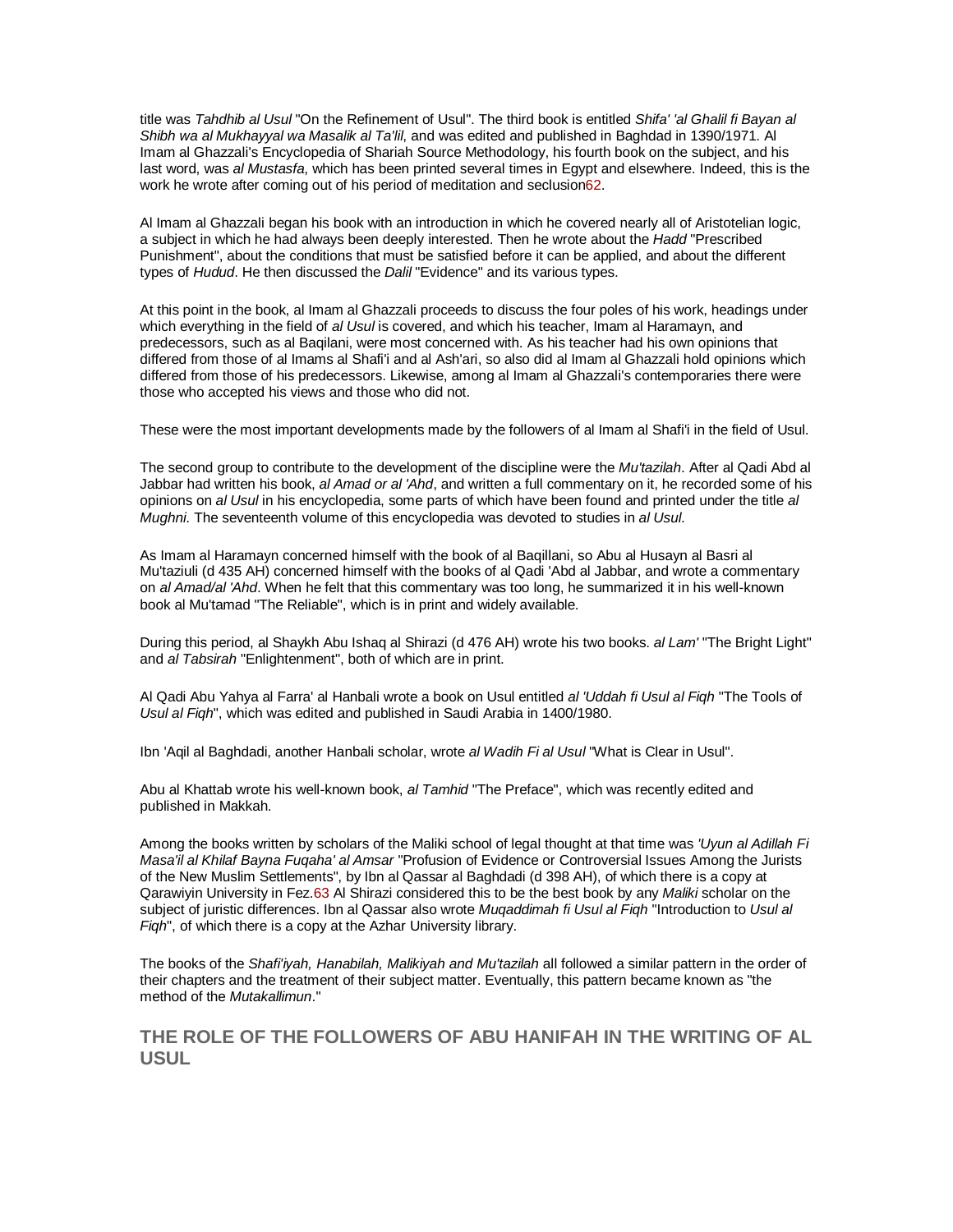title was *Tahdhib al Usul* "On the Refinement of Usul". The third book is entitled *Shifa' 'al Ghalil fi Bayan al Shibh wa al Mukhayyal wa Masalik al Ta'lil*, and was edited and published in Baghdad in 1390/1971. Al Imam al Ghazzali's Encyclopedia of Shariah Source Methodology, his fourth book on the subject, and his last word, was *al Mustasfa*, which has been printed several times in Egypt and elsewhere. Indeed, this is the work he wrote after coming out of his period of meditation and seclusion[62].

Al Imam al Ghazzali began his book with an introduction in which he covered nearly all of Aristotelian logic, a subject in which he had always been deeply interested. Then he wrote about the *Hadd* "Prescribed Punishment", about the conditions that must be satisfied before it can be applied, and about the different types of *Hudud*. He then discussed the *Dalil* "Evidence" and its various types.

At this point in the book, al Imam al Ghazzali proceeds to discuss the four poles of his work, headings under which everything in the field of *al Usul* is covered, and which his teacher, Imam al Haramayn, and predecessors, such as al Baqilani, were most concerned with. As his teacher had his own opinions that differed from those of al Imams al Shafi'i and al Ash'ari, so also did al Imam al Ghazzali hold opinions which differed from those of his predecessors. Likewise, among al Imam al Ghazzali's contemporaries there were those who accepted his views and those who did not.

These were the most important developments made by the followers of al Imam al Shafi'i in the field of Usul.

The second group to contribute to the development of the discipline were the *Mu'tazilah*. After al Qadi Abd al Jabbar had written his book, *al Amad or al 'Ahd*, and written a full commentary on it, he recorded some of his opinions on *al Usul* in his encyclopedia, some parts of which have been found and printed under the title *al Mughni*. The seventeenth volume of this encyclopedia was devoted to studies in *al Usul*.

As Imam al Haramayn concerned himself with the book of al Baqillani, so Abu al Husayn al Basri al Mu'taziuli (d 435 AH) concerned himself with the books of al Qadi 'Abd al Jabbar, and wrote a commentary on *al Amad/al 'Ahd*. When he felt that this commentary was too long, he summarized it in his well-known book al Mu'tamad "The Reliable", which is in print and widely available.

During this period, al Shaykh Abu Ishaq al Shirazi (d 476 AH) wrote his two books. *al Lam'* "The Bright Light" and *al Tabsirah* "Enlightenment", both of which are in print.

Al Qadi Abu Yahya al Farra' al Hanbali wrote a book on Usul entitled *al 'Uddah fi Usul al Fiqh* "The Tools of *Usul al Fiqh*", which was edited and published in Saudi Arabia in 1400/1980.

Ibn 'Aqil al Baghdadi, another Hanbali scholar, wrote *al Wadih Fi al Usul* "What is Clear in Usul".

Abu al Khattab wrote his well-known book, *al Tamhid* "The Preface", which was recently edited and published in Makkah.

Among the books written by scholars of the Maliki school of legal thought at that time was *'Uyun al Adillah Fi Masa'il al Khilaf Bayna Fuqaha' al Amsar* "Profusion of Evidence or Controversial Issues Among the Jurists of the New Muslim Settlements", by Ibn al Qassar al Baghdadi (d 398 AH), of which there is a copy at Qarawiyin University in Fez.[63] Al Shirazi considered this to be the best book by any *Maliki* scholar on the subject of juristic differences. Ibn al Qassar also wrote *Muqaddimah fi Usul al Fiqh* "Introduction to *Usul al Fiqh*", of which there is a copy at the Azhar University library.

The books of the *Shafi'iyah, Hanabilah, Malikiyah and Mu'tazilah* all followed a similar pattern in the order of their chapters and the treatment of their subject matter. Eventually, this pattern became known as "the method of the *Mutakallimun*."

## THE ROLE OF THE FOLLOWERS OF ABU HANIFAH IN THE WRITING OF AL USUL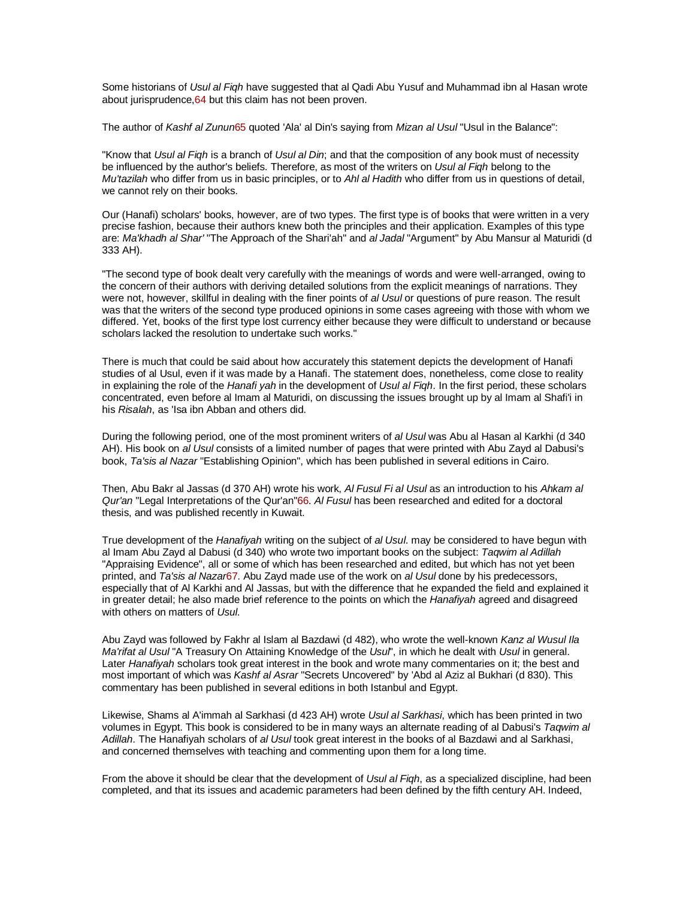Some historians of *Usul al Fiqh* have suggested that al Qadi Abu Yusuf and Muhammad ibn al Hasan wrote about jurisprudence,[64] but this claim has not been proven.

The author of *Kashf al Zunun*[65] quoted 'Ala' al Din's saying from *Mizan al Usul* "Usul in the Balance":

"Know that *Usul al Fiqh* is a branch of *Usul al Din*; and that the composition of any book must of necessity be influenced by the author's beliefs. Therefore, as most of the writers on *Usul al Fiqh* belong to the *Mu'tazilah* who differ from us in basic principles, or to *Ahl al Hadith* who differ from us in questions of detail, we cannot rely on their books.

Our (Hanafi) scholars' books, however, are of two types. The first type is of books that were written in a very precise fashion, because their authors knew both the principles and their application. Examples of this type are: *Ma'khadh al Shar'* "The Approach of the Shari'ah" and *al Jadal* "Argument" by Abu Mansur al Maturidi (d 333 AH).

"The second type of book dealt very carefully with the meanings of words and were well-arranged, owing to the concern of their authors with deriving detailed solutions from the explicit meanings of narrations. They were not, however, skillful in dealing with the finer points of *al Usul* or questions of pure reason. The result was that the writers of the second type produced opinions in some cases agreeing with those with whom we differed. Yet, books of the first type lost currency either because they were difficult to understand or because scholars lacked the resolution to undertake such works."

There is much that could be said about how accurately this statement depicts the development of Hanafi studies of al Usul, even if it was made by a Hanafi. The statement does, nonetheless, come close to reality in explaining the role of the *Hanafi yah* in the development of *Usul al Fiqh*. In the first period, these scholars concentrated, even before al Imam al Maturidi, on discussing the issues brought up by al Imam al Shafi'i in his *Risalah*, as 'Isa ibn Abban and others did.

During the following period, one of the most prominent writers of *al Usul* was Abu al Hasan al Karkhi (d 340 AH). His book on *al Usul* consists of a limited number of pages that were printed with Abu Zayd al Dabusi's book, *Ta'sis al Nazar* "Establishing Opinion", which has been published in several editions in Cairo.

Then, Abu Bakr al Jassas (d 370 AH) wrote his work, *Al Fusul Fi al Usul* as an introduction to his *Ahkam al Qur'an* "Legal Interpretations of the Qur'an"[66]. *Al Fusul* has been researched and edited for a doctoral thesis, and was published recently in Kuwait.

True development of the *Hanafiyah* writing on the subject of *al Usul*. may be considered to have begun with al Imam Abu Zayd al Dabusi (d 340) who wrote two important books on the subject: *Taqwim al Adillah* "Appraising Evidence", all or some of which has been researched and edited, but which has not yet been printed, and *Ta'sis al Nazar*[67]. Abu Zayd made use of the work on *al Usul* done by his predecessors, especially that of Al Karkhi and Al Jassas, but with the difference that he expanded the field and explained it in greater detail; he also made brief reference to the points on which the *Hanafiyah* agreed and disagreed with others on matters of *Usul*.

Abu Zayd was followed by Fakhr al Islam al Bazdawi (d 482), who wrote the well-known *Kanz al Wusul Ila Ma'rifat al Usul* "A Treasury On Attaining Knowledge of the *Usul*", in which he dealt with *Usul* in general. Later *Hanafiyah* scholars took great interest in the book and wrote many commentaries on it; the best and most important of which was *Kashf al Asrar* "Secrets Uncovered" by 'Abd al Aziz al Bukhari (d 830). This commentary has been published in several editions in both Istanbul and Egypt.

Likewise, Shams al A'immah al Sarkhasi (d 423 AH) wrote *Usul al Sarkhasi*, which has been printed in two volumes in Egypt. This book is considered to be in many ways an alternate reading of al Dabusi's *Taqwim al Adillah*. The Hanafiyah scholars of *al Usul* took great interest in the books of al Bazdawi and al Sarkhasi, and concerned themselves with teaching and commenting upon them for a long time.

From the above it should be clear that the development of *Usul al Fiqh*, as a specialized discipline, had been completed, and that its issues and academic parameters had been defined by the fifth century AH. Indeed,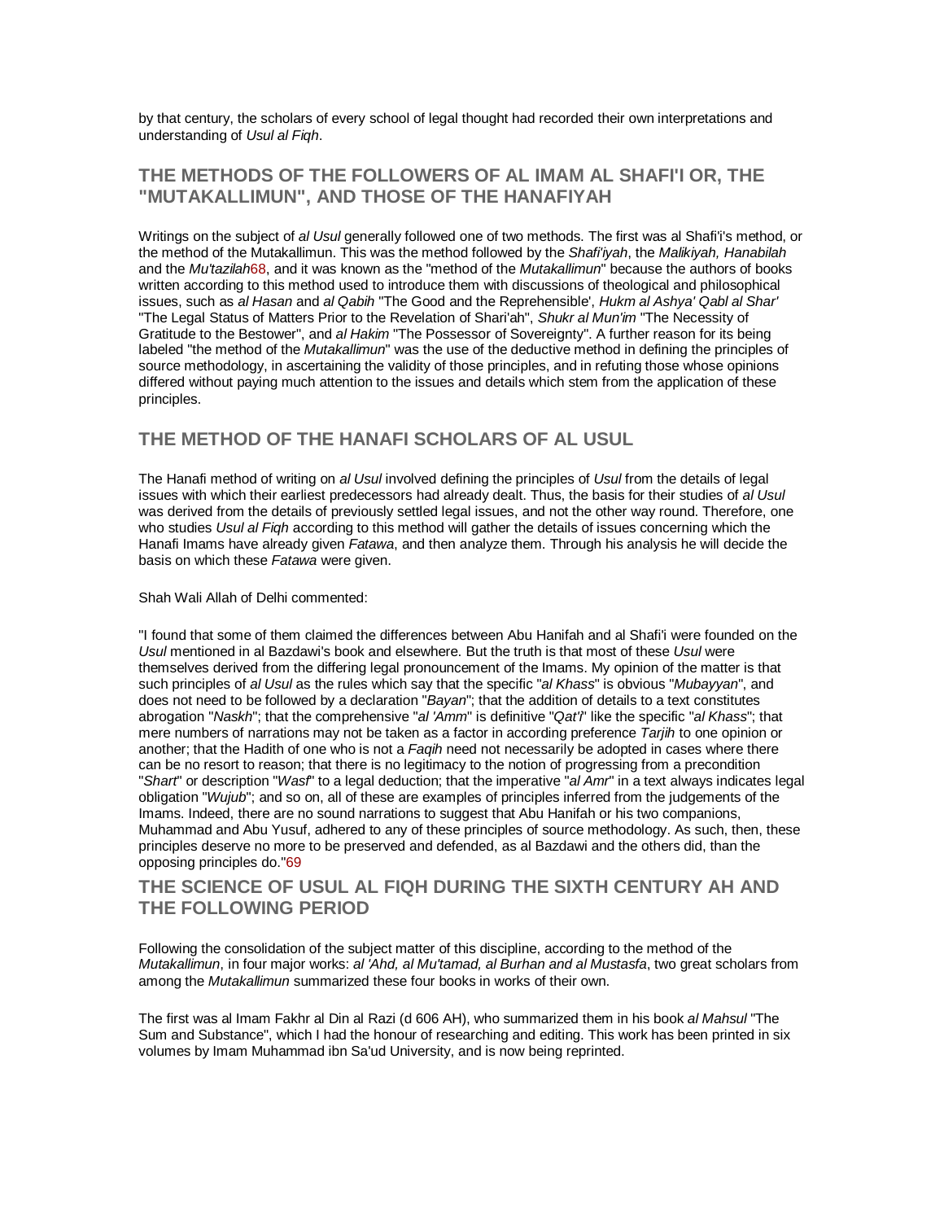by that century, the scholars of every school of legal thought had recorded their own interpretations and understanding of *Usul al Fiqh*.

## THE METHODS OF THE FOLLOWERS OF AL IMAM AL SHAFI'I OR, THE "MUTAKALLIMUN", AND THOSE OF THE HANAFIYAH

Writings on the subject of *al Usul* generally followed one of two methods. The first was al Shafi'i's method, or the method of the Mutakallimun. This was the method followed by the *Shafi'iyah*, the *Malikiyah, Hanabilah* and the *Mu'tazilah*[68], and it was known as the "method of the *Mutakallimun*" because the authors of books written according to this method used to introduce them with discussions of theological and philosophical issues, such as *al Hasan* and *al Qabih* "The Good and the Reprehensible', *Hukm al Ashya' Qabl al Shar'* "The Legal Status of Matters Prior to the Revelation of Shari'ah", *Shukr al Mun'im* "The Necessity of Gratitude to the Bestower", and *al Hakim* "The Possessor of Sovereignty". A further reason for its being labeled "the method of the *Mutakallimun*" was the use of the deductive method in defining the principles of source methodology, in ascertaining the validity of those principles, and in refuting those whose opinions differed without paying much attention to the issues and details which stem from the application of these principles.

## THE METHOD OF THE HANAFI SCHOLARS OF AL USUL

The Hanafi method of writing on *al Usul* involved defining the principles of *Usul* from the details of legal issues with which their earliest predecessors had already dealt. Thus, the basis for their studies of *al Usul* was derived from the details of previously settled legal issues, and not the other way round. Therefore, one who studies *Usul al Fiqh* according to this method will gather the details of issues concerning which the Hanafi Imams have already given *Fatawa*, and then analyze them. Through his analysis he will decide the basis on which these *Fatawa* were given.

Shah Wali Allah of Delhi commented:

"I found that some of them claimed the differences between Abu Hanifah and al Shafi'i were founded on the *Usul* mentioned in al Bazdawi's book and elsewhere. But the truth is that most of these *Usul* were themselves derived from the differing legal pronouncement of the Imams. My opinion of the matter is that such principles of *al Usul* as the rules which say that the specific "*al Khass*" is obvious "*Mubayyan*", and does not need to be followed by a declaration "*Bayan*"; that the addition of details to a text constitutes abrogation "*Naskh*"; that the comprehensive "*al 'Amm*" is definitive "*Qat'i*" like the specific "*al Khass*"; that mere numbers of narrations may not be taken as a factor in according preference *Tarjih* to one opinion or another; that the Hadith of one who is not a *Faqih* need not necessarily be adopted in cases where there can be no resort to reason; that there is no legitimacy to the notion of progressing from a precondition "*Shart*" or description "*Wasf*" to a legal deduction; that the imperative "*al Amr*" in a text always indicates legal obligation "*Wujub*"; and so on, all of these are examples of principles inferred from the judgements of the Imams. Indeed, there are no sound narrations to suggest that Abu Hanifah or his two companions, Muhammad and Abu Yusuf, adhered to any of these principles of source methodology. As such, then, these principles deserve no more to be preserved and defended, as al Bazdawi and the others did, than the opposing principles do."[69]

## THE SCIENCE OF USUL AL FIQH DURING THE SIXTH CENTURY AH AND THE FOLLOWING PERIOD

Following the consolidation of the subject matter of this discipline, according to the method of the *Mutakallimun*, in four major works: *al 'Ahd, al Mu'tamad, al Burhan and al Mustasfa*, two great scholars from among the *Mutakallimun* summarized these four books in works of their own.

The first was al Imam Fakhr al Din al Razi (d 606 AH), who summarized them in his book *al Mahsul* "The Sum and Substance", which I had the honour of researching and editing. This work has been printed in six volumes by Imam Muhammad ibn Sa'ud University, and is now being reprinted.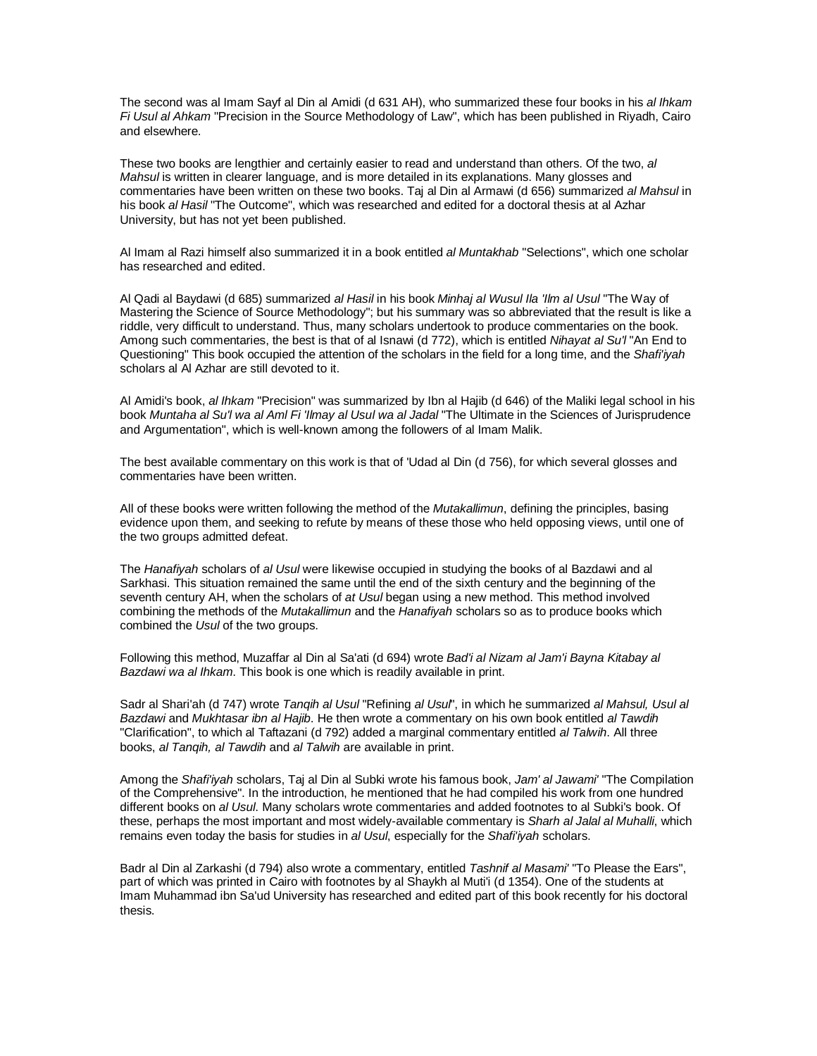The second was al Imam Sayf al Din al Amidi (d 631 AH), who summarized these four books in his *al Ihkam Fi Usul al Ahkam* "Precision in the Source Methodology of Law", which has been published in Riyadh, Cairo and elsewhere.

These two books are lengthier and certainly easier to read and understand than others. Of the two, *al Mahsul* is written in clearer language, and is more detailed in its explanations. Many glosses and commentaries have been written on these two books. Taj al Din al Armawi (d 656) summarized *al Mahsul* in his book *al Hasil* "The Outcome", which was researched and edited for a doctoral thesis at al Azhar University, but has not yet been published.

Al Imam al Razi himself also summarized it in a book entitled *al Muntakhab* "Selections", which one scholar has researched and edited.

Al Qadi al Baydawi (d 685) summarized *al Hasil* in his book *Minhaj al Wusul Ila 'Ilm al Usul* "The Way of Mastering the Science of Source Methodology"; but his summary was so abbreviated that the result is like a riddle, very difficult to understand. Thus, many scholars undertook to produce commentaries on the book. Among such commentaries, the best is that of al Isnawi (d 772), which is entitled *Nihayat al Su'l* "An End to Questioning" This book occupied the attention of the scholars in the field for a long time, and the *Shafi'iyah* scholars al Al Azhar are still devoted to it.

Al Amidi's book, *al Ihkam* "Precision" was summarized by Ibn al Hajib (d 646) of the Maliki legal school in his book *Muntaha al Su'l wa al Aml Fi 'Ilmay al Usul wa al Jadal* "The Ultimate in the Sciences of Jurisprudence and Argumentation", which is well-known among the followers of al Imam Malik.

The best available commentary on this work is that of 'Udad al Din (d 756), for which several glosses and commentaries have been written.

All of these books were written following the method of the *Mutakallimun*, defining the principles, basing evidence upon them, and seeking to refute by means of these those who held opposing views, until one of the two groups admitted defeat.

The *Hanafiyah* scholars of *al Usul* were likewise occupied in studying the books of al Bazdawi and al Sarkhasi. This situation remained the same until the end of the sixth century and the beginning of the seventh century AH, when the scholars of *at Usul* began using a new method. This method involved combining the methods of the *Mutakallimun* and the *Hanafiyah* scholars so as to produce books which combined the *Usul* of the two groups.

Following this method, Muzaffar al Din al Sa'ati (d 694) wrote *Bad'i al Nizam al Jam'i Bayna Kitabay al Bazdawi wa al Ihkam*. This book is one which is readily available in print.

Sadr al Shari'ah (d 747) wrote *Tanqih al Usul* "Refining *al Usul*", in which he summarized *al Mahsul, Usul al Bazdawi* and *Mukhtasar ibn al Hajib*. He then wrote a commentary on his own book entitled *al Tawdih* "Clarification", to which al Taftazani (d 792) added a marginal commentary entitled *al Talwih*. All three books, *al Tanqih, al Tawdih* and *al Talwih* are available in print.

Among the *Shafi'iyah* scholars, Taj al Din al Subki wrote his famous book, *Jam' al Jawami'* "The Compilation of the Comprehensive". In the introduction, he mentioned that he had compiled his work from one hundred different books on *al Usul*. Many scholars wrote commentaries and added footnotes to al Subki's book. Of these, perhaps the most important and most widely-available commentary is *Sharh al Jalal al Muhalli*, which remains even today the basis for studies in *al Usul*, especially for the *Shafi'iyah* scholars.

Badr al Din al Zarkashi (d 794) also wrote a commentary, entitled *Tashnif al Masami'* "To Please the Ears", part of which was printed in Cairo with footnotes by al Shaykh al Muti'i (d 1354). One of the students at Imam Muhammad ibn Sa'ud University has researched and edited part of this book recently for his doctoral thesis.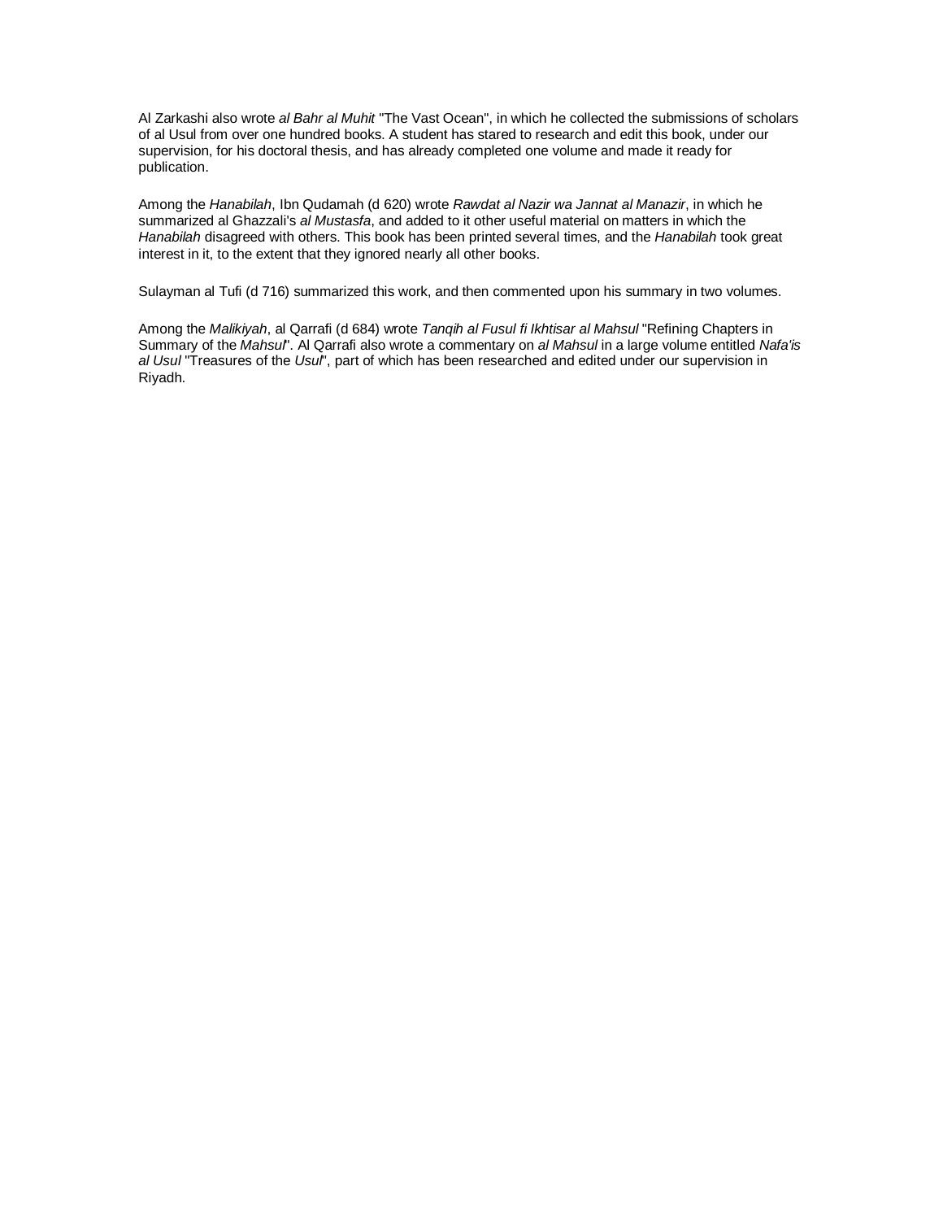Al Zarkashi also wrote *al Bahr al Muhit* "The Vast Ocean", in which he collected the submissions of scholars of al Usul from over one hundred books. A student has stared to research and edit this book, under our supervision, for his doctoral thesis, and has already completed one volume and made it ready for publication.

Among the *Hanabilah*, Ibn Qudamah (d 620) wrote *Rawdat al Nazir wa Jannat al Manazir*, in which he summarized al Ghazzali's *al Mustasfa*, and added to it other useful material on matters in which the *Hanabilah* disagreed with others. This book has been printed several times, and the *Hanabilah* took great interest in it, to the extent that they ignored nearly all other books.

Sulayman al Tufi (d 716) summarized this work, and then commented upon his summary in two volumes.

Among the *Malikiyah*, al Qarrafi (d 684) wrote *Tanqih al Fusul fi Ikhtisar al Mahsul* "Refining Chapters in Summary of the *Mahsul*". Al Qarrafi also wrote a commentary on *al Mahsul* in a large volume entitled *Nafa'is al Usul* "Treasures of the *Usul*", part of which has been researched and edited under our supervision in Riyadh.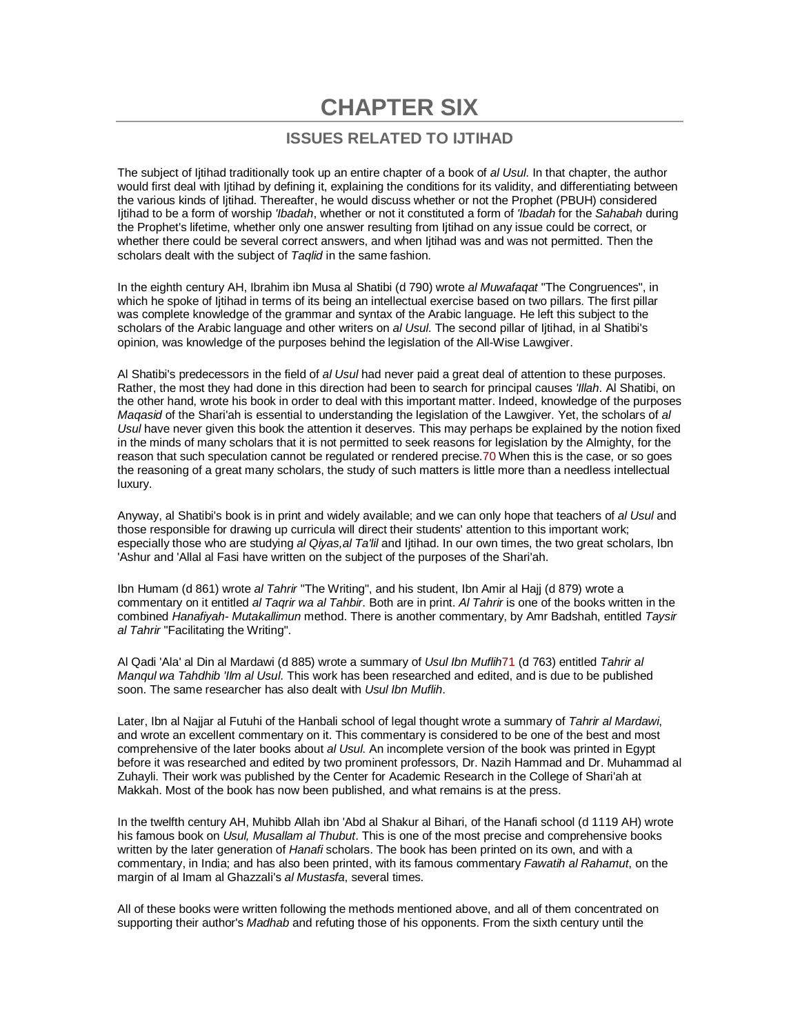# CHAPTER SIX

## ISSUES RELATED TO IJTIHAD

The subject of Ijtihad traditionally took up an entire chapter of a book of *al Usul*. In that chapter, the author would first deal with Ijtihad by defining it, explaining the conditions for its validity, and differentiating between the various kinds of Ijtihad. Thereafter, he would discuss whether or not the Prophet (PBUH) considered Ijtihad to be a form of worship *'Ibadah*, whether or not it constituted a form of *'Ibadah* for the *Sahabah* during the Prophet's lifetime, whether only one answer resulting from Ijtihad on any issue could be correct, or whether there could be several correct answers, and when Ijtihad was and was not permitted. Then the scholars dealt with the subject of *Taqlid* in the same fashion.

In the eighth century AH, Ibrahim ibn Musa al Shatibi (d 790) wrote *al Muwafaqat* "The Congruences", in which he spoke of Ijtihad in terms of its being an intellectual exercise based on two pillars. The first pillar was complete knowledge of the grammar and syntax of the Arabic language. He left this subject to the scholars of the Arabic language and other writers on *al Usul*. The second pillar of Ijtihad, in al Shatibi's opinion, was knowledge of the purposes behind the legislation of the All-Wise Lawgiver.

Al Shatibi's predecessors in the field of *al Usul* had never paid a great deal of attention to these purposes. Rather, the most they had done in this direction had been to search for principal causes *'Illah*. Al Shatibi, on the other hand, wrote his book in order to deal with this important matter. Indeed, knowledge of the purposes *Maqasid* of the Shari'ah is essential to understanding the legislation of the Lawgiver. Yet, the scholars of *al Usul* have never given this book the attention it deserves. This may perhaps be explained by the notion fixed in the minds of many scholars that it is not permitted to seek reasons for legislation by the Almighty, for the reason that such speculation cannot be regulated or rendered precise.[70] When this is the case, or so goes the reasoning of a great many scholars, the study of such matters is little more than a needless intellectual luxury.

Anyway, al Shatibi's book is in print and widely available; and we can only hope that teachers of *al Usul* and those responsible for drawing up curricula will direct their students' attention to this important work; especially those who are studying *al Qiyas,al Ta'lil* and Ijtihad. In our own times, the two great scholars, Ibn 'Ashur and 'Allal al Fasi have written on the subject of the purposes of the Shari'ah.

Ibn Humam (d 861) wrote *al Tahrir* "The Writing", and his student, Ibn Amir al Hajj (d 879) wrote a commentary on it entitled *al Taqrir wa al Tahbir*. Both are in print. *Al Tahrir* is one of the books written in the combined *Hanafiyah- Mutakallimun* method. There is another commentary, by Amr Badshah, entitled *Taysir al Tahrir* "Facilitating the Writing".

Al Qadi 'Ala' al Din al Mardawi (d 885) wrote a summary of *Usul Ibn Muflih*[71] (d 763) entitled *Tahrir al Manqul wa Tahdhib 'Ilm al Usul*. This work has been researched and edited, and is due to be published soon. The same researcher has also dealt with *Usul Ibn Muflih*.

Later, Ibn al Najjar al Futuhi of the Hanbali school of legal thought wrote a summary of *Tahrir al Mardawi*, and wrote an excellent commentary on it. This commentary is considered to be one of the best and most comprehensive of the later books about *al Usul*. An incomplete version of the book was printed in Egypt before it was researched and edited by two prominent professors, Dr. Nazih Hammad and Dr. Muhammad al Zuhayli. Their work was published by the Center for Academic Research in the College of Shari'ah at Makkah. Most of the book has now been published, and what remains is at the press.

In the twelfth century AH, Muhibb Allah ibn 'Abd al Shakur al Bihari, of the Hanafi school (d 1119 AH) wrote his famous book on *Usul, Musallam al Thubut*. This is one of the most precise and comprehensive books written by the later generation of *Hanafi* scholars. The book has been printed on its own, and with a commentary, in India; and has also been printed, with its famous commentary *Fawatih al Rahamut*, on the margin of al Imam al Ghazzali's *al Mustasfa*, several times.

All of these books were written following the methods mentioned above, and all of them concentrated on supporting their author's *Madhab* and refuting those of his opponents. From the sixth century until the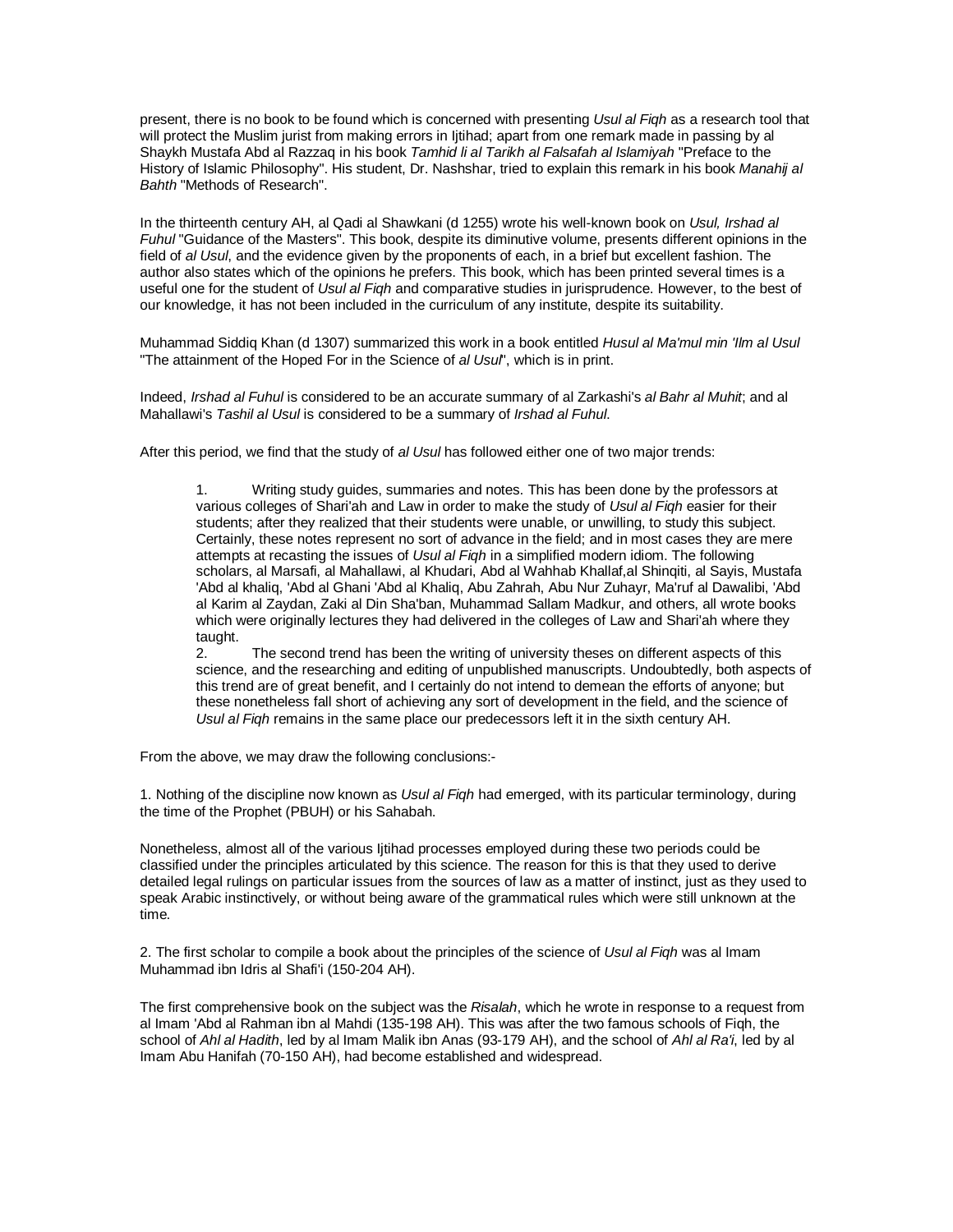present, there is no book to be found which is concerned with presenting *Usul al Fiqh* as a research tool that will protect the Muslim jurist from making errors in Ijtihad; apart from one remark made in passing by al Shaykh Mustafa Abd al Razzaq in his book *Tamhid li al Tarikh al Falsafah al Islamiyah* "Preface to the History of Islamic Philosophy". His student, Dr. Nashshar, tried to explain this remark in his book *Manahij al Bahth* "Methods of Research".

In the thirteenth century AH, al Qadi al Shawkani (d 1255) wrote his well-known book on *Usul, Irshad al Fuhul* "Guidance of the Masters". This book, despite its diminutive volume, presents different opinions in the field of *al Usul*, and the evidence given by the proponents of each, in a brief but excellent fashion. The author also states which of the opinions he prefers. This book, which has been printed several times is a useful one for the student of *Usul al Fiqh* and comparative studies in jurisprudence. However, to the best of our knowledge, it has not been included in the curriculum of any institute, despite its suitability.

Muhammad Siddiq Khan (d 1307) summarized this work in a book entitled *Husul al Ma'mul min 'Ilm al Usul* "The attainment of the Hoped For in the Science of *al Usul*", which is in print.

Indeed, *Irshad al Fuhul* is considered to be an accurate summary of al Zarkashi's *al Bahr al Muhit*; and al Mahallawi's *Tashil al Usul* is considered to be a summary of *Irshad al Fuhul*.

After this period, we find that the study of *al Usul* has followed either one of two major trends:

1. Writing study guides, summaries and notes. This has been done by the professors at various colleges of Shari'ah and Law in order to make the study of *Usul al Fiqh* easier for their students; after they realized that their students were unable, or unwilling, to study this subject. Certainly, these notes represent no sort of advance in the field; and in most cases they are mere attempts at recasting the issues of *Usul al Fiqh* in a simplified modern idiom. The following scholars, al Marsafi, al Mahallawi, al Khudari, Abd al Wahhab Khallaf,al Shinqiti, al Sayis, Mustafa 'Abd al khaliq, 'Abd al Ghani 'Abd al Khaliq, Abu Zahrah, Abu Nur Zuhayr, Ma'ruf al Dawalibi, 'Abd al Karim al Zaydan, Zaki al Din Sha'ban, Muhammad Sallam Madkur, and others, all wrote books which were originally lectures they had delivered in the colleges of Law and Shari'ah where they taught.
2. The second trend has been the writing of university theses on different aspects of this science, and the researching and editing of unpublished manuscripts. Undoubtedly, both aspects of this trend are of great benefit, and I certainly do not intend to demean the efforts of anyone; but these nonetheless fall short of achieving any sort of development in the field, and the science of *Usul al Fiqh* remains in the same place our predecessors left it in the sixth century AH.

From the above, we may draw the following conclusions:-

1. Nothing of the discipline now known as *Usul al Fiqh* had emerged, with its particular terminology, during the time of the Prophet (PBUH) or his Sahabah.

Nonetheless, almost all of the various Ijtihad processes employed during these two periods could be classified under the principles articulated by this science. The reason for this is that they used to derive detailed legal rulings on particular issues from the sources of law as a matter of instinct, just as they used to speak Arabic instinctively, or without being aware of the grammatical rules which were still unknown at the time.

2. The first scholar to compile a book about the principles of the science of *Usul al Fiqh* was al Imam Muhammad ibn Idris al Shafi'i (150-204 AH).

The first comprehensive book on the subject was the *Risalah*, which he wrote in response to a request from al Imam 'Abd al Rahman ibn al Mahdi (135-198 AH). This was after the two famous schools of Fiqh, the school of *Ahl al Hadith*, led by al Imam Malik ibn Anas (93-179 AH), and the school of *Ahl al Ra'i*, led by al Imam Abu Hanifah (70-150 AH), had become established and widespread.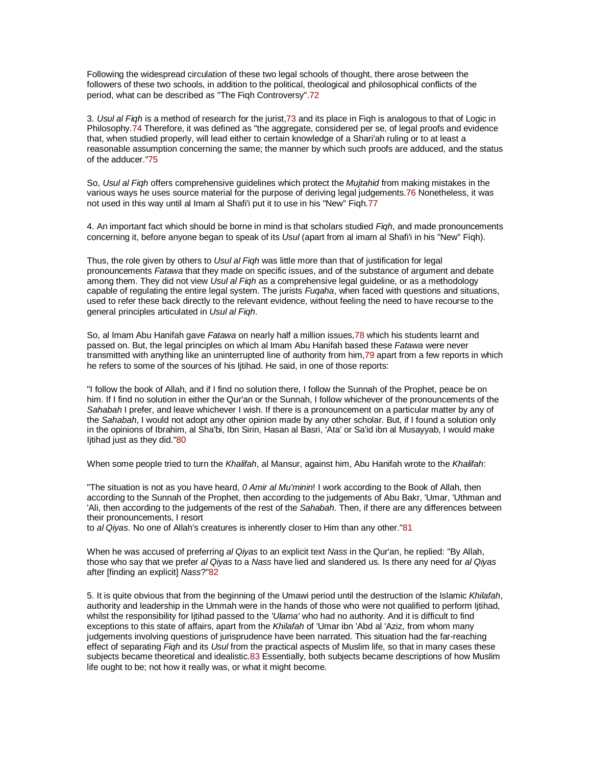Following the widespread circulation of these two legal schools of thought, there arose between the followers of these two schools, in addition to the political, theological and philosophical conflicts of the period, what can be described as "The Fiqh Controversy".[72]

3. *Usul al Fiqh* is a method of research for the jurist,[73] and its place in Fiqh is analogous to that of Logic in Philosophy.[74] Therefore, it was defined as "the aggregate, considered per se, of legal proofs and evidence that, when studied properly, will lead either to certain knowledge of a Shari'ah ruling or to at least a reasonable assumption concerning the same; the manner by which such proofs are adduced, and the status of the adducer."[75]

So, *Usul al Fiqh* offers comprehensive guidelines which protect the *Mujtahid* from making mistakes in the various ways he uses source material for the purpose of deriving legal judgements.[76] Nonetheless, it was not used in this way until al Imam al Shafi'i put it to use in his "New" Fiqh.[77]

4. An important fact which should be borne in mind is that scholars studied *Fiqh*, and made pronouncements concerning it, before anyone began to speak of its *Usul* (apart from al imam al Shafi'i in his "New" Fiqh).

Thus, the role given by others to *Usul al Fiqh* was little more than that of justification for legal pronouncements *Fatawa* that they made on specific issues, and of the substance of argument and debate among them. They did not view *Usul al Fiqh* as a comprehensive legal guideline, or as a methodology capable of regulating the entire legal system. The jurists *Fuqaha*, when faced with questions and situations, used to refer these back directly to the relevant evidence, without feeling the need to have recourse to the general principles articulated in *Usul al Fiqh*.

So, al Imam Abu Hanifah gave *Fatawa* on nearly half a million issues,[78] which his students learnt and passed on. But, the legal principles on which al Imam Abu Hanifah based these *Fatawa* were never transmitted with anything like an uninterrupted line of authority from him,[79] apart from a few reports in which he refers to some of the sources of his Ijtihad. He said, in one of those reports:

"I follow the book of Allah, and if I find no solution there, I follow the Sunnah of the Prophet, peace be on him. If I find no solution in either the Qur'an or the Sunnah, I follow whichever of the pronouncements of the *Sahabah* I prefer, and leave whichever I wish. If there is a pronouncement on a particular matter by any of the *Sahabah*, I would not adopt any other opinion made by any other scholar. But, if I found a solution only in the opinions of Ibrahim, al Sha'bi, Ibn Sirin, Hasan al Basri, 'Ata' or Sa'id ibn al Musayyab, I would make Ijtihad just as they did."[80]

When some people tried to turn the *Khalifah*, al Mansur, against him, Abu Hanifah wrote to the *Khalifah*:

"The situation is not as you have heard, *0 Amir al Mu'minin*! I work according to the Book of Allah, then according to the Sunnah of the Prophet, then according to the judgements of Abu Bakr, 'Umar, 'Uthman and 'Ali, then according to the judgements of the rest of the *Sahabah*. Then, if there are any differences between their pronouncements, I resort to *al Qiyas*. No one of Allah's creatures is inherently closer to Him than any other."[81]

When he was accused of preferring *al Qiyas* to an explicit text *Nass* in the Qur'an, he replied: "By Allah, those who say that we prefer *al Qiyas* to a *Nass* have lied and slandered us. Is there any need for *al Qiyas* after [finding an explicit] *Nass*?"[82]

5. It is quite obvious that from the beginning of the Umawi period until the destruction of the Islamic *Khilafah*, authority and leadership in the Ummah were in the hands of those who were not qualified to perform Ijtihad, whilst the responsibility for Ijtihad passed to the *'Ulama'* who had no authority. And it is difficult to find exceptions to this state of affairs, apart from the *Khilafah* of 'Umar ibn 'Abd al 'Aziz, from whom many judgements involving questions of jurisprudence have been narrated. This situation had the far-reaching effect of separating *Fiqh* and its *Usul* from the practical aspects of Muslim life, so that in many cases these subjects became theoretical and idealistic.[83] Essentially, both subjects became descriptions of how Muslim life ought to be; not how it really was, or what it might become.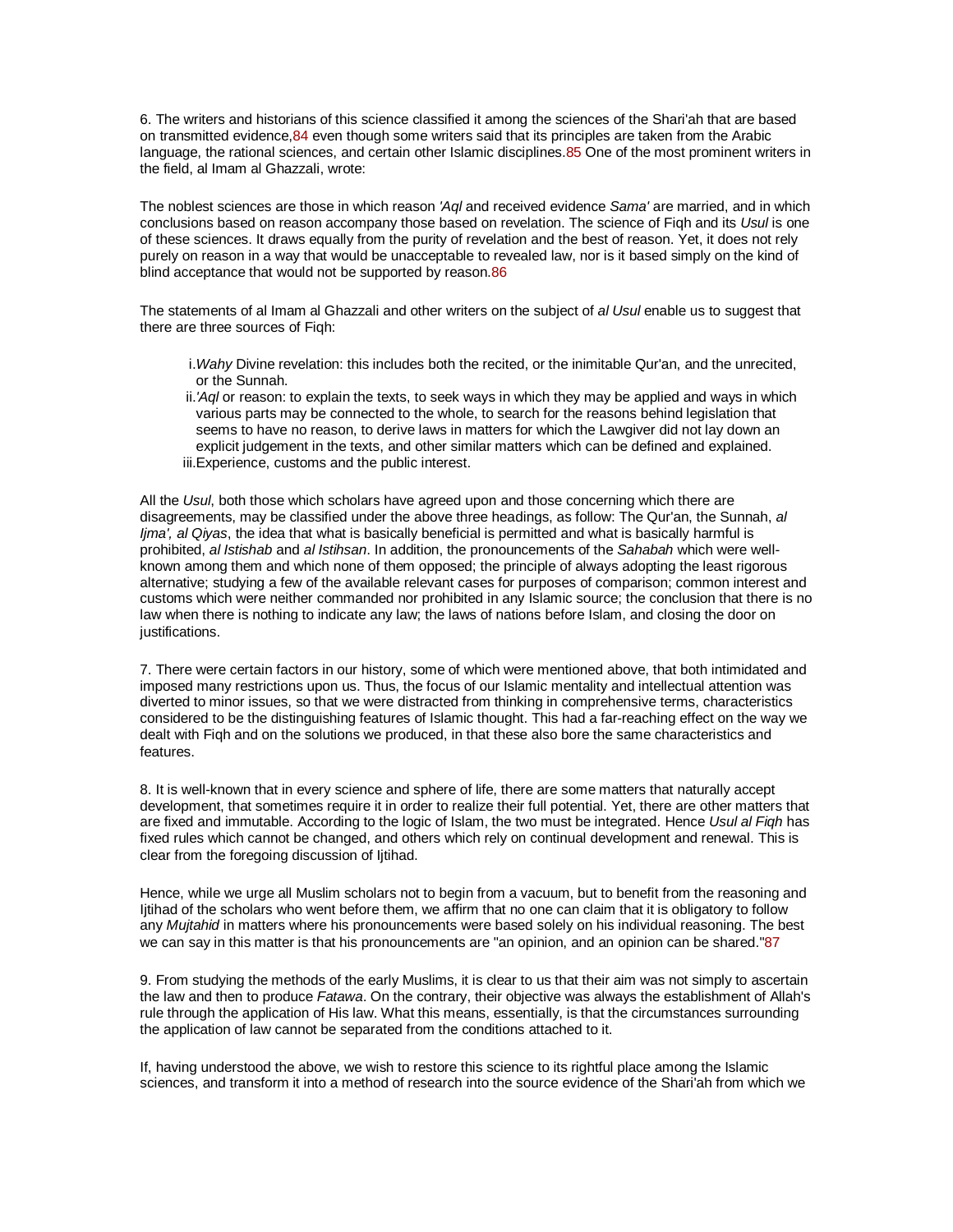6. The writers and historians of this science classified it among the sciences of the Shari'ah that are based on transmitted evidence,[84] even though some writers said that its principles are taken from the Arabic language, the rational sciences, and certain other Islamic disciplines.[85] One of the most prominent writers in the field, al Imam al Ghazzali, wrote:

The noblest sciences are those in which reason *'Aql* and received evidence *Sama'* are married, and in which conclusions based on reason accompany those based on revelation. The science of Fiqh and its *Usul* is one of these sciences. It draws equally from the purity of revelation and the best of reason. Yet, it does not rely purely on reason in a way that would be unacceptable to revealed law, nor is it based simply on the kind of blind acceptance that would not be supported by reason.[86]

The statements of al Imam al Ghazzali and other writers on the subject of *al Usul* enable us to suggest that there are three sources of Fiqh:

i. *Wahy* Divine revelation: this includes both the recited, or the inimitable Qur'an, and the unrecited, or the Sunnah.
ii. *'Aql* or reason: to explain the texts, to seek ways in which they may be applied and ways in which various parts may be connected to the whole, to search for the reasons behind legislation that seems to have no reason, to derive laws in matters for which the Lawgiver did not lay down an explicit judgement in the texts, and other similar matters which can be defined and explained.
iii. Experience, customs and the public interest.

All the *Usul*, both those which scholars have agreed upon and those concerning which there are disagreements, may be classified under the above three headings, as follow: The Qur'an, the Sunnah, *al Ijma', al Qiyas*, the idea that what is basically beneficial is permitted and what is basically harmful is prohibited, *al Istishab* and *al Istihsan*. In addition, the pronouncements of the *Sahabah* which were well-known among them and which none of them opposed; the principle of always adopting the least rigorous alternative; studying a few of the available relevant cases for purposes of comparison; common interest and customs which were neither commanded nor prohibited in any Islamic source; the conclusion that there is no law when there is nothing to indicate any law; the laws of nations before Islam, and closing the door on justifications.

7. There were certain factors in our history, some of which were mentioned above, that both intimidated and imposed many restrictions upon us. Thus, the focus of our Islamic mentality and intellectual attention was diverted to minor issues, so that we were distracted from thinking in comprehensive terms, characteristics considered to be the distinguishing features of Islamic thought. This had a far-reaching effect on the way we dealt with Fiqh and on the solutions we produced, in that these also bore the same characteristics and features.

8. It is well-known that in every science and sphere of life, there are some matters that naturally accept development, that sometimes require it in order to realize their full potential. Yet, there are other matters that are fixed and immutable. According to the logic of Islam, the two must be integrated. Hence *Usul al Fiqh* has fixed rules which cannot be changed, and others which rely on continual development and renewal. This is clear from the foregoing discussion of Ijtihad.

Hence, while we urge all Muslim scholars not to begin from a vacuum, but to benefit from the reasoning and Ijtihad of the scholars who went before them, we affirm that no one can claim that it is obligatory to follow any *Mujtahid* in matters where his pronouncements were based solely on his individual reasoning. The best we can say in this matter is that his pronouncements are "an opinion, and an opinion can be shared."[87]

9. From studying the methods of the early Muslims, it is clear to us that their aim was not simply to ascertain the law and then to produce *Fatawa*. On the contrary, their objective was always the establishment of Allah's rule through the application of His law. What this means, essentially, is that the circumstances surrounding the application of law cannot be separated from the conditions attached to it.

If, having understood the above, we wish to restore this science to its rightful place among the Islamic sciences, and transform it into a method of research into the source evidence of the Shari'ah from which we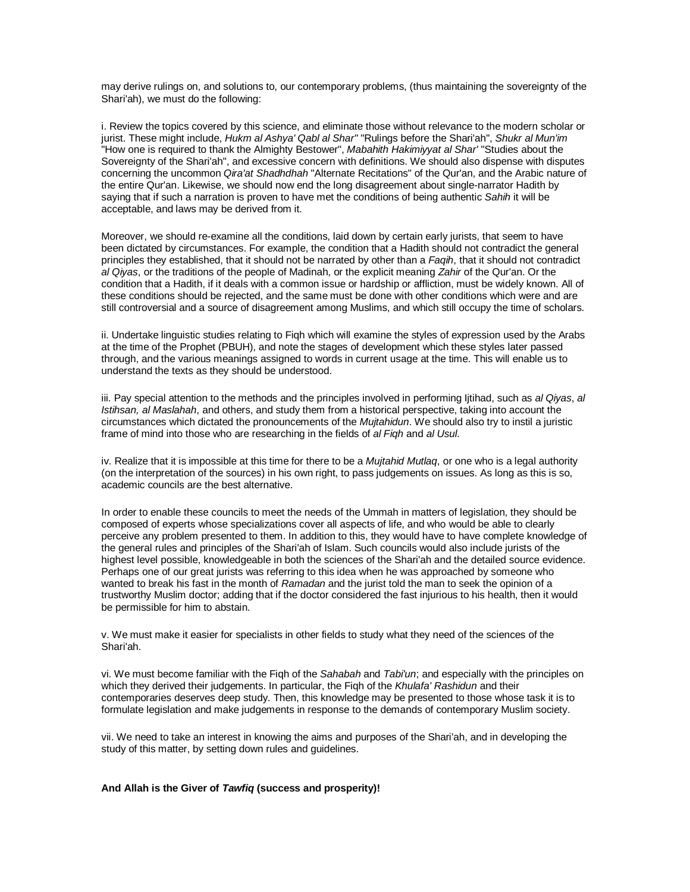may derive rulings on, and solutions to, our contemporary problems, (thus maintaining the sovereignty of the Shari'ah), we must do the following:

i. Review the topics covered by this science, and eliminate those without relevance to the modern scholar or jurist. These might include, *Hukm al Ashya' Qabl al Shar'* "Rulings before the Shari'ah", *Shukr al Mun'im* "How one is required to thank the Almighty Bestower", *Mabahith Hakimiyyat al Shar'* "Studies about the Sovereignty of the Shari'ah", and excessive concern with definitions. We should also dispense with disputes concerning the uncommon *Qira'at Shadhdhah* "Alternate Recitations" of the Qur'an, and the Arabic nature of the entire Qur'an. Likewise, we should now end the long disagreement about single-narrator Hadith by saying that if such a narration is proven to have met the conditions of being authentic *Sahih* it will be acceptable, and laws may be derived from it.

Moreover, we should re-examine all the conditions, laid down by certain early jurists, that seem to have been dictated by circumstances. For example, the condition that a Hadith should not contradict the general principles they established, that it should not be narrated by other than a *Faqih*, that it should not contradict *al Qiyas*, or the traditions of the people of Madinah, or the explicit meaning *Zahir* of the Qur'an. Or the condition that a Hadith, if it deals with a common issue or hardship or affliction, must be widely known. All of these conditions should be rejected, and the same must be done with other conditions which were and are still controversial and a source of disagreement among Muslims, and which still occupy the time of scholars.

ii. Undertake linguistic studies relating to Fiqh which will examine the styles of expression used by the Arabs at the time of the Prophet (PBUH), and note the stages of development which these styles later passed through, and the various meanings assigned to words in current usage at the time. This will enable us to understand the texts as they should be understood.

iii. Pay special attention to the methods and the principles involved in performing Ijtihad, such as *al Qiyas*, *al Istihsan, al Maslahah*, and others, and study them from a historical perspective, taking into account the circumstances which dictated the pronouncements of the *Mujtahidun*. We should also try to instil a juristic frame of mind into those who are researching in the fields of *al Fiqh* and *al Usul*.

iv. Realize that it is impossible at this time for there to be a *Mujtahid Mutlaq*, or one who is a legal authority (on the interpretation of the sources) in his own right, to pass judgements on issues. As long as this is so, academic councils are the best alternative.

In order to enable these councils to meet the needs of the Ummah in matters of legislation, they should be composed of experts whose specializations cover all aspects of life, and who would be able to clearly perceive any problem presented to them. In addition to this, they would have to have complete knowledge of the general rules and principles of the Shari'ah of Islam. Such councils would also include jurists of the highest level possible, knowledgeable in both the sciences of the Shari'ah and the detailed source evidence. Perhaps one of our great jurists was referring to this idea when he was approached by someone who wanted to break his fast in the month of *Ramadan* and the jurist told the man to seek the opinion of a trustworthy Muslim doctor; adding that if the doctor considered the fast injurious to his health, then it would be permissible for him to abstain.

v. We must make it easier for specialists in other fields to study what they need of the sciences of the Shari'ah.

vi. We must become familiar with the Fiqh of the *Sahabah* and *Tabi'un*; and especially with the principles on which they derived their judgements. In particular, the Fiqh of the *Khulafa' Rashidun* and their contemporaries deserves deep study. Then, this knowledge may be presented to those whose task it is to formulate legislation and make judgements in response to the demands of contemporary Muslim society.

vii. We need to take an interest in knowing the aims and purposes of the Shari'ah, and in developing the study of this matter, by setting down rules and guidelines.

**And Allah is the Giver of *Tawfiq* (success and prosperity)!**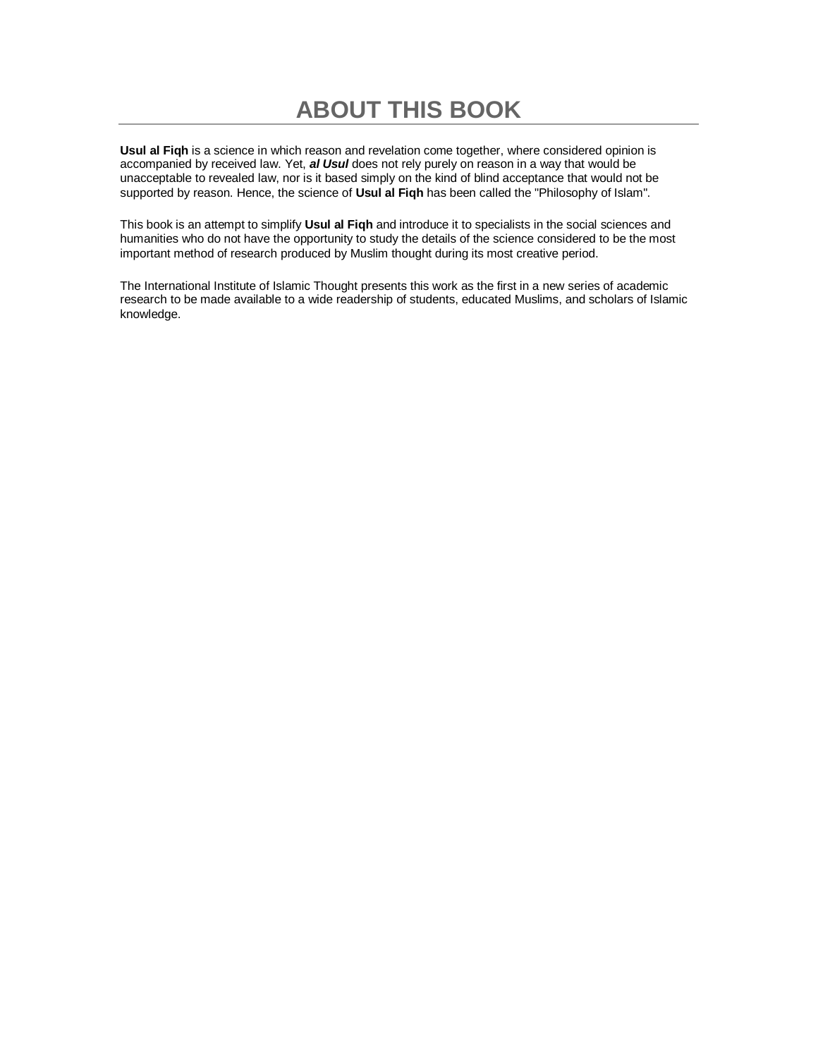# ABOUT THIS BOOK

**Usul al Fiqh** is a science in which reason and revelation come together, where considered opinion is accompanied by received law. Yet, ***al Usul*** does not rely purely on reason in a way that would be unacceptable to revealed law, nor is it based simply on the kind of blind acceptance that would not be supported by reason. Hence, the science of **Usul al Fiqh** has been called the "Philosophy of Islam".

This book is an attempt to simplify **Usul al Fiqh** and introduce it to specialists in the social sciences and humanities who do not have the opportunity to study the details of the science considered to be the most important method of research produced by Muslim thought during its most creative period.

The International Institute of Islamic Thought presents this work as the first in a new series of academic research to be made available to a wide readership of students, educated Muslims, and scholars of Islamic knowledge.